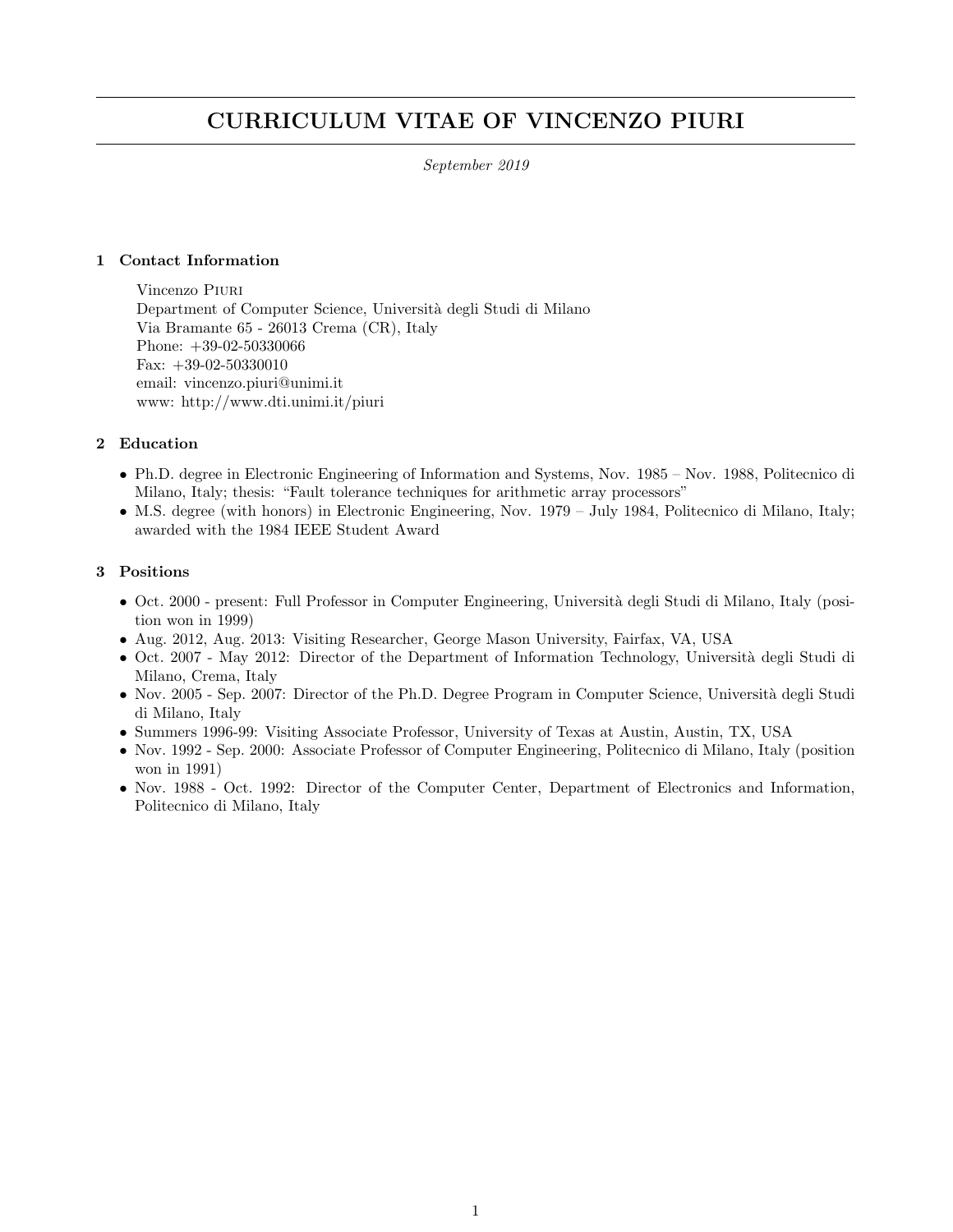# CURRICULUM VITAE OF VINCENZO PIURI

*September 2019*

## 1 Contact Information

Vincenzo Piuri  
Department of Computer Science, Università degli Studi di Milano  
Via Bramante 65 - 26013 Crema (CR), Italy  
Phone: +39-02-50330066  
Fax: +39-02-50330010  
email: vincenzo.piuri@unimi.it  
www: http://www.dti.unimi.it/piuri

## 2 Education

- Ph.D. degree in Electronic Engineering of Information and Systems, Nov. 1985 – Nov. 1988, Politecnico di Milano, Italy; thesis: "Fault tolerance techniques for arithmetic array processors"
- M.S. degree (with honors) in Electronic Engineering, Nov. 1979 – July 1984, Politecnico di Milano, Italy; awarded with the 1984 IEEE Student Award

## 3 Positions

- Oct. 2000 - present: Full Professor in Computer Engineering, Università degli Studi di Milano, Italy (position won in 1999)
- Aug. 2012, Aug. 2013: Visiting Researcher, George Mason University, Fairfax, VA, USA
- Oct. 2007 - May 2012: Director of the Department of Information Technology, Università degli Studi di Milano, Crema, Italy
- Nov. 2005 - Sep. 2007: Director of the Ph.D. Degree Program in Computer Science, Università degli Studi di Milano, Italy
- Summers 1996-99: Visiting Associate Professor, University of Texas at Austin, Austin, TX, USA
- Nov. 1992 - Sep. 2000: Associate Professor of Computer Engineering, Politecnico di Milano, Italy (position won in 1991)
- Nov. 1988 - Oct. 1992: Director of the Computer Center, Department of Electronics and Information, Politecnico di Milano, Italy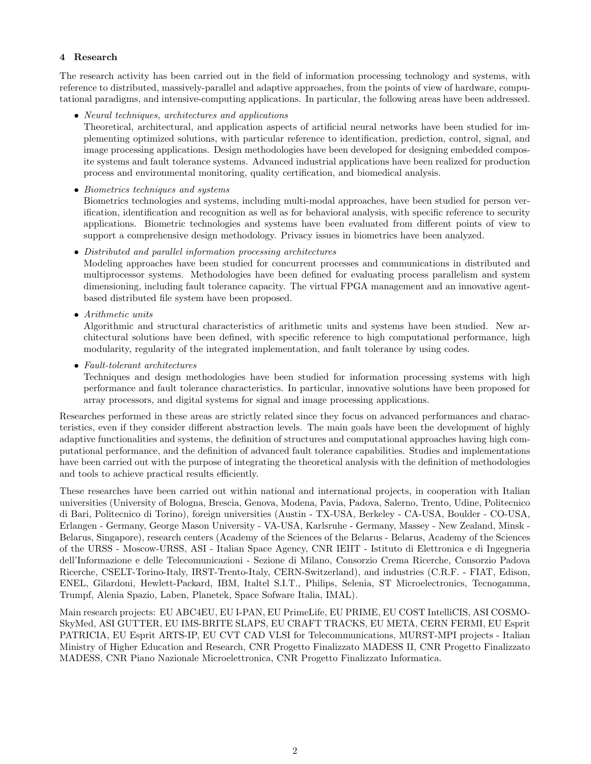## 4 Research

The research activity has been carried out in the field of information processing technology and systems, with reference to distributed, massively-parallel and adaptive approaches, from the points of view of hardware, computational paradigms, and intensive-computing applications. In particular, the following areas have been addressed.

- *Neural techniques, architectures and applications*
  Theoretical, architectural, and application aspects of artificial neural networks have been studied for implementing optimized solutions, with particular reference to identification, prediction, control, signal, and image processing applications. Design methodologies have been developed for designing embedded composite systems and fault tolerance systems. Advanced industrial applications have been realized for production process and environmental monitoring, quality certification, and biomedical analysis.

- *Biometrics techniques and systems*
  Biometrics technologies and systems, including multi-modal approaches, have been studied for person verification, identification and recognition as well as for behavioral analysis, with specific reference to security applications. Biometric technologies and systems have been evaluated from different points of view to support a comprehensive design methodology. Privacy issues in biometrics have been analyzed.

- *Distributed and parallel information processing architectures*
  Modeling approaches have been studied for concurrent processes and communications in distributed and multiprocessor systems. Methodologies have been defined for evaluating process parallelism and system dimensioning, including fault tolerance capacity. The virtual FPGA management and an innovative agent-based distributed file system have been proposed.

- *Arithmetic units*
  Algorithmic and structural characteristics of arithmetic units and systems have been studied. New architectural solutions have been defined, with specific reference to high computational performance, high modularity, regularity of the integrated implementation, and fault tolerance by using codes.

- *Fault-tolerant architectures*
  Techniques and design methodologies have been studied for information processing systems with high performance and fault tolerance characteristics. In particular, innovative solutions have been proposed for array processors, and digital systems for signal and image processing applications.

Researches performed in these areas are strictly related since they focus on advanced performances and characteristics, even if they consider different abstraction levels. The main goals have been the development of highly adaptive functionalities and systems, the definition of structures and computational approaches having high computational performance, and the definition of advanced fault tolerance capabilities. Studies and implementations have been carried out with the purpose of integrating the theoretical analysis with the definition of methodologies and tools to achieve practical results efficiently.

These researches have been carried out within national and international projects, in cooperation with Italian universities (University of Bologna, Brescia, Genova, Modena, Pavia, Padova, Salerno, Trento, Udine, Politecnico di Bari, Politecnico di Torino), foreign universities (Austin - TX-USA, Berkeley - CA-USA, Boulder - CO-USA, Erlangen - Germany, George Mason University - VA-USA, Karlsruhe - Germany, Massey - New Zealand, Minsk - Belarus, Singapore), research centers (Academy of the Sciences of the Belarus - Belarus, Academy of the Sciences of the URSS - Moscow-URSS, ASI - Italian Space Agency, CNR IEIIT - Istituto di Elettronica e di Ingegneria dell'Informazione e delle Telecomunicazioni - Sezione di Milano, Consorzio Crema Ricerche, Consorzio Padova Ricerche, CSELT-Torino-Italy, IRST-Trento-Italy, CERN-Switzerland), and industries (C.R.F. - FIAT, Edison, ENEL, Gilardoni, Hewlett-Packard, IBM, Italtel S.I.T., Philips, Selenia, ST Microelectronics, Tecnogamma, Trumpf, Alenia Spazio, Laben, Planetek, Space Sofware Italia, IMAL).

Main research projects: EU ABC4EU, EU I-PAN, EU PrimeLife, EU PRIME, EU COST IntelliCIS, ASI COSMO-SkyMed, ASI GUTTER, EU IMS-BRITE SLAPS, EU CRAFT TRACKS, EU META, CERN FERMI, EU Esprit PATRICIA, EU Esprit ARTS-IP, EU CVT CAD VLSI for Telecommunications, MURST-MPI projects - Italian Ministry of Higher Education and Research, CNR Progetto Finalizzato MADESS II, CNR Progetto Finalizzato MADESS, CNR Piano Nazionale Microelettronica, CNR Progetto Finalizzato Informatica.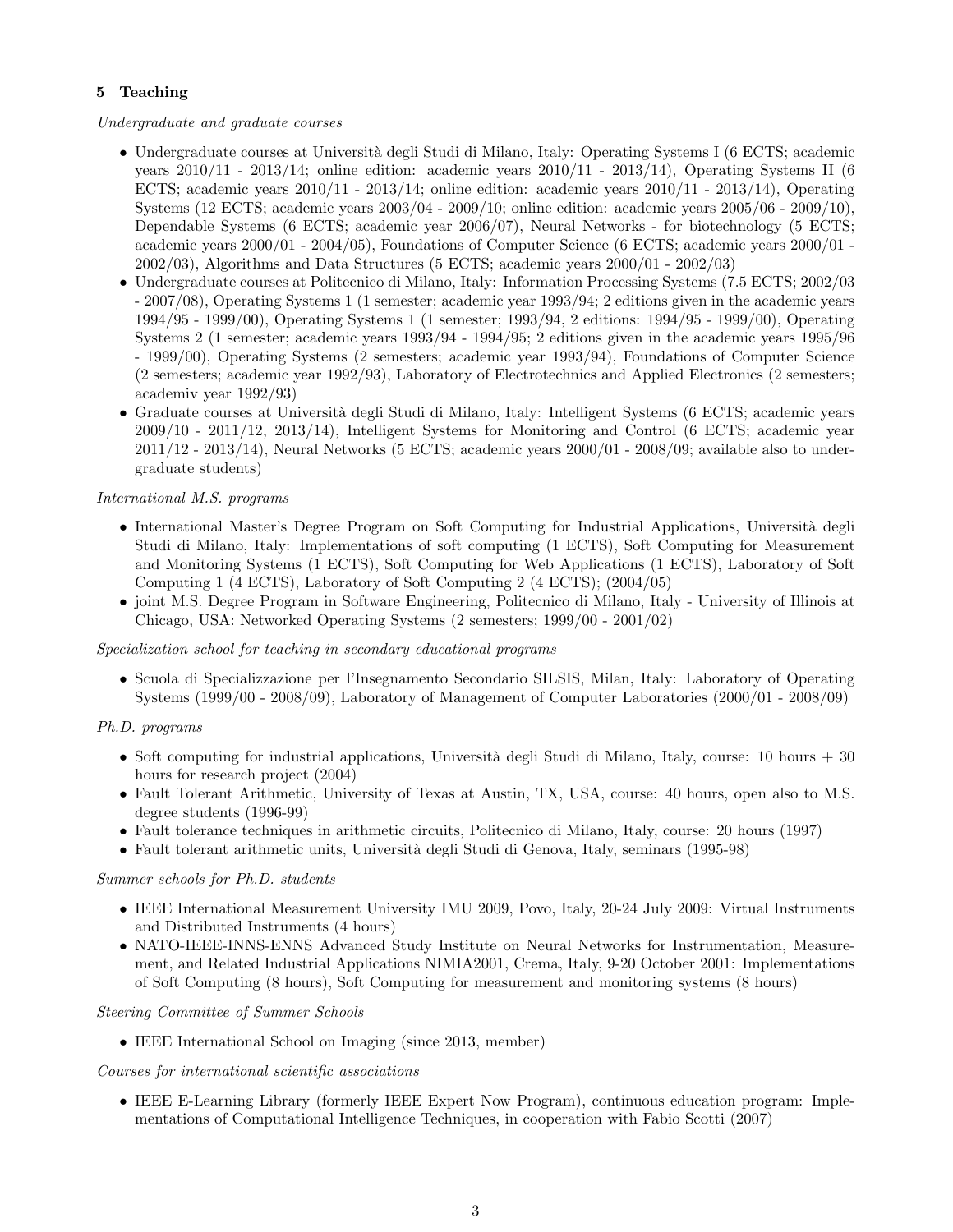## 5 Teaching

*Undergraduate and graduate courses*

- Undergraduate courses at Università degli Studi di Milano, Italy: Operating Systems I (6 ECTS; academic years 2010/11 - 2013/14; online edition: academic years 2010/11 - 2013/14), Operating Systems II (6 ECTS; academic years 2010/11 - 2013/14; online edition: academic years 2010/11 - 2013/14), Operating Systems (12 ECTS; academic years 2003/04 - 2009/10; online edition: academic years 2005/06 - 2009/10), Dependable Systems (6 ECTS; academic year 2006/07), Neural Networks - for biotechnology (5 ECTS; academic years 2000/01 - 2004/05), Foundations of Computer Science (6 ECTS; academic years 2000/01 - 2002/03), Algorithms and Data Structures (5 ECTS; academic years 2000/01 - 2002/03)
- Undergraduate courses at Politecnico di Milano, Italy: Information Processing Systems (7.5 ECTS; 2002/03 - 2007/08), Operating Systems 1 (1 semester; academic year 1993/94; 2 editions given in the academic years 1994/95 - 1999/00), Operating Systems 1 (1 semester; 1993/94, 2 editions: 1994/95 - 1999/00), Operating Systems 2 (1 semester; academic years 1993/94 - 1994/95; 2 editions given in the academic years 1995/96 - 1999/00), Operating Systems (2 semesters; academic year 1993/94), Foundations of Computer Science (2 semesters; academic year 1992/93), Laboratory of Electrotechnics and Applied Electronics (2 semesters; academiv year 1992/93)
- Graduate courses at Università degli Studi di Milano, Italy: Intelligent Systems (6 ECTS; academic years 2009/10 - 2011/12, 2013/14), Intelligent Systems for Monitoring and Control (6 ECTS; academic year 2011/12 - 2013/14), Neural Networks (5 ECTS; academic years 2000/01 - 2008/09; available also to undergraduate students)

*International M.S. programs*

- International Master's Degree Program on Soft Computing for Industrial Applications, Università degli Studi di Milano, Italy: Implementations of soft computing (1 ECTS), Soft Computing for Measurement and Monitoring Systems (1 ECTS), Soft Computing for Web Applications (1 ECTS), Laboratory of Soft Computing 1 (4 ECTS), Laboratory of Soft Computing 2 (4 ECTS); (2004/05)
- joint M.S. Degree Program in Software Engineering, Politecnico di Milano, Italy - University of Illinois at Chicago, USA: Networked Operating Systems (2 semesters; 1999/00 - 2001/02)

*Specialization school for teaching in secondary educational programs*

- Scuola di Specializzazione per l'Insegnamento Secondario SILSIS, Milan, Italy: Laboratory of Operating Systems (1999/00 - 2008/09), Laboratory of Management of Computer Laboratories (2000/01 - 2008/09)

*Ph.D. programs*

- Soft computing for industrial applications, Università degli Studi di Milano, Italy, course: 10 hours + 30 hours for research project (2004)
- Fault Tolerant Arithmetic, University of Texas at Austin, TX, USA, course: 40 hours, open also to M.S. degree students (1996-99)
- Fault tolerance techniques in arithmetic circuits, Politecnico di Milano, Italy, course: 20 hours (1997)
- Fault tolerant arithmetic units, Università degli Studi di Genova, Italy, seminars (1995-98)

*Summer schools for Ph.D. students*

- IEEE International Measurement University IMU 2009, Povo, Italy, 20-24 July 2009: Virtual Instruments and Distributed Instruments (4 hours)
- NATO-IEEE-INNS-ENNS Advanced Study Institute on Neural Networks for Instrumentation, Measurement, and Related Industrial Applications NIMIA2001, Crema, Italy, 9-20 October 2001: Implementations of Soft Computing (8 hours), Soft Computing for measurement and monitoring systems (8 hours)

*Steering Committee of Summer Schools*

- IEEE International School on Imaging (since 2013, member)

*Courses for international scientific associations*

- IEEE E-Learning Library (formerly IEEE Expert Now Program), continuous education program: Implementations of Computational Intelligence Techniques, in cooperation with Fabio Scotti (2007)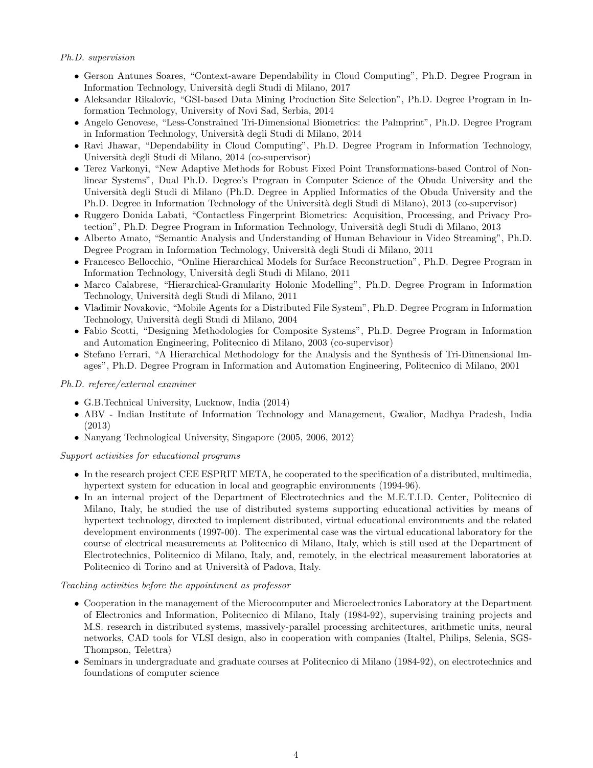*Ph.D. supervision*

- Gerson Antunes Soares, "Context-aware Dependability in Cloud Computing", Ph.D. Degree Program in Information Technology, Università degli Studi di Milano, 2017
- Aleksandar Rikalovic, "GSI-based Data Mining Production Site Selection", Ph.D. Degree Program in Information Technology, University of Novi Sad, Serbia, 2014
- Angelo Genovese, "Less-Constrained Tri-Dimensional Biometrics: the Palmprint", Ph.D. Degree Program in Information Technology, Università degli Studi di Milano, 2014
- Ravi Jhawar, "Dependability in Cloud Computing", Ph.D. Degree Program in Information Technology, Università degli Studi di Milano, 2014 (co-supervisor)
- Terez Varkonyi, "New Adaptive Methods for Robust Fixed Point Transformations-based Control of Nonlinear Systems", Dual Ph.D. Degree's Program in Computer Science of the Obuda University and the Università degli Studi di Milano (Ph.D. Degree in Applied Informatics of the Obuda University and the Ph.D. Degree in Information Technology of the Università degli Studi di Milano), 2013 (co-supervisor)
- Ruggero Donida Labati, "Contactless Fingerprint Biometrics: Acquisition, Processing, and Privacy Protection", Ph.D. Degree Program in Information Technology, Università degli Studi di Milano, 2013
- Alberto Amato, "Semantic Analysis and Understanding of Human Behaviour in Video Streaming", Ph.D. Degree Program in Information Technology, Università degli Studi di Milano, 2011
- Francesco Bellocchio, "Online Hierarchical Models for Surface Reconstruction", Ph.D. Degree Program in Information Technology, Università degli Studi di Milano, 2011
- Marco Calabrese, "Hierarchical-Granularity Holonic Modelling", Ph.D. Degree Program in Information Technology, Università degli Studi di Milano, 2011
- Vladimir Novakovic, "Mobile Agents for a Distributed File System", Ph.D. Degree Program in Information Technology, Università degli Studi di Milano, 2004
- Fabio Scotti, "Designing Methodologies for Composite Systems", Ph.D. Degree Program in Information and Automation Engineering, Politecnico di Milano, 2003 (co-supervisor)
- Stefano Ferrari, "A Hierarchical Methodology for the Analysis and the Synthesis of Tri-Dimensional Images", Ph.D. Degree Program in Information and Automation Engineering, Politecnico di Milano, 2001

*Ph.D. referee/external examiner*

- G.B.Technical University, Lucknow, India (2014)
- ABV - Indian Institute of Information Technology and Management, Gwalior, Madhya Pradesh, India (2013)
- Nanyang Technological University, Singapore (2005, 2006, 2012)

*Support activities for educational programs*

- In the research project CEE ESPRIT META, he cooperated to the specification of a distributed, multimedia, hypertext system for education in local and geographic environments (1994-96).
- In an internal project of the Department of Electrotechnics and the M.E.T.I.D. Center, Politecnico di Milano, Italy, he studied the use of distributed systems supporting educational activities by means of hypertext technology, directed to implement distributed, virtual educational environments and the related development environments (1997-00). The experimental case was the virtual educational laboratory for the course of electrical measurements at Politecnico di Milano, Italy, which is still used at the Department of Electrotechnics, Politecnico di Milano, Italy, and, remotely, in the electrical measurement laboratories at Politecnico di Torino and at Università of Padova, Italy.

*Teaching activities before the appointment as professor*

- Cooperation in the management of the Microcomputer and Microelectronics Laboratory at the Department of Electronics and Information, Politecnico di Milano, Italy (1984-92), supervising training projects and M.S. research in distributed systems, massively-parallel processing architectures, arithmetic units, neural networks, CAD tools for VLSI design, also in cooperation with companies (Italtel, Philips, Selenia, SGS-Thompson, Telettra)
- Seminars in undergraduate and graduate courses at Politecnico di Milano (1984-92), on electrotechnics and foundations of computer science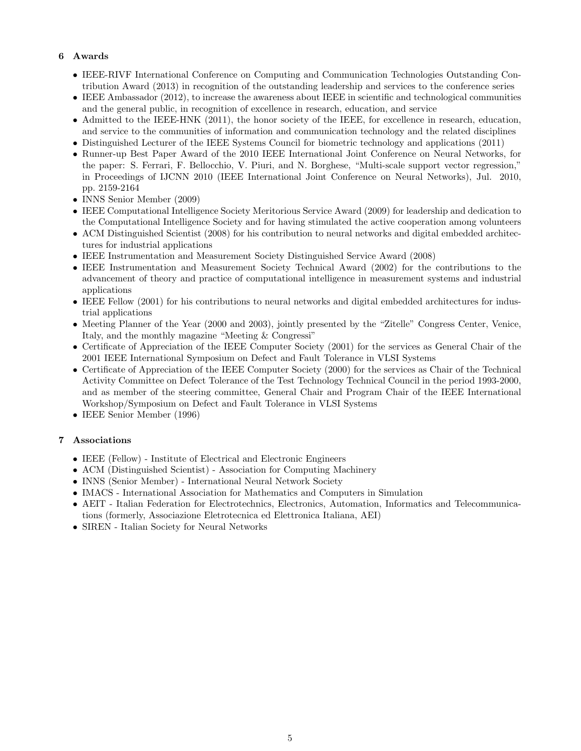## 6 Awards

- IEEE-RIVF International Conference on Computing and Communication Technologies Outstanding Contribution Award (2013) in recognition of the outstanding leadership and services to the conference series
- IEEE Ambassador (2012), to increase the awareness about IEEE in scientific and technological communities and the general public, in recognition of excellence in research, education, and service
- Admitted to the IEEE-HNK (2011), the honor society of the IEEE, for excellence in research, education, and service to the communities of information and communication technology and the related disciplines
- Distinguished Lecturer of the IEEE Systems Council for biometric technology and applications (2011)
- Runner-up Best Paper Award of the 2010 IEEE International Joint Conference on Neural Networks, for the paper: S. Ferrari, F. Bellocchio, V. Piuri, and N. Borghese, "Multi-scale support vector regression," in Proceedings of IJCNN 2010 (IEEE International Joint Conference on Neural Networks), Jul. 2010, pp. 2159-2164
- INNS Senior Member (2009)
- IEEE Computational Intelligence Society Meritorious Service Award (2009) for leadership and dedication to the Computational Intelligence Society and for having stimulated the active cooperation among volunteers
- ACM Distinguished Scientist (2008) for his contribution to neural networks and digital embedded architectures for industrial applications
- IEEE Instrumentation and Measurement Society Distinguished Service Award (2008)
- IEEE Instrumentation and Measurement Society Technical Award (2002) for the contributions to the advancement of theory and practice of computational intelligence in measurement systems and industrial applications
- IEEE Fellow (2001) for his contributions to neural networks and digital embedded architectures for industrial applications
- Meeting Planner of the Year (2000 and 2003), jointly presented by the "Zitelle" Congress Center, Venice, Italy, and the monthly magazine "Meeting & Congressi"
- Certificate of Appreciation of the IEEE Computer Society (2001) for the services as General Chair of the 2001 IEEE International Symposium on Defect and Fault Tolerance in VLSI Systems
- Certificate of Appreciation of the IEEE Computer Society (2000) for the services as Chair of the Technical Activity Committee on Defect Tolerance of the Test Technology Technical Council in the period 1993-2000, and as member of the steering committee, General Chair and Program Chair of the IEEE International Workshop/Symposium on Defect and Fault Tolerance in VLSI Systems
- IEEE Senior Member (1996)

## 7 Associations

- IEEE (Fellow) - Institute of Electrical and Electronic Engineers
- ACM (Distinguished Scientist) - Association for Computing Machinery
- INNS (Senior Member) - International Neural Network Society
- IMACS - International Association for Mathematics and Computers in Simulation
- AEIT - Italian Federation for Electrotechnics, Electronics, Automation, Informatics and Telecommunications (formerly, Associazione Eletrotecnica ed Elettronica Italiana, AEI)
- SIREN - Italian Society for Neural Networks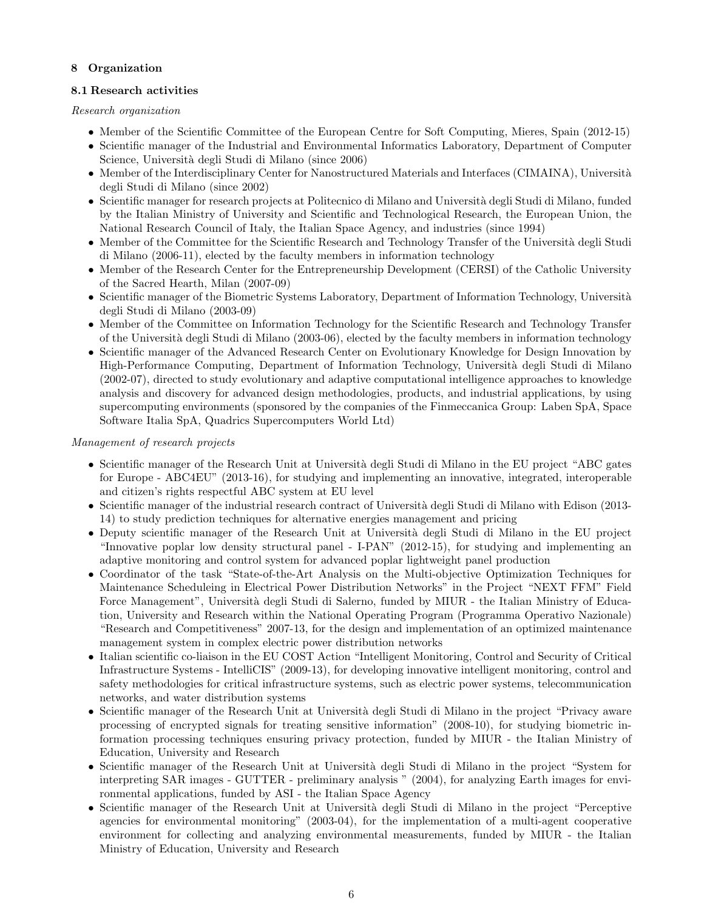## 8 Organization

### 8.1 Research activities

*Research organization*

- Member of the Scientific Committee of the European Centre for Soft Computing, Mieres, Spain (2012-15)
- Scientific manager of the Industrial and Environmental Informatics Laboratory, Department of Computer Science, Università degli Studi di Milano (since 2006)
- Member of the Interdisciplinary Center for Nanostructured Materials and Interfaces (CIMAINA), Università degli Studi di Milano (since 2002)
- Scientific manager for research projects at Politecnico di Milano and Università degli Studi di Milano, funded by the Italian Ministry of University and Scientific and Technological Research, the European Union, the National Research Council of Italy, the Italian Space Agency, and industries (since 1994)
- Member of the Committee for the Scientific Research and Technology Transfer of the Università degli Studi di Milano (2006-11), elected by the faculty members in information technology
- Member of the Research Center for the Entrepreneurship Development (CERSI) of the Catholic University of the Sacred Hearth, Milan (2007-09)
- Scientific manager of the Biometric Systems Laboratory, Department of Information Technology, Università degli Studi di Milano (2003-09)
- Member of the Committee on Information Technology for the Scientific Research and Technology Transfer of the Università degli Studi di Milano (2003-06), elected by the faculty members in information technology
- Scientific manager of the Advanced Research Center on Evolutionary Knowledge for Design Innovation by High-Performance Computing, Department of Information Technology, Università degli Studi di Milano (2002-07), directed to study evolutionary and adaptive computational intelligence approaches to knowledge analysis and discovery for advanced design methodologies, products, and industrial applications, by using supercomputing environments (sponsored by the companies of the Finmeccanica Group: Laben SpA, Space Software Italia SpA, Quadrics Supercomputers World Ltd)

*Management of research projects*

- Scientific manager of the Research Unit at Università degli Studi di Milano in the EU project "ABC gates for Europe - ABC4EU" (2013-16), for studying and implementing an innovative, integrated, interoperable and citizen's rights respectful ABC system at EU level
- Scientific manager of the industrial research contract of Università degli Studi di Milano with Edison (2013-14) to study prediction techniques for alternative energies management and pricing
- Deputy scientific manager of the Research Unit at Università degli Studi di Milano in the EU project "Innovative poplar low density structural panel - I-PAN" (2012-15), for studying and implementing an adaptive monitoring and control system for advanced poplar lightweight panel production
- Coordinator of the task "State-of-the-Art Analysis on the Multi-objective Optimization Techniques for Maintenance Scheduleing in Electrical Power Distribution Networks" in the Project "NEXT FFM" Field Force Management", Università degli Studi di Salerno, funded by MIUR - the Italian Ministry of Education, University and Research within the National Operating Program (Programma Operativo Nazionale) "Research and Competitiveness" 2007-13, for the design and implementation of an optimized maintenance management system in complex electric power distribution networks
- Italian scientific co-liaison in the EU COST Action "Intelligent Monitoring, Control and Security of Critical Infrastructure Systems - IntelliCIS" (2009-13), for developing innovative intelligent monitoring, control and safety methodologies for critical infrastructure systems, such as electric power systems, telecommunication networks, and water distribution systems
- Scientific manager of the Research Unit at Università degli Studi di Milano in the project "Privacy aware processing of encrypted signals for treating sensitive information" (2008-10), for studying biometric information processing techniques ensuring privacy protection, funded by MIUR - the Italian Ministry of Education, University and Research
- Scientific manager of the Research Unit at Università degli Studi di Milano in the project "System for interpreting SAR images - GUTTER - preliminary analysis " (2004), for analyzing Earth images for environmental applications, funded by ASI - the Italian Space Agency
- Scientific manager of the Research Unit at Università degli Studi di Milano in the project "Perceptive agencies for environmental monitoring" (2003-04), for the implementation of a multi-agent cooperative environment for collecting and analyzing environmental measurements, funded by MIUR - the Italian Ministry of Education, University and Research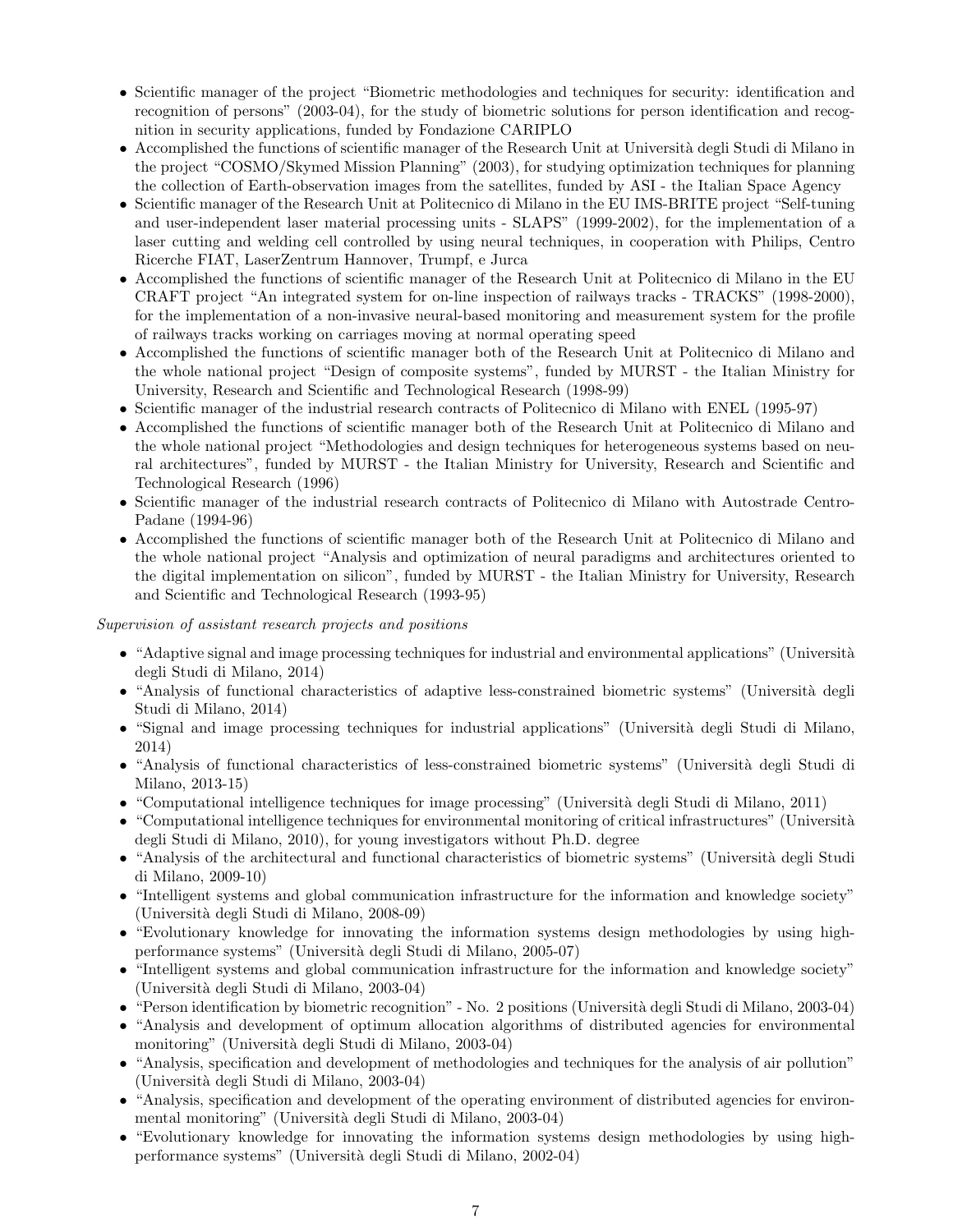- Scientific manager of the project "Biometric methodologies and techniques for security: identification and recognition of persons" (2003-04), for the study of biometric solutions for person identification and recognition in security applications, funded by Fondazione CARIPLO
- Accomplished the functions of scientific manager of the Research Unit at Università degli Studi di Milano in the project "COSMO/Skymed Mission Planning" (2003), for studying optimization techniques for planning the collection of Earth-observation images from the satellites, funded by ASI - the Italian Space Agency
- Scientific manager of the Research Unit at Politecnico di Milano in the EU IMS-BRITE project "Self-tuning and user-independent laser material processing units - SLAPS" (1999-2002), for the implementation of a laser cutting and welding cell controlled by using neural techniques, in cooperation with Philips, Centro Ricerche FIAT, LaserZentrum Hannover, Trumpf, e Jurca
- Accomplished the functions of scientific manager of the Research Unit at Politecnico di Milano in the EU CRAFT project "An integrated system for on-line inspection of railways tracks - TRACKS" (1998-2000), for the implementation of a non-invasive neural-based monitoring and measurement system for the profile of railways tracks working on carriages moving at normal operating speed
- Accomplished the functions of scientific manager both of the Research Unit at Politecnico di Milano and the whole national project "Design of composite systems", funded by MURST - the Italian Ministry for University, Research and Scientific and Technological Research (1998-99)
- Scientific manager of the industrial research contracts of Politecnico di Milano with ENEL (1995-97)
- Accomplished the functions of scientific manager both of the Research Unit at Politecnico di Milano and the whole national project "Methodologies and design techniques for heterogeneous systems based on neural architectures", funded by MURST - the Italian Ministry for University, Research and Scientific and Technological Research (1996)
- Scientific manager of the industrial research contracts of Politecnico di Milano with Autostrade Centro-Padane (1994-96)
- Accomplished the functions of scientific manager both of the Research Unit at Politecnico di Milano and the whole national project "Analysis and optimization of neural paradigms and architectures oriented to the digital implementation on silicon", funded by MURST - the Italian Ministry for University, Research and Scientific and Technological Research (1993-95)

*Supervision of assistant research projects and positions*

- "Adaptive signal and image processing techniques for industrial and environmental applications" (Università degli Studi di Milano, 2014)
- "Analysis of functional characteristics of adaptive less-constrained biometric systems" (Università degli Studi di Milano, 2014)
- "Signal and image processing techniques for industrial applications" (Università degli Studi di Milano, 2014)
- "Analysis of functional characteristics of less-constrained biometric systems" (Università degli Studi di Milano, 2013-15)
- "Computational intelligence techniques for image processing" (Università degli Studi di Milano, 2011)
- "Computational intelligence techniques for environmental monitoring of critical infrastructures" (Università degli Studi di Milano, 2010), for young investigators without Ph.D. degree
- "Analysis of the architectural and functional characteristics of biometric systems" (Università degli Studi di Milano, 2009-10)
- "Intelligent systems and global communication infrastructure for the information and knowledge society" (Università degli Studi di Milano, 2008-09)
- "Evolutionary knowledge for innovating the information systems design methodologies by using high-performance systems" (Università degli Studi di Milano, 2005-07)
- "Intelligent systems and global communication infrastructure for the information and knowledge society" (Università degli Studi di Milano, 2003-04)
- "Person identification by biometric recognition" - No. 2 positions (Università degli Studi di Milano, 2003-04)
- "Analysis and development of optimum allocation algorithms of distributed agencies for environmental monitoring" (Università degli Studi di Milano, 2003-04)
- "Analysis, specification and development of methodologies and techniques for the analysis of air pollution" (Università degli Studi di Milano, 2003-04)
- "Analysis, specification and development of the operating environment of distributed agencies for environmental monitoring" (Università degli Studi di Milano, 2003-04)
- "Evolutionary knowledge for innovating the information systems design methodologies by using high-performance systems" (Università degli Studi di Milano, 2002-04)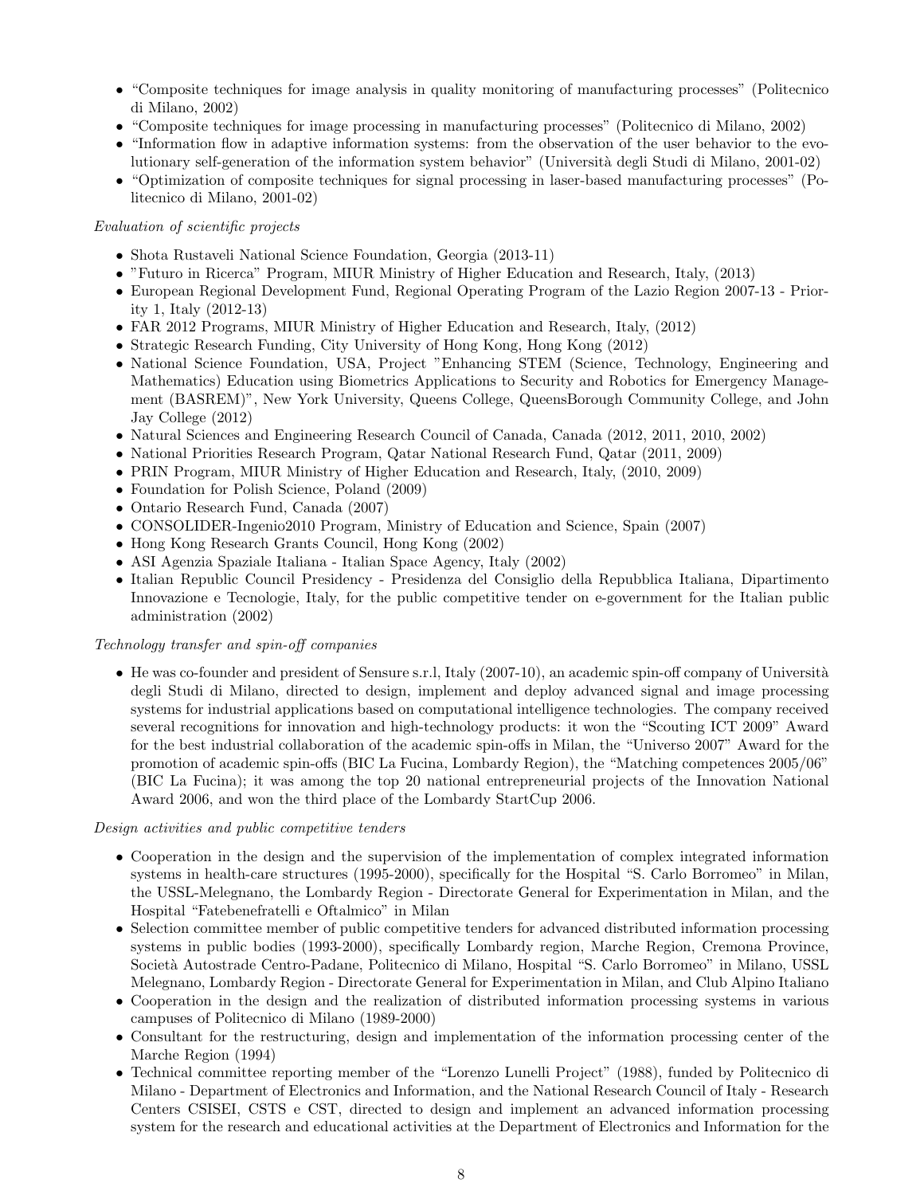- "Composite techniques for image analysis in quality monitoring of manufacturing processes" (Politecnico di Milano, 2002)
- "Composite techniques for image processing in manufacturing processes" (Politecnico di Milano, 2002)
- "Information flow in adaptive information systems: from the observation of the user behavior to the evolutionary self-generation of the information system behavior" (Università degli Studi di Milano, 2001-02)
- "Optimization of composite techniques for signal processing in laser-based manufacturing processes" (Politecnico di Milano, 2001-02)

*Evaluation of scientific projects*

- Shota Rustaveli National Science Foundation, Georgia (2013-11)
- "Futuro in Ricerca" Program, MIUR Ministry of Higher Education and Research, Italy, (2013)
- European Regional Development Fund, Regional Operating Program of the Lazio Region 2007-13 - Priority 1, Italy (2012-13)
- FAR 2012 Programs, MIUR Ministry of Higher Education and Research, Italy, (2012)
- Strategic Research Funding, City University of Hong Kong, Hong Kong (2012)
- National Science Foundation, USA, Project "Enhancing STEM (Science, Technology, Engineering and Mathematics) Education using Biometrics Applications to Security and Robotics for Emergency Management (BASREM)", New York University, Queens College, QueensBorough Community College, and John Jay College (2012)
- Natural Sciences and Engineering Research Council of Canada, Canada (2012, 2011, 2010, 2002)
- National Priorities Research Program, Qatar National Research Fund, Qatar (2011, 2009)
- PRIN Program, MIUR Ministry of Higher Education and Research, Italy, (2010, 2009)
- Foundation for Polish Science, Poland (2009)
- Ontario Research Fund, Canada (2007)
- CONSOLIDER-Ingenio2010 Program, Ministry of Education and Science, Spain (2007)
- Hong Kong Research Grants Council, Hong Kong (2002)
- ASI Agenzia Spaziale Italiana - Italian Space Agency, Italy (2002)
- Italian Republic Council Presidency - Presidenza del Consiglio della Repubblica Italiana, Dipartimento Innovazione e Tecnologie, Italy, for the public competitive tender on e-government for the Italian public administration (2002)

*Technology transfer and spin-off companies*

- He was co-founder and president of Sensure s.r.l, Italy (2007-10), an academic spin-off company of Università degli Studi di Milano, directed to design, implement and deploy advanced signal and image processing systems for industrial applications based on computational intelligence technologies. The company received several recognitions for innovation and high-technology products: it won the "Scouting ICT 2009" Award for the best industrial collaboration of the academic spin-offs in Milan, the "Universo 2007" Award for the promotion of academic spin-offs (BIC La Fucina, Lombardy Region), the "Matching competences 2005/06" (BIC La Fucina); it was among the top 20 national entrepreneurial projects of the Innovation National Award 2006, and won the third place of the Lombardy StartCup 2006.

*Design activities and public competitive tenders*

- Cooperation in the design and the supervision of the implementation of complex integrated information systems in health-care structures (1995-2000), specifically for the Hospital "S. Carlo Borromeo" in Milan, the USSL-Melegnano, the Lombardy Region - Directorate General for Experimentation in Milan, and the Hospital "Fatebenefratelli e Oftalmico" in Milan
- Selection committee member of public competitive tenders for advanced distributed information processing systems in public bodies (1993-2000), specifically Lombardy region, Marche Region, Cremona Province, Società Autostrade Centro-Padane, Politecnico di Milano, Hospital "S. Carlo Borromeo" in Milano, USSL Melegnano, Lombardy Region - Directorate General for Experimentation in Milan, and Club Alpino Italiano
- Cooperation in the design and the realization of distributed information processing systems in various campuses of Politecnico di Milano (1989-2000)
- Consultant for the restructuring, design and implementation of the information processing center of the Marche Region (1994)
- Technical committee reporting member of the "Lorenzo Lunelli Project" (1988), funded by Politecnico di Milano - Department of Electronics and Information, and the National Research Council of Italy - Research Centers CSISEI, CSTS e CST, directed to design and implement an advanced information processing system for the research and educational activities at the Department of Electronics and Information for the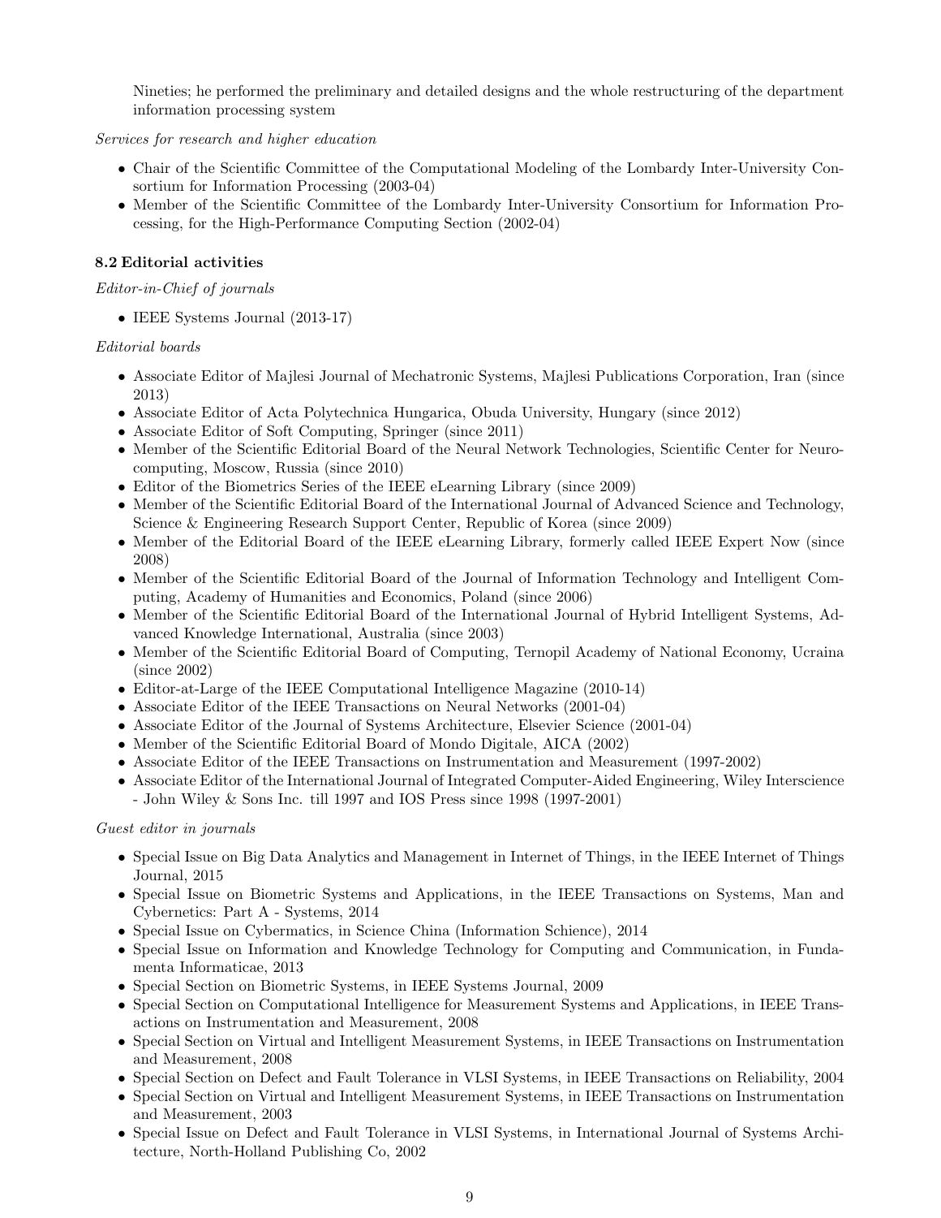Nineties; he performed the preliminary and detailed designs and the whole restructuring of the department information processing system

*Services for research and higher education*

- Chair of the Scientific Committee of the Computational Modeling of the Lombardy Inter-University Consortium for Information Processing (2003-04)
- Member of the Scientific Committee of the Lombardy Inter-University Consortium for Information Processing, for the High-Performance Computing Section (2002-04)

### 8.2 Editorial activities

*Editor-in-Chief of journals*

- IEEE Systems Journal (2013-17)

*Editorial boards*

- Associate Editor of Majlesi Journal of Mechatronic Systems, Majlesi Publications Corporation, Iran (since 2013)
- Associate Editor of Acta Polytechnica Hungarica, Obuda University, Hungary (since 2012)
- Associate Editor of Soft Computing, Springer (since 2011)
- Member of the Scientific Editorial Board of the Neural Network Technologies, Scientific Center for Neurocomputing, Moscow, Russia (since 2010)
- Editor of the Biometrics Series of the IEEE eLearning Library (since 2009)
- Member of the Scientific Editorial Board of the International Journal of Advanced Science and Technology, Science & Engineering Research Support Center, Republic of Korea (since 2009)
- Member of the Editorial Board of the IEEE eLearning Library, formerly called IEEE Expert Now (since 2008)
- Member of the Scientific Editorial Board of the Journal of Information Technology and Intelligent Computing, Academy of Humanities and Economics, Poland (since 2006)
- Member of the Scientific Editorial Board of the International Journal of Hybrid Intelligent Systems, Advanced Knowledge International, Australia (since 2003)
- Member of the Scientific Editorial Board of Computing, Ternopil Academy of National Economy, Ucraina (since 2002)
- Editor-at-Large of the IEEE Computational Intelligence Magazine (2010-14)
- Associate Editor of the IEEE Transactions on Neural Networks (2001-04)
- Associate Editor of the Journal of Systems Architecture, Elsevier Science (2001-04)
- Member of the Scientific Editorial Board of Mondo Digitale, AICA (2002)
- Associate Editor of the IEEE Transactions on Instrumentation and Measurement (1997-2002)
- Associate Editor of the International Journal of Integrated Computer-Aided Engineering, Wiley Interscience - John Wiley & Sons Inc. till 1997 and IOS Press since 1998 (1997-2001)

*Guest editor in journals*

- Special Issue on Big Data Analytics and Management in Internet of Things, in the IEEE Internet of Things Journal, 2015
- Special Issue on Biometric Systems and Applications, in the IEEE Transactions on Systems, Man and Cybernetics: Part A - Systems, 2014
- Special Issue on Cybermatics, in Science China (Information Schience), 2014
- Special Issue on Information and Knowledge Technology for Computing and Communication, in Fundamenta Informaticae, 2013
- Special Section on Biometric Systems, in IEEE Systems Journal, 2009
- Special Section on Computational Intelligence for Measurement Systems and Applications, in IEEE Transactions on Instrumentation and Measurement, 2008
- Special Section on Virtual and Intelligent Measurement Systems, in IEEE Transactions on Instrumentation and Measurement, 2008
- Special Section on Defect and Fault Tolerance in VLSI Systems, in IEEE Transactions on Reliability, 2004
- Special Section on Virtual and Intelligent Measurement Systems, in IEEE Transactions on Instrumentation and Measurement, 2003
- Special Issue on Defect and Fault Tolerance in VLSI Systems, in International Journal of Systems Architecture, North-Holland Publishing Co, 2002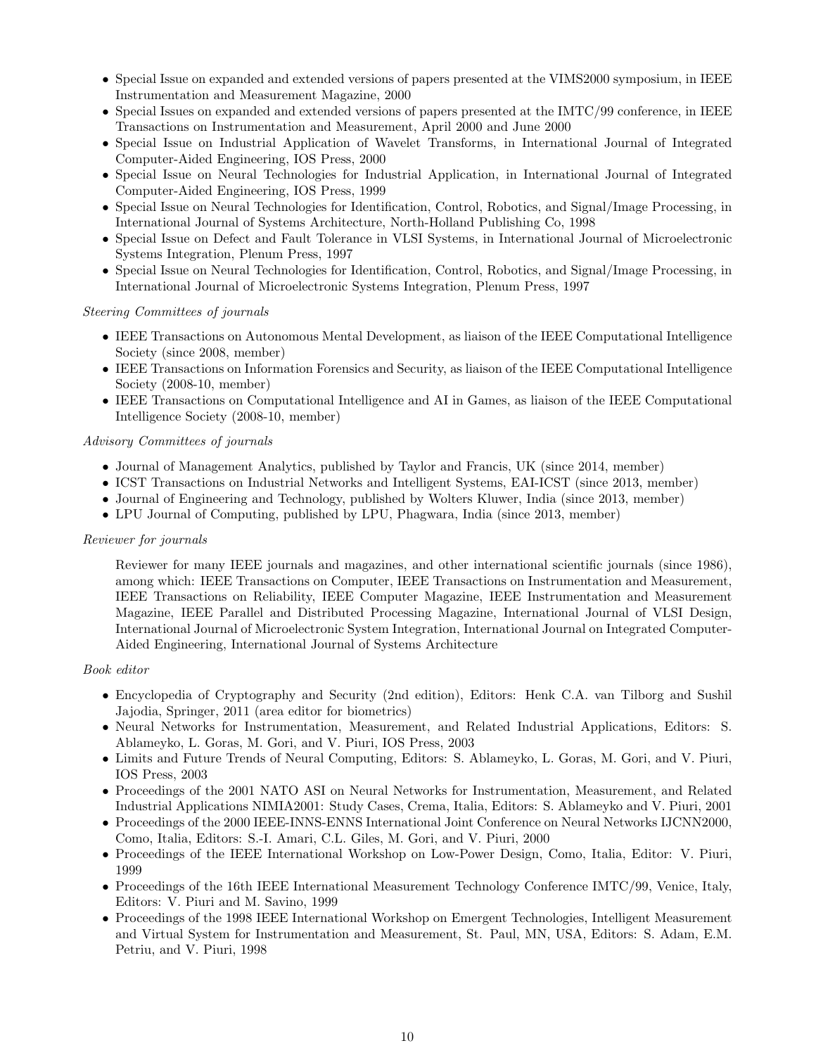- Special Issue on expanded and extended versions of papers presented at the VIMS2000 symposium, in IEEE Instrumentation and Measurement Magazine, 2000
- Special Issues on expanded and extended versions of papers presented at the IMTC/99 conference, in IEEE Transactions on Instrumentation and Measurement, April 2000 and June 2000
- Special Issue on Industrial Application of Wavelet Transforms, in International Journal of Integrated Computer-Aided Engineering, IOS Press, 2000
- Special Issue on Neural Technologies for Industrial Application, in International Journal of Integrated Computer-Aided Engineering, IOS Press, 1999
- Special Issue on Neural Technologies for Identification, Control, Robotics, and Signal/Image Processing, in International Journal of Systems Architecture, North-Holland Publishing Co, 1998
- Special Issue on Defect and Fault Tolerance in VLSI Systems, in International Journal of Microelectronic Systems Integration, Plenum Press, 1997
- Special Issue on Neural Technologies for Identification, Control, Robotics, and Signal/Image Processing, in International Journal of Microelectronic Systems Integration, Plenum Press, 1997

*Steering Committees of journals*

- IEEE Transactions on Autonomous Mental Development, as liaison of the IEEE Computational Intelligence Society (since 2008, member)
- IEEE Transactions on Information Forensics and Security, as liaison of the IEEE Computational Intelligence Society (2008-10, member)
- IEEE Transactions on Computational Intelligence and AI in Games, as liaison of the IEEE Computational Intelligence Society (2008-10, member)

*Advisory Committees of journals*

- Journal of Management Analytics, published by Taylor and Francis, UK (since 2014, member)
- ICST Transactions on Industrial Networks and Intelligent Systems, EAI-ICST (since 2013, member)
- Journal of Engineering and Technology, published by Wolters Kluwer, India (since 2013, member)
- LPU Journal of Computing, published by LPU, Phagwara, India (since 2013, member)

*Reviewer for journals*

Reviewer for many IEEE journals and magazines, and other international scientific journals (since 1986), among which: IEEE Transactions on Computer, IEEE Transactions on Instrumentation and Measurement, IEEE Transactions on Reliability, IEEE Computer Magazine, IEEE Instrumentation and Measurement Magazine, IEEE Parallel and Distributed Processing Magazine, International Journal of VLSI Design, International Journal of Microelectronic System Integration, International Journal on Integrated Computer-Aided Engineering, International Journal of Systems Architecture

*Book editor*

- Encyclopedia of Cryptography and Security (2nd edition), Editors: Henk C.A. van Tilborg and Sushil Jajodia, Springer, 2011 (area editor for biometrics)
- Neural Networks for Instrumentation, Measurement, and Related Industrial Applications, Editors: S. Ablameyko, L. Goras, M. Gori, and V. Piuri, IOS Press, 2003
- Limits and Future Trends of Neural Computing, Editors: S. Ablameyko, L. Goras, M. Gori, and V. Piuri, IOS Press, 2003
- Proceedings of the 2001 NATO ASI on Neural Networks for Instrumentation, Measurement, and Related Industrial Applications NIMIA2001: Study Cases, Crema, Italia, Editors: S. Ablameyko and V. Piuri, 2001
- Proceedings of the 2000 IEEE-INNS-ENNS International Joint Conference on Neural Networks IJCNN2000, Como, Italia, Editors: S.-I. Amari, C.L. Giles, M. Gori, and V. Piuri, 2000
- Proceedings of the IEEE International Workshop on Low-Power Design, Como, Italia, Editor: V. Piuri, 1999
- Proceedings of the 16th IEEE International Measurement Technology Conference IMTC/99, Venice, Italy, Editors: V. Piuri and M. Savino, 1999
- Proceedings of the 1998 IEEE International Workshop on Emergent Technologies, Intelligent Measurement and Virtual System for Instrumentation and Measurement, St. Paul, MN, USA, Editors: S. Adam, E.M. Petriu, and V. Piuri, 1998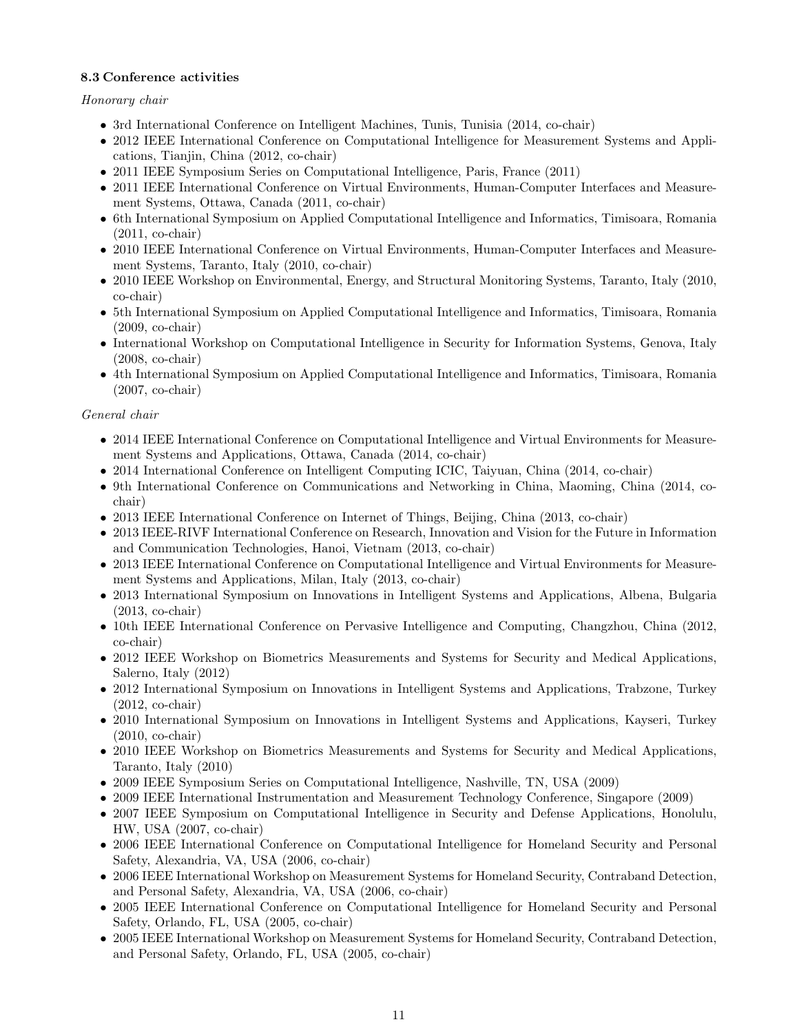### 8.3 Conference activities

*Honorary chair*

- 3rd International Conference on Intelligent Machines, Tunis, Tunisia (2014, co-chair)
- 2012 IEEE International Conference on Computational Intelligence for Measurement Systems and Applications, Tianjin, China (2012, co-chair)
- 2011 IEEE Symposium Series on Computational Intelligence, Paris, France (2011)
- 2011 IEEE International Conference on Virtual Environments, Human-Computer Interfaces and Measurement Systems, Ottawa, Canada (2011, co-chair)
- 6th International Symposium on Applied Computational Intelligence and Informatics, Timisoara, Romania (2011, co-chair)
- 2010 IEEE International Conference on Virtual Environments, Human-Computer Interfaces and Measurement Systems, Taranto, Italy (2010, co-chair)
- 2010 IEEE Workshop on Environmental, Energy, and Structural Monitoring Systems, Taranto, Italy (2010, co-chair)
- 5th International Symposium on Applied Computational Intelligence and Informatics, Timisoara, Romania (2009, co-chair)
- International Workshop on Computational Intelligence in Security for Information Systems, Genova, Italy (2008, co-chair)
- 4th International Symposium on Applied Computational Intelligence and Informatics, Timisoara, Romania (2007, co-chair)

*General chair*

- 2014 IEEE International Conference on Computational Intelligence and Virtual Environments for Measurement Systems and Applications, Ottawa, Canada (2014, co-chair)
- 2014 International Conference on Intelligent Computing ICIC, Taiyuan, China (2014, co-chair)
- 9th International Conference on Communications and Networking in China, Maoming, China (2014, co-chair)
- 2013 IEEE International Conference on Internet of Things, Beijing, China (2013, co-chair)
- 2013 IEEE-RIVF International Conference on Research, Innovation and Vision for the Future in Information and Communication Technologies, Hanoi, Vietnam (2013, co-chair)
- 2013 IEEE International Conference on Computational Intelligence and Virtual Environments for Measurement Systems and Applications, Milan, Italy (2013, co-chair)
- 2013 International Symposium on Innovations in Intelligent Systems and Applications, Albena, Bulgaria (2013, co-chair)
- 10th IEEE International Conference on Pervasive Intelligence and Computing, Changzhou, China (2012, co-chair)
- 2012 IEEE Workshop on Biometrics Measurements and Systems for Security and Medical Applications, Salerno, Italy (2012)
- 2012 International Symposium on Innovations in Intelligent Systems and Applications, Trabzone, Turkey (2012, co-chair)
- 2010 International Symposium on Innovations in Intelligent Systems and Applications, Kayseri, Turkey (2010, co-chair)
- 2010 IEEE Workshop on Biometrics Measurements and Systems for Security and Medical Applications, Taranto, Italy (2010)
- 2009 IEEE Symposium Series on Computational Intelligence, Nashville, TN, USA (2009)
- 2009 IEEE International Instrumentation and Measurement Technology Conference, Singapore (2009)
- 2007 IEEE Symposium on Computational Intelligence in Security and Defense Applications, Honolulu, HW, USA (2007, co-chair)
- 2006 IEEE International Conference on Computational Intelligence for Homeland Security and Personal Safety, Alexandria, VA, USA (2006, co-chair)
- 2006 IEEE International Workshop on Measurement Systems for Homeland Security, Contraband Detection, and Personal Safety, Alexandria, VA, USA (2006, co-chair)
- 2005 IEEE International Conference on Computational Intelligence for Homeland Security and Personal Safety, Orlando, FL, USA (2005, co-chair)
- 2005 IEEE International Workshop on Measurement Systems for Homeland Security, Contraband Detection, and Personal Safety, Orlando, FL, USA (2005, co-chair)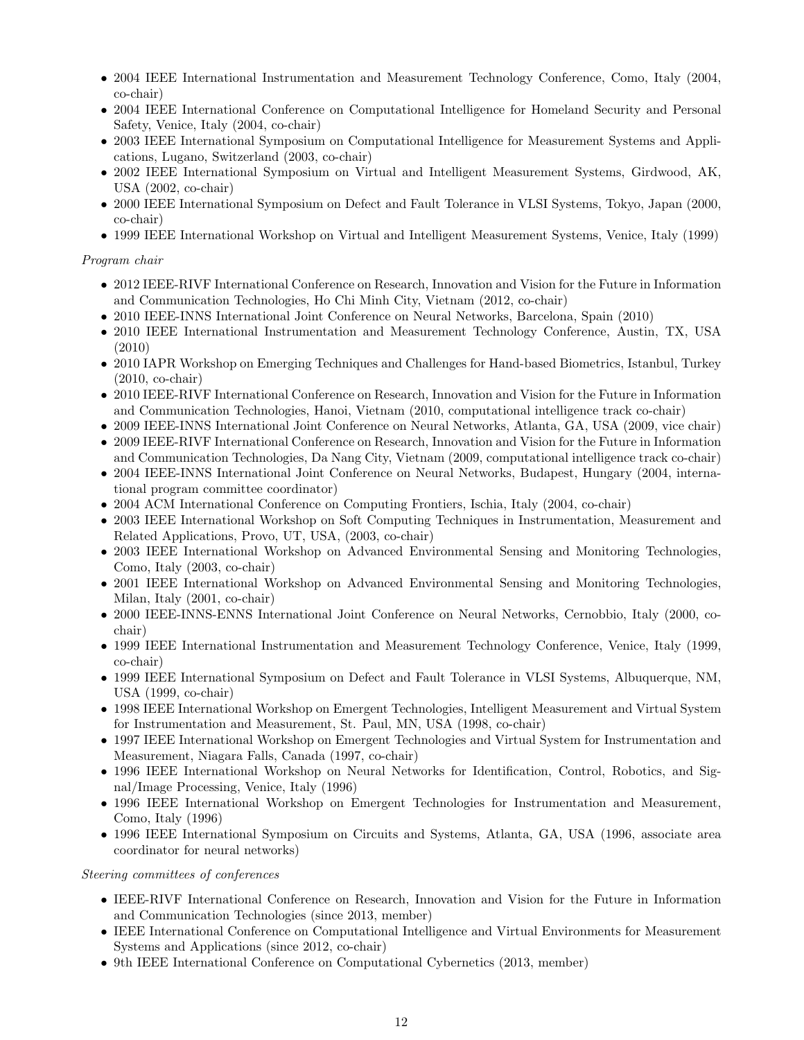- 2004 IEEE International Instrumentation and Measurement Technology Conference, Como, Italy (2004, co-chair)
- 2004 IEEE International Conference on Computational Intelligence for Homeland Security and Personal Safety, Venice, Italy (2004, co-chair)
- 2003 IEEE International Symposium on Computational Intelligence for Measurement Systems and Applications, Lugano, Switzerland (2003, co-chair)
- 2002 IEEE International Symposium on Virtual and Intelligent Measurement Systems, Girdwood, AK, USA (2002, co-chair)
- 2000 IEEE International Symposium on Defect and Fault Tolerance in VLSI Systems, Tokyo, Japan (2000, co-chair)
- 1999 IEEE International Workshop on Virtual and Intelligent Measurement Systems, Venice, Italy (1999)

*Program chair*

- 2012 IEEE-RIVF International Conference on Research, Innovation and Vision for the Future in Information and Communication Technologies, Ho Chi Minh City, Vietnam (2012, co-chair)
- 2010 IEEE-INNS International Joint Conference on Neural Networks, Barcelona, Spain (2010)
- 2010 IEEE International Instrumentation and Measurement Technology Conference, Austin, TX, USA (2010)
- 2010 IAPR Workshop on Emerging Techniques and Challenges for Hand-based Biometrics, Istanbul, Turkey (2010, co-chair)
- 2010 IEEE-RIVF International Conference on Research, Innovation and Vision for the Future in Information and Communication Technologies, Hanoi, Vietnam (2010, computational intelligence track co-chair)
- 2009 IEEE-INNS International Joint Conference on Neural Networks, Atlanta, GA, USA (2009, vice chair)
- 2009 IEEE-RIVF International Conference on Research, Innovation and Vision for the Future in Information and Communication Technologies, Da Nang City, Vietnam (2009, computational intelligence track co-chair)
- 2004 IEEE-INNS International Joint Conference on Neural Networks, Budapest, Hungary (2004, international program committee coordinator)
- 2004 ACM International Conference on Computing Frontiers, Ischia, Italy (2004, co-chair)
- 2003 IEEE International Workshop on Soft Computing Techniques in Instrumentation, Measurement and Related Applications, Provo, UT, USA, (2003, co-chair)
- 2003 IEEE International Workshop on Advanced Environmental Sensing and Monitoring Technologies, Como, Italy (2003, co-chair)
- 2001 IEEE International Workshop on Advanced Environmental Sensing and Monitoring Technologies, Milan, Italy (2001, co-chair)
- 2000 IEEE-INNS-ENNS International Joint Conference on Neural Networks, Cernobbio, Italy (2000, co-chair)
- 1999 IEEE International Instrumentation and Measurement Technology Conference, Venice, Italy (1999, co-chair)
- 1999 IEEE International Symposium on Defect and Fault Tolerance in VLSI Systems, Albuquerque, NM, USA (1999, co-chair)
- 1998 IEEE International Workshop on Emergent Technologies, Intelligent Measurement and Virtual System for Instrumentation and Measurement, St. Paul, MN, USA (1998, co-chair)
- 1997 IEEE International Workshop on Emergent Technologies and Virtual System for Instrumentation and Measurement, Niagara Falls, Canada (1997, co-chair)
- 1996 IEEE International Workshop on Neural Networks for Identification, Control, Robotics, and Signal/Image Processing, Venice, Italy (1996)
- 1996 IEEE International Workshop on Emergent Technologies for Instrumentation and Measurement, Como, Italy (1996)
- 1996 IEEE International Symposium on Circuits and Systems, Atlanta, GA, USA (1996, associate area coordinator for neural networks)

*Steering committees of conferences*

- IEEE-RIVF International Conference on Research, Innovation and Vision for the Future in Information and Communication Technologies (since 2013, member)
- IEEE International Conference on Computational Intelligence and Virtual Environments for Measurement Systems and Applications (since 2012, co-chair)
- 9th IEEE International Conference on Computational Cybernetics (2013, member)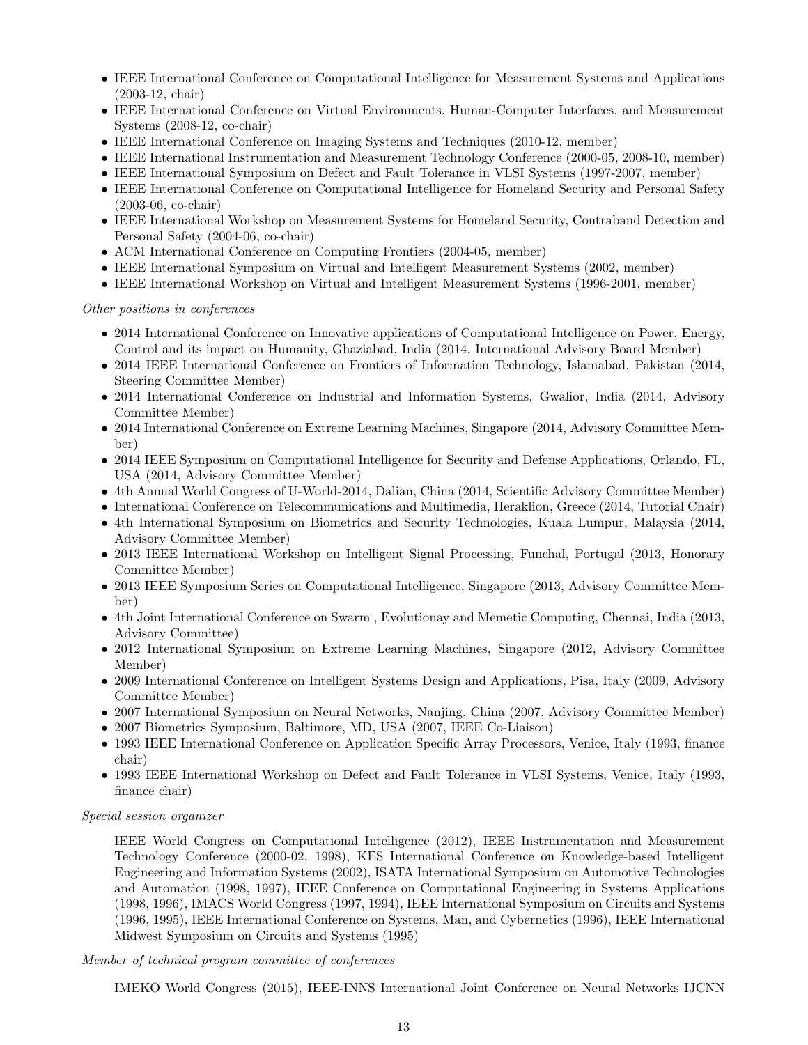- IEEE International Conference on Computational Intelligence for Measurement Systems and Applications (2003-12, chair)
- IEEE International Conference on Virtual Environments, Human-Computer Interfaces, and Measurement Systems (2008-12, co-chair)
- IEEE International Conference on Imaging Systems and Techniques (2010-12, member)
- IEEE International Instrumentation and Measurement Technology Conference (2000-05, 2008-10, member)
- IEEE International Symposium on Defect and Fault Tolerance in VLSI Systems (1997-2007, member)
- IEEE International Conference on Computational Intelligence for Homeland Security and Personal Safety (2003-06, co-chair)
- IEEE International Workshop on Measurement Systems for Homeland Security, Contraband Detection and Personal Safety (2004-06, co-chair)
- ACM International Conference on Computing Frontiers (2004-05, member)
- IEEE International Symposium on Virtual and Intelligent Measurement Systems (2002, member)
- IEEE International Workshop on Virtual and Intelligent Measurement Systems (1996-2001, member)

*Other positions in conferences*

- 2014 International Conference on Innovative applications of Computational Intelligence on Power, Energy, Control and its impact on Humanity, Ghaziabad, India (2014, International Advisory Board Member)
- 2014 IEEE International Conference on Frontiers of Information Technology, Islamabad, Pakistan (2014, Steering Committee Member)
- 2014 International Conference on Industrial and Information Systems, Gwalior, India (2014, Advisory Committee Member)
- 2014 International Conference on Extreme Learning Machines, Singapore (2014, Advisory Committee Member)
- 2014 IEEE Symposium on Computational Intelligence for Security and Defense Applications, Orlando, FL, USA (2014, Advisory Committee Member)
- 4th Annual World Congress of U-World-2014, Dalian, China (2014, Scientific Advisory Committee Member)
- International Conference on Telecommunications and Multimedia, Heraklion, Greece (2014, Tutorial Chair)
- 4th International Symposium on Biometrics and Security Technologies, Kuala Lumpur, Malaysia (2014, Advisory Committee Member)
- 2013 IEEE International Workshop on Intelligent Signal Processing, Funchal, Portugal (2013, Honorary Committee Member)
- 2013 IEEE Symposium Series on Computational Intelligence, Singapore (2013, Advisory Committee Member)
- 4th Joint International Conference on Swarm , Evolutionay and Memetic Computing, Chennai, India (2013, Advisory Committee)
- 2012 International Symposium on Extreme Learning Machines, Singapore (2012, Advisory Committee Member)
- 2009 International Conference on Intelligent Systems Design and Applications, Pisa, Italy (2009, Advisory Committee Member)
- 2007 International Symposium on Neural Networks, Nanjing, China (2007, Advisory Committee Member)
- 2007 Biometrics Symposium, Baltimore, MD, USA (2007, IEEE Co-Liaison)
- 1993 IEEE International Conference on Application Specific Array Processors, Venice, Italy (1993, finance chair)
- 1993 IEEE International Workshop on Defect and Fault Tolerance in VLSI Systems, Venice, Italy (1993, finance chair)

*Special session organizer*

IEEE World Congress on Computational Intelligence (2012), IEEE Instrumentation and Measurement Technology Conference (2000-02, 1998), KES International Conference on Knowledge-based Intelligent Engineering and Information Systems (2002), ISATA International Symposium on Automotive Technologies and Automation (1998, 1997), IEEE Conference on Computational Engineering in Systems Applications (1998, 1996), IMACS World Congress (1997, 1994), IEEE International Symposium on Circuits and Systems (1996, 1995), IEEE International Conference on Systems, Man, and Cybernetics (1996), IEEE International Midwest Symposium on Circuits and Systems (1995)

*Member of technical program committee of conferences*

IMEKO World Congress (2015), IEEE-INNS International Joint Conference on Neural Networks IJCNN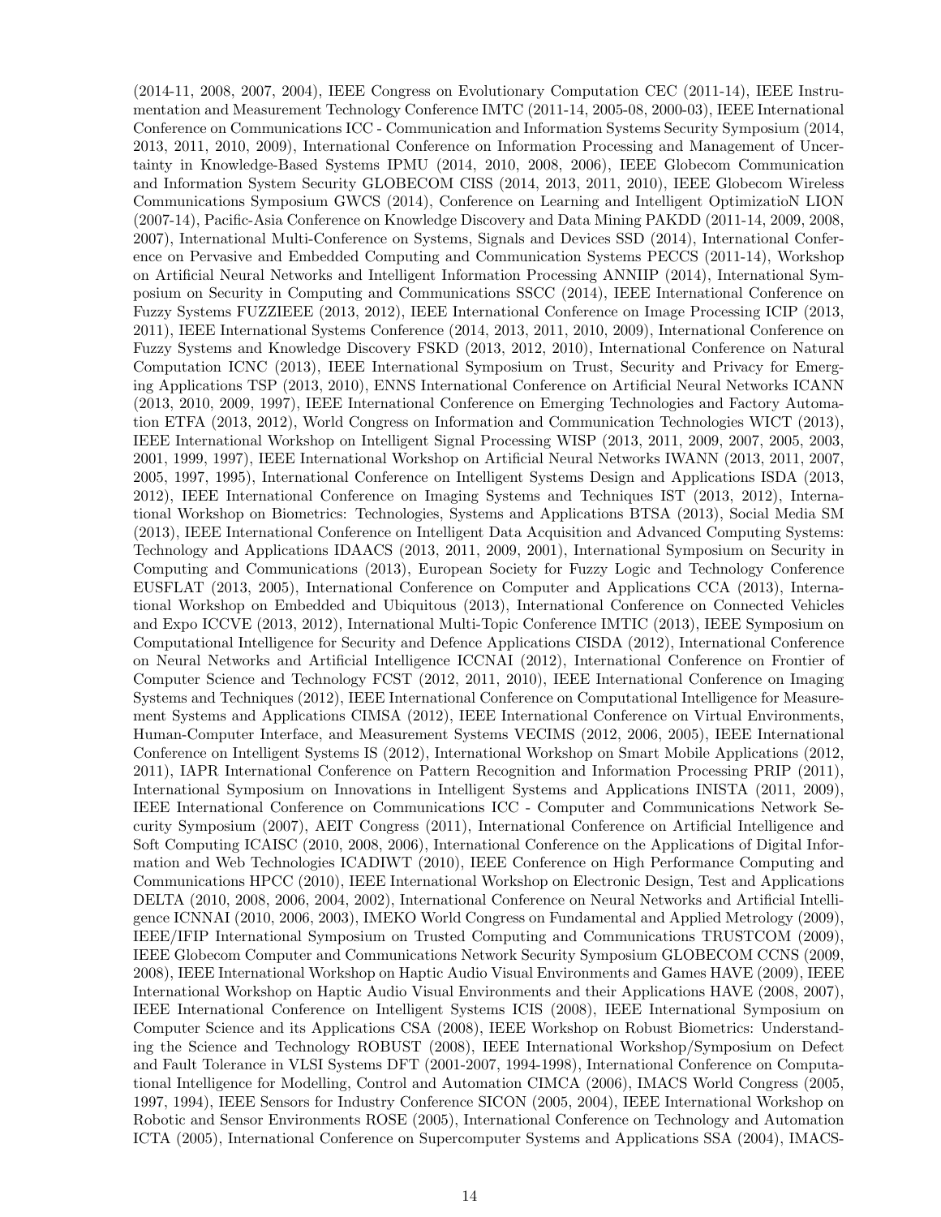(2014-11, 2008, 2007, 2004), IEEE Congress on Evolutionary Computation CEC (2011-14), IEEE Instrumentation and Measurement Technology Conference IMTC (2011-14, 2005-08, 2000-03), IEEE International Conference on Communications ICC - Communication and Information Systems Security Symposium (2014, 2013, 2011, 2010, 2009), International Conference on Information Processing and Management of Uncertainty in Knowledge-Based Systems IPMU (2014, 2010, 2008, 2006), IEEE Globecom Communication and Information System Security GLOBECOM CISS (2014, 2013, 2011, 2010), IEEE Globecom Wireless Communications Symposium GWCS (2014), Conference on Learning and Intelligent OptimizatioN LION (2007-14), Pacific-Asia Conference on Knowledge Discovery and Data Mining PAKDD (2011-14, 2009, 2008, 2007), International Multi-Conference on Systems, Signals and Devices SSD (2014), International Conference on Pervasive and Embedded Computing and Communication Systems PECCS (2011-14), Workshop on Artificial Neural Networks and Intelligent Information Processing ANNIIP (2014), International Symposium on Security in Computing and Communications SSCC (2014), IEEE International Conference on Fuzzy Systems FUZZIEEE (2013, 2012), IEEE International Conference on Image Processing ICIP (2013, 2011), IEEE International Systems Conference (2014, 2013, 2011, 2010, 2009), International Conference on Fuzzy Systems and Knowledge Discovery FSKD (2013, 2012, 2010), International Conference on Natural Computation ICNC (2013), IEEE International Symposium on Trust, Security and Privacy for Emerging Applications TSP (2013, 2010), ENNS International Conference on Artificial Neural Networks ICANN (2013, 2010, 2009, 1997), IEEE International Conference on Emerging Technologies and Factory Automation ETFA (2013, 2012), World Congress on Information and Communication Technologies WICT (2013), IEEE International Workshop on Intelligent Signal Processing WISP (2013, 2011, 2009, 2007, 2005, 2003, 2001, 1999, 1997), IEEE International Workshop on Artificial Neural Networks IWANN (2013, 2011, 2007, 2005, 1997, 1995), International Conference on Intelligent Systems Design and Applications ISDA (2013, 2012), IEEE International Conference on Imaging Systems and Techniques IST (2013, 2012), International Workshop on Biometrics: Technologies, Systems and Applications BTSA (2013), Social Media SM (2013), IEEE International Conference on Intelligent Data Acquisition and Advanced Computing Systems: Technology and Applications IDAACS (2013, 2011, 2009, 2001), International Symposium on Security in Computing and Communications (2013), European Society for Fuzzy Logic and Technology Conference EUSFLAT (2013, 2005), International Conference on Computer and Applications CCA (2013), International Workshop on Embedded and Ubiquitous (2013), International Conference on Connected Vehicles and Expo ICCVE (2013, 2012), International Multi-Topic Conference IMTIC (2013), IEEE Symposium on Computational Intelligence for Security and Defence Applications CISDA (2012), International Conference on Neural Networks and Artificial Intelligence ICCNAI (2012), International Conference on Frontier of Computer Science and Technology FCST (2012, 2011, 2010), IEEE International Conference on Imaging Systems and Techniques (2012), IEEE International Conference on Computational Intelligence for Measurement Systems and Applications CIMSA (2012), IEEE International Conference on Virtual Environments, Human-Computer Interface, and Measurement Systems VECIMS (2012, 2006, 2005), IEEE International Conference on Intelligent Systems IS (2012), International Workshop on Smart Mobile Applications (2012, 2011), IAPR International Conference on Pattern Recognition and Information Processing PRIP (2011), International Symposium on Innovations in Intelligent Systems and Applications INISTA (2011, 2009), IEEE International Conference on Communications ICC - Computer and Communications Network Security Symposium (2007), AEIT Congress (2011), International Conference on Artificial Intelligence and Soft Computing ICAISC (2010, 2008, 2006), International Conference on the Applications of Digital Information and Web Technologies ICADIWT (2010), IEEE Conference on High Performance Computing and Communications HPCC (2010), IEEE International Workshop on Electronic Design, Test and Applications DELTA (2010, 2008, 2006, 2004, 2002), International Conference on Neural Networks and Artificial Intelligence ICNNAI (2010, 2006, 2003), IMEKO World Congress on Fundamental and Applied Metrology (2009), IEEE/IFIP International Symposium on Trusted Computing and Communications TRUSTCOM (2009), IEEE Globecom Computer and Communications Network Security Symposium GLOBECOM CCNS (2009, 2008), IEEE International Workshop on Haptic Audio Visual Environments and Games HAVE (2009), IEEE International Workshop on Haptic Audio Visual Environments and their Applications HAVE (2008, 2007), IEEE International Conference on Intelligent Systems ICIS (2008), IEEE International Symposium on Computer Science and its Applications CSA (2008), IEEE Workshop on Robust Biometrics: Understanding the Science and Technology ROBUST (2008), IEEE International Workshop/Symposium on Defect and Fault Tolerance in VLSI Systems DFT (2001-2007, 1994-1998), International Conference on Computational Intelligence for Modelling, Control and Automation CIMCA (2006), IMACS World Congress (2005, 1997, 1994), IEEE Sensors for Industry Conference SICON (2005, 2004), IEEE International Workshop on Robotic and Sensor Environments ROSE (2005), International Conference on Technology and Automation ICTA (2005), International Conference on Supercomputer Systems and Applications SSA (2004), IMACS-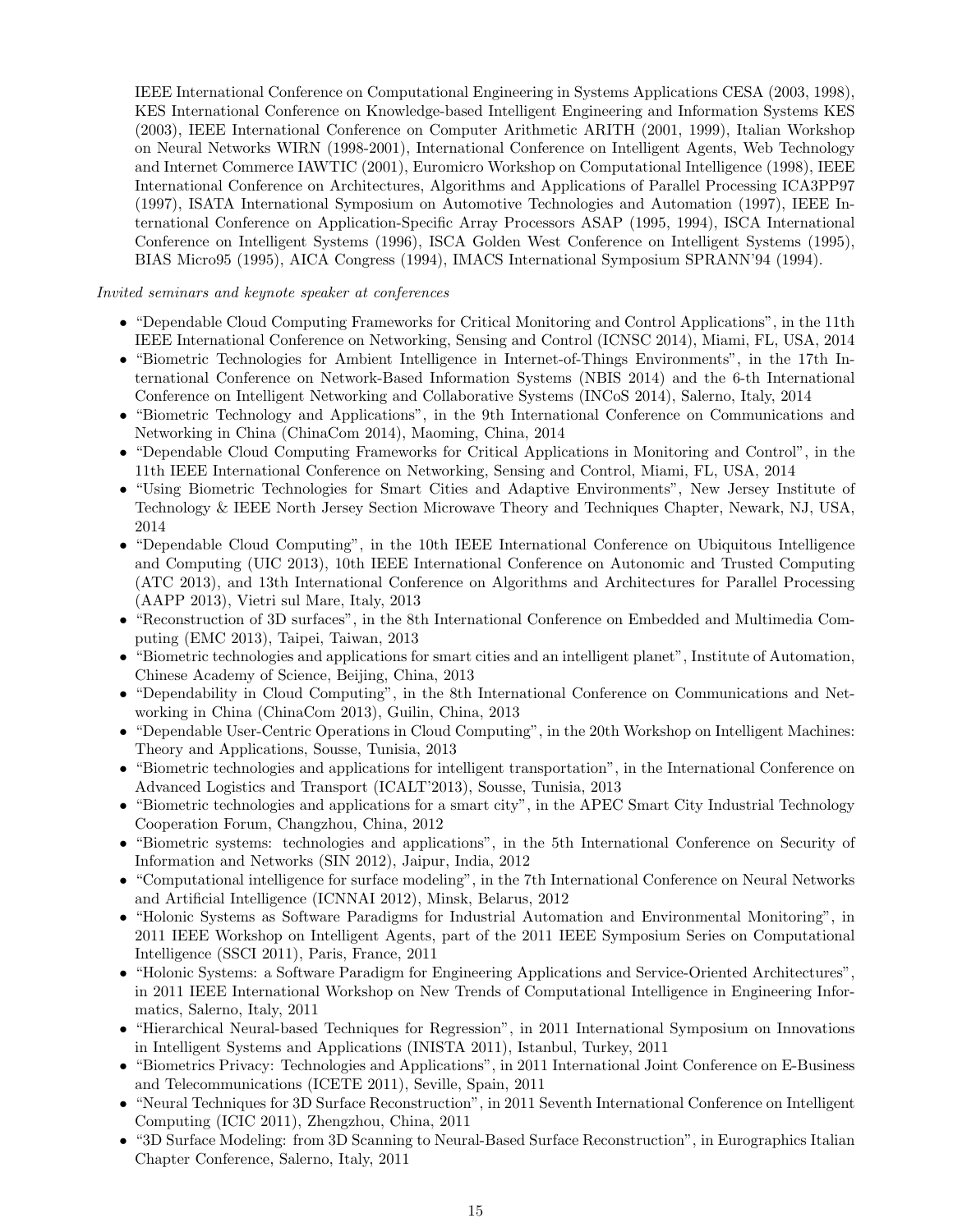IEEE International Conference on Computational Engineering in Systems Applications CESA (2003, 1998), KES International Conference on Knowledge-based Intelligent Engineering and Information Systems KES (2003), IEEE International Conference on Computer Arithmetic ARITH (2001, 1999), Italian Workshop on Neural Networks WIRN (1998-2001), International Conference on Intelligent Agents, Web Technology and Internet Commerce IAWTIC (2001), Euromicro Workshop on Computational Intelligence (1998), IEEE International Conference on Architectures, Algorithms and Applications of Parallel Processing ICA3PP97 (1997), ISATA International Symposium on Automotive Technologies and Automation (1997), IEEE International Conference on Application-Specific Array Processors ASAP (1995, 1994), ISCA International Conference on Intelligent Systems (1996), ISCA Golden West Conference on Intelligent Systems (1995), BIAS Micro95 (1995), AICA Congress (1994), IMACS International Symposium SPRANN'94 (1994).

*Invited seminars and keynote speaker at conferences*

- "Dependable Cloud Computing Frameworks for Critical Monitoring and Control Applications", in the 11th IEEE International Conference on Networking, Sensing and Control (ICNSC 2014), Miami, FL, USA, 2014
- "Biometric Technologies for Ambient Intelligence in Internet-of-Things Environments", in the 17th International Conference on Network-Based Information Systems (NBIS 2014) and the 6-th International Conference on Intelligent Networking and Collaborative Systems (INCoS 2014), Salerno, Italy, 2014
- "Biometric Technology and Applications", in the 9th International Conference on Communications and Networking in China (ChinaCom 2014), Maoming, China, 2014
- "Dependable Cloud Computing Frameworks for Critical Applications in Monitoring and Control", in the 11th IEEE International Conference on Networking, Sensing and Control, Miami, FL, USA, 2014
- "Using Biometric Technologies for Smart Cities and Adaptive Environments", New Jersey Institute of Technology & IEEE North Jersey Section Microwave Theory and Techniques Chapter, Newark, NJ, USA, 2014
- "Dependable Cloud Computing", in the 10th IEEE International Conference on Ubiquitous Intelligence and Computing (UIC 2013), 10th IEEE International Conference on Autonomic and Trusted Computing (ATC 2013), and 13th International Conference on Algorithms and Architectures for Parallel Processing (AAPP 2013), Vietri sul Mare, Italy, 2013
- "Reconstruction of 3D surfaces", in the 8th International Conference on Embedded and Multimedia Computing (EMC 2013), Taipei, Taiwan, 2013
- "Biometric technologies and applications for smart cities and an intelligent planet", Institute of Automation, Chinese Academy of Science, Beijing, China, 2013
- "Dependability in Cloud Computing", in the 8th International Conference on Communications and Networking in China (ChinaCom 2013), Guilin, China, 2013
- "Dependable User-Centric Operations in Cloud Computing", in the 20th Workshop on Intelligent Machines: Theory and Applications, Sousse, Tunisia, 2013
- "Biometric technologies and applications for intelligent transportation", in the International Conference on Advanced Logistics and Transport (ICALT'2013), Sousse, Tunisia, 2013
- "Biometric technologies and applications for a smart city", in the APEC Smart City Industrial Technology Cooperation Forum, Changzhou, China, 2012
- "Biometric systems: technologies and applications", in the 5th International Conference on Security of Information and Networks (SIN 2012), Jaipur, India, 2012
- "Computational intelligence for surface modeling", in the 7th International Conference on Neural Networks and Artificial Intelligence (ICNNAI 2012), Minsk, Belarus, 2012
- "Holonic Systems as Software Paradigms for Industrial Automation and Environmental Monitoring", in 2011 IEEE Workshop on Intelligent Agents, part of the 2011 IEEE Symposium Series on Computational Intelligence (SSCI 2011), Paris, France, 2011
- "Holonic Systems: a Software Paradigm for Engineering Applications and Service-Oriented Architectures", in 2011 IEEE International Workshop on New Trends of Computational Intelligence in Engineering Informatics, Salerno, Italy, 2011
- "Hierarchical Neural-based Techniques for Regression", in 2011 International Symposium on Innovations in Intelligent Systems and Applications (INISTA 2011), Istanbul, Turkey, 2011
- "Biometrics Privacy: Technologies and Applications", in 2011 International Joint Conference on E-Business and Telecommunications (ICETE 2011), Seville, Spain, 2011
- "Neural Techniques for 3D Surface Reconstruction", in 2011 Seventh International Conference on Intelligent Computing (ICIC 2011), Zhengzhou, China, 2011
- "3D Surface Modeling: from 3D Scanning to Neural-Based Surface Reconstruction", in Eurographics Italian Chapter Conference, Salerno, Italy, 2011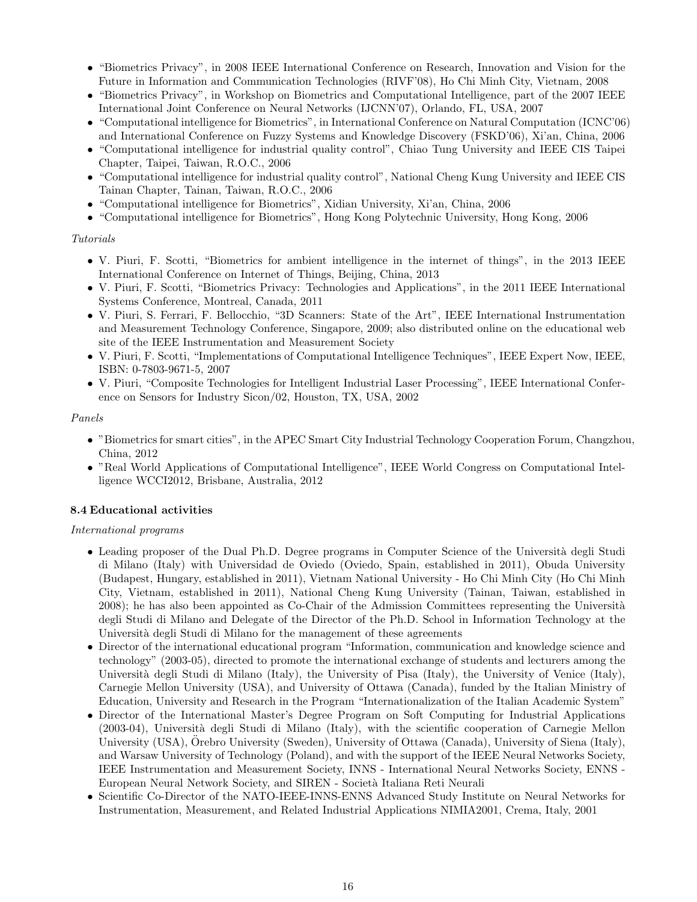- "Biometrics Privacy", in 2008 IEEE International Conference on Research, Innovation and Vision for the Future in Information and Communication Technologies (RIVF'08), Ho Chi Minh City, Vietnam, 2008
- "Biometrics Privacy", in Workshop on Biometrics and Computational Intelligence, part of the 2007 IEEE International Joint Conference on Neural Networks (IJCNN'07), Orlando, FL, USA, 2007
- "Computational intelligence for Biometrics", in International Conference on Natural Computation (ICNC'06) and International Conference on Fuzzy Systems and Knowledge Discovery (FSKD'06), Xi'an, China, 2006
- "Computational intelligence for industrial quality control", Chiao Tung University and IEEE CIS Taipei Chapter, Taipei, Taiwan, R.O.C., 2006
- "Computational intelligence for industrial quality control", National Cheng Kung University and IEEE CIS Tainan Chapter, Tainan, Taiwan, R.O.C., 2006
- "Computational intelligence for Biometrics", Xidian University, Xi'an, China, 2006
- "Computational intelligence for Biometrics", Hong Kong Polytechnic University, Hong Kong, 2006

*Tutorials*

- V. Piuri, F. Scotti, "Biometrics for ambient intelligence in the internet of things", in the 2013 IEEE International Conference on Internet of Things, Beijing, China, 2013
- V. Piuri, F. Scotti, "Biometrics Privacy: Technologies and Applications", in the 2011 IEEE International Systems Conference, Montreal, Canada, 2011
- V. Piuri, S. Ferrari, F. Bellocchio, "3D Scanners: State of the Art", IEEE International Instrumentation and Measurement Technology Conference, Singapore, 2009; also distributed online on the educational web site of the IEEE Instrumentation and Measurement Society
- V. Piuri, F. Scotti, "Implementations of Computational Intelligence Techniques", IEEE Expert Now, IEEE, ISBN: 0-7803-9671-5, 2007
- V. Piuri, "Composite Technologies for Intelligent Industrial Laser Processing", IEEE International Conference on Sensors for Industry Sicon/02, Houston, TX, USA, 2002

*Panels*

- "Biometrics for smart cities", in the APEC Smart City Industrial Technology Cooperation Forum, Changzhou, China, 2012
- "Real World Applications of Computational Intelligence", IEEE World Congress on Computational Intelligence WCCI2012, Brisbane, Australia, 2012

### 8.4 Educational activities

*International programs*

- Leading proposer of the Dual Ph.D. Degree programs in Computer Science of the Università degli Studi di Milano (Italy) with Universidad de Oviedo (Oviedo, Spain, established in 2011), Obuda University (Budapest, Hungary, established in 2011), Vietnam National University - Ho Chi Minh City (Ho Chi Minh City, Vietnam, established in 2011), National Cheng Kung University (Tainan, Taiwan, established in 2008); he has also been appointed as Co-Chair of the Admission Committees representing the Università degli Studi di Milano and Delegate of the Director of the Ph.D. School in Information Technology at the Università degli Studi di Milano for the management of these agreements
- Director of the international educational program "Information, communication and knowledge science and technology" (2003-05), directed to promote the international exchange of students and lecturers among the Università degli Studi di Milano (Italy), the University of Pisa (Italy), the University of Venice (Italy), Carnegie Mellon University (USA), and University of Ottawa (Canada), funded by the Italian Ministry of Education, University and Research in the Program "Internationalization of the Italian Academic System"
- Director of the International Master's Degree Program on Soft Computing for Industrial Applications (2003-04), Università degli Studi di Milano (Italy), with the scientific cooperation of Carnegie Mellon University (USA), Örebro University (Sweden), University of Ottawa (Canada), University of Siena (Italy), and Warsaw University of Technology (Poland), and with the support of the IEEE Neural Networks Society, IEEE Instrumentation and Measurement Society, INNS - International Neural Networks Society, ENNS - European Neural Network Society, and SIREN - Società Italiana Reti Neurali
- Scientific Co-Director of the NATO-IEEE-INNS-ENNS Advanced Study Institute on Neural Networks for Instrumentation, Measurement, and Related Industrial Applications NIMIA2001, Crema, Italy, 2001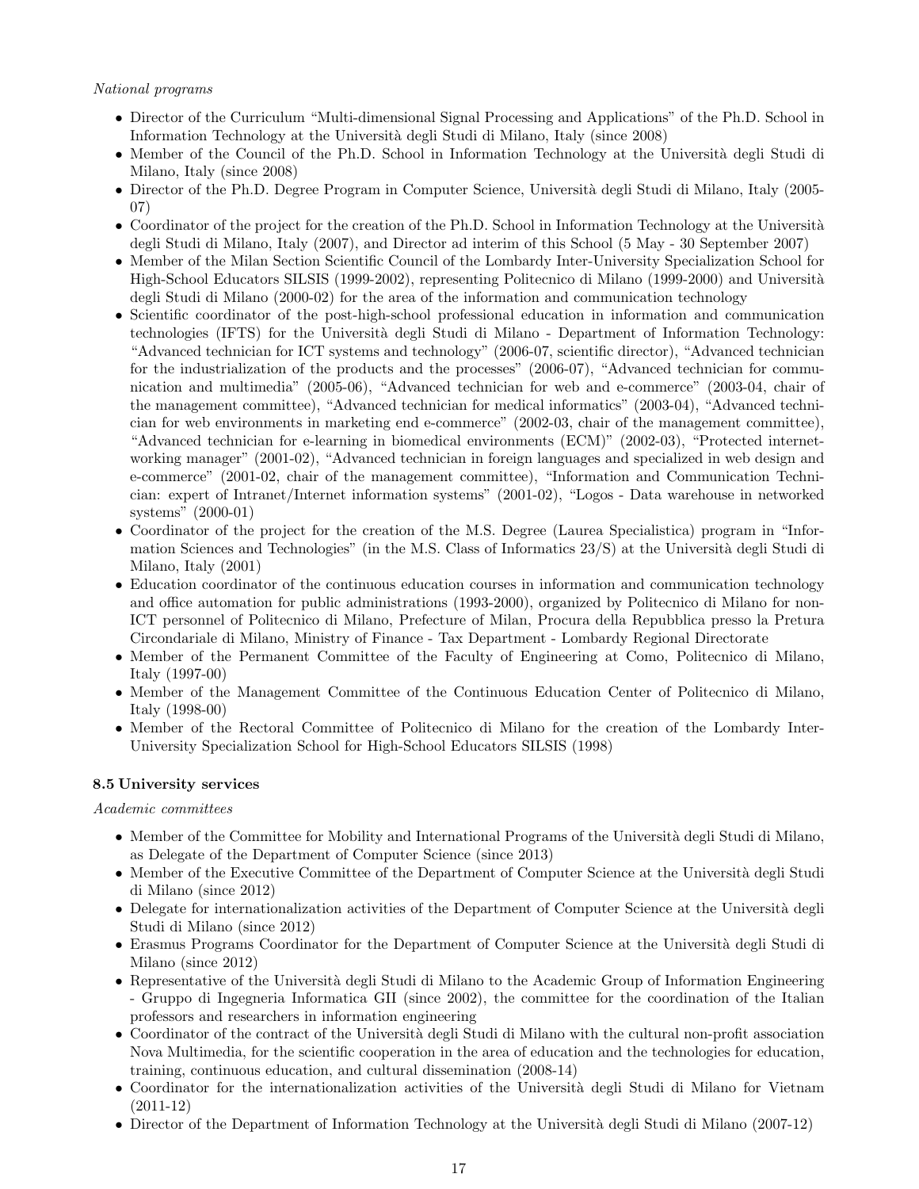*National programs*

- Director of the Curriculum “Multi-dimensional Signal Processing and Applications” of the Ph.D. School in Information Technology at the Università degli Studi di Milano, Italy (since 2008)
- Member of the Council of the Ph.D. School in Information Technology at the Università degli Studi di Milano, Italy (since 2008)
- Director of the Ph.D. Degree Program in Computer Science, Università degli Studi di Milano, Italy (2005-07)
- Coordinator of the project for the creation of the Ph.D. School in Information Technology at the Università degli Studi di Milano, Italy (2007), and Director ad interim of this School (5 May - 30 September 2007)
- Member of the Milan Section Scientific Council of the Lombardy Inter-University Specialization School for High-School Educators SILSIS (1999-2002), representing Politecnico di Milano (1999-2000) and Università degli Studi di Milano (2000-02) for the area of the information and communication technology
- Scientific coordinator of the post-high-school professional education in information and communication technologies (IFTS) for the Università degli Studi di Milano - Department of Information Technology: “Advanced technician for ICT systems and technology” (2006-07, scientific director), “Advanced technician for the industrialization of the products and the processes” (2006-07), “Advanced technician for communication and multimedia” (2005-06), “Advanced technician for web and e-commerce” (2003-04, chair of the management committee), “Advanced technician for medical informatics” (2003-04), “Advanced technician for web environments in marketing end e-commerce” (2002-03, chair of the management committee), “Advanced technician for e-learning in biomedical environments (ECM)” (2002-03), “Protected internetworking manager” (2001-02), “Advanced technician in foreign languages and specialized in web design and e-commerce” (2001-02, chair of the management committee), “Information and Communication Technician: expert of Intranet/Internet information systems” (2001-02), “Logos - Data warehouse in networked systems” (2000-01)
- Coordinator of the project for the creation of the M.S. Degree (Laurea Specialistica) program in “Information Sciences and Technologies” (in the M.S. Class of Informatics 23/S) at the Università degli Studi di Milano, Italy (2001)
- Education coordinator of the continuous education courses in information and communication technology and office automation for public administrations (1993-2000), organized by Politecnico di Milano for non-ICT personnel of Politecnico di Milano, Prefecture of Milan, Procura della Repubblica presso la Pretura Circondariale di Milano, Ministry of Finance - Tax Department - Lombardy Regional Directorate
- Member of the Permanent Committee of the Faculty of Engineering at Como, Politecnico di Milano, Italy (1997-00)
- Member of the Management Committee of the Continuous Education Center of Politecnico di Milano, Italy (1998-00)
- Member of the Rectoral Committee of Politecnico di Milano for the creation of the Lombardy Inter-University Specialization School for High-School Educators SILSIS (1998)

### 8.5 University services

*Academic committees*

- Member of the Committee for Mobility and International Programs of the Università degli Studi di Milano, as Delegate of the Department of Computer Science (since 2013)
- Member of the Executive Committee of the Department of Computer Science at the Università degli Studi di Milano (since 2012)
- Delegate for internationalization activities of the Department of Computer Science at the Università degli Studi di Milano (since 2012)
- Erasmus Programs Coordinator for the Department of Computer Science at the Università degli Studi di Milano (since 2012)
- Representative of the Università degli Studi di Milano to the Academic Group of Information Engineering - Gruppo di Ingegneria Informatica GII (since 2002), the committee for the coordination of the Italian professors and researchers in information engineering
- Coordinator of the contract of the Università degli Studi di Milano with the cultural non-profit association Nova Multimedia, for the scientific cooperation in the area of education and the technologies for education, training, continuous education, and cultural dissemination (2008-14)
- Coordinator for the internationalization activities of the Università degli Studi di Milano for Vietnam (2011-12)
- Director of the Department of Information Technology at the Università degli Studi di Milano (2007-12)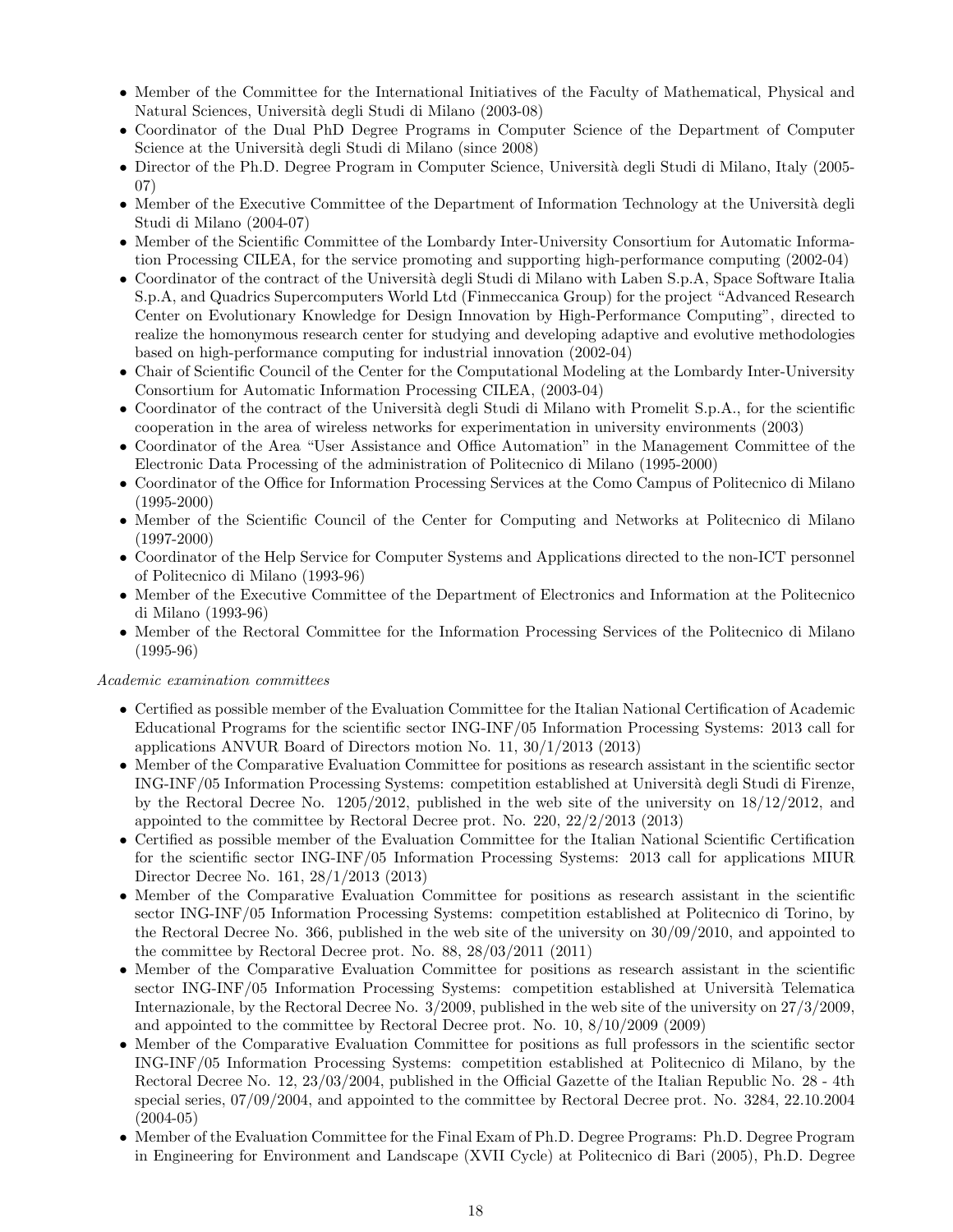- Member of the Committee for the International Initiatives of the Faculty of Mathematical, Physical and Natural Sciences, Università degli Studi di Milano (2003-08)
- Coordinator of the Dual PhD Degree Programs in Computer Science of the Department of Computer Science at the Università degli Studi di Milano (since 2008)
- Director of the Ph.D. Degree Program in Computer Science, Università degli Studi di Milano, Italy (2005-07)
- Member of the Executive Committee of the Department of Information Technology at the Università degli Studi di Milano (2004-07)
- Member of the Scientific Committee of the Lombardy Inter-University Consortium for Automatic Information Processing CILEA, for the service promoting and supporting high-performance computing (2002-04)
- Coordinator of the contract of the Università degli Studi di Milano with Laben S.p.A, Space Software Italia S.p.A, and Quadrics Supercomputers World Ltd (Finmeccanica Group) for the project "Advanced Research Center on Evolutionary Knowledge for Design Innovation by High-Performance Computing", directed to realize the homonymous research center for studying and developing adaptive and evolutive methodologies based on high-performance computing for industrial innovation (2002-04)
- Chair of Scientific Council of the Center for the Computational Modeling at the Lombardy Inter-University Consortium for Automatic Information Processing CILEA, (2003-04)
- Coordinator of the contract of the Università degli Studi di Milano with Promelit S.p.A., for the scientific cooperation in the area of wireless networks for experimentation in university environments (2003)
- Coordinator of the Area "User Assistance and Office Automation" in the Management Committee of the Electronic Data Processing of the administration of Politecnico di Milano (1995-2000)
- Coordinator of the Office for Information Processing Services at the Como Campus of Politecnico di Milano (1995-2000)
- Member of the Scientific Council of the Center for Computing and Networks at Politecnico di Milano (1997-2000)
- Coordinator of the Help Service for Computer Systems and Applications directed to the non-ICT personnel of Politecnico di Milano (1993-96)
- Member of the Executive Committee of the Department of Electronics and Information at the Politecnico di Milano (1993-96)
- Member of the Rectoral Committee for the Information Processing Services of the Politecnico di Milano (1995-96)

*Academic examination committees*

- Certified as possible member of the Evaluation Committee for the Italian National Certification of Academic Educational Programs for the scientific sector ING-INF/05 Information Processing Systems: 2013 call for applications ANVUR Board of Directors motion No. 11, 30/1/2013 (2013)
- Member of the Comparative Evaluation Committee for positions as research assistant in the scientific sector ING-INF/05 Information Processing Systems: competition established at Università degli Studi di Firenze, by the Rectoral Decree No. 1205/2012, published in the web site of the university on 18/12/2012, and appointed to the committee by Rectoral Decree prot. No. 220, 22/2/2013 (2013)
- Certified as possible member of the Evaluation Committee for the Italian National Scientific Certification for the scientific sector ING-INF/05 Information Processing Systems: 2013 call for applications MIUR Director Decree No. 161, 28/1/2013 (2013)
- Member of the Comparative Evaluation Committee for positions as research assistant in the scientific sector ING-INF/05 Information Processing Systems: competition established at Politecnico di Torino, by the Rectoral Decree No. 366, published in the web site of the university on 30/09/2010, and appointed to the committee by Rectoral Decree prot. No. 88, 28/03/2011 (2011)
- Member of the Comparative Evaluation Committee for positions as research assistant in the scientific sector ING-INF/05 Information Processing Systems: competition established at Università Telematica Internazionale, by the Rectoral Decree No. 3/2009, published in the web site of the university on 27/3/2009, and appointed to the committee by Rectoral Decree prot. No. 10, 8/10/2009 (2009)
- Member of the Comparative Evaluation Committee for positions as full professors in the scientific sector ING-INF/05 Information Processing Systems: competition established at Politecnico di Milano, by the Rectoral Decree No. 12, 23/03/2004, published in the Official Gazette of the Italian Republic No. 28 - 4th special series, 07/09/2004, and appointed to the committee by Rectoral Decree prot. No. 3284, 22.10.2004 (2004-05)
- Member of the Evaluation Committee for the Final Exam of Ph.D. Degree Programs: Ph.D. Degree Program in Engineering for Environment and Landscape (XVII Cycle) at Politecnico di Bari (2005), Ph.D. Degree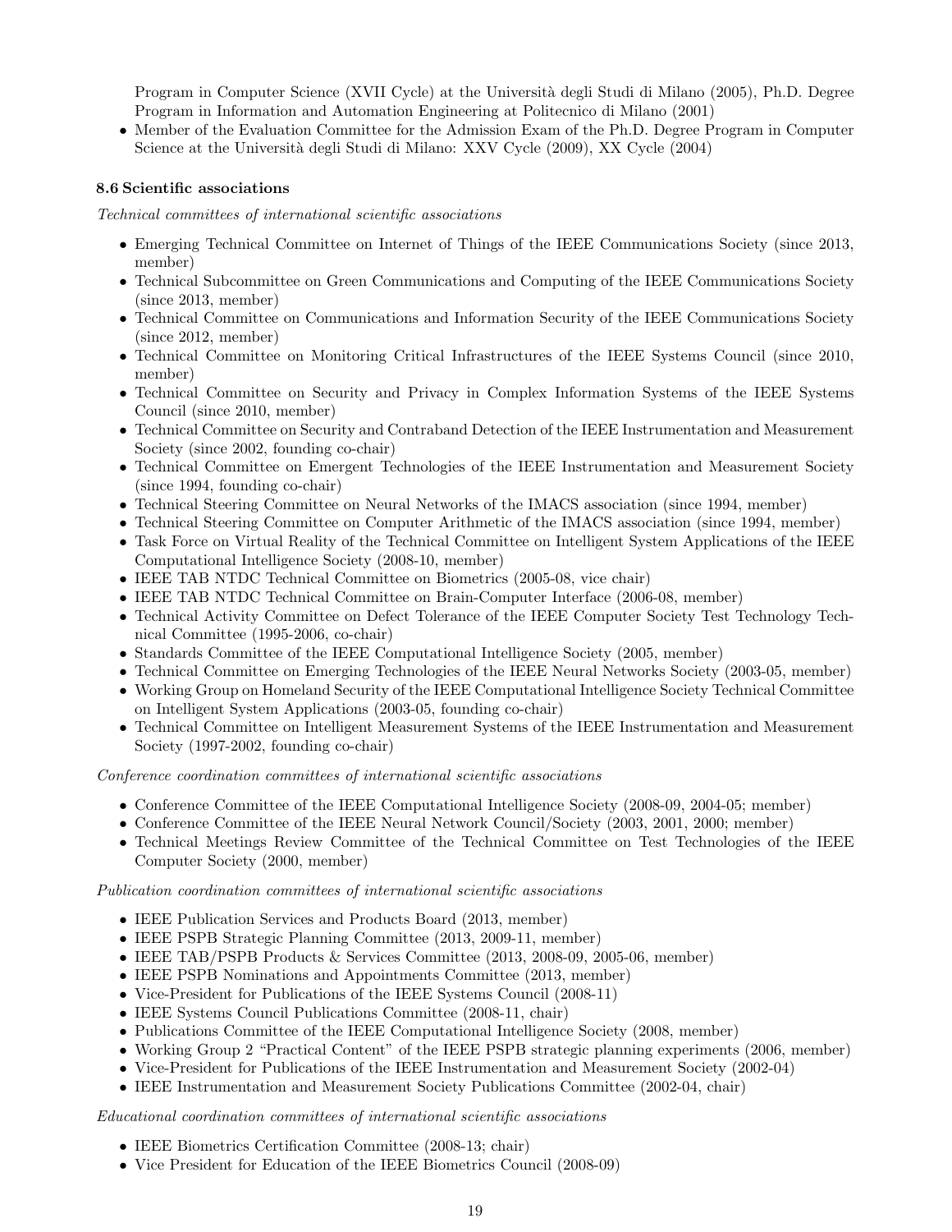Program in Computer Science (XVII Cycle) at the Università degli Studi di Milano (2005), Ph.D. Degree Program in Information and Automation Engineering at Politecnico di Milano (2001)

- Member of the Evaluation Committee for the Admission Exam of the Ph.D. Degree Program in Computer Science at the Università degli Studi di Milano: XXV Cycle (2009), XX Cycle (2004)

### 8.6 Scientific associations

*Technical committees of international scientific associations*

- Emerging Technical Committee on Internet of Things of the IEEE Communications Society (since 2013, member)
- Technical Subcommittee on Green Communications and Computing of the IEEE Communications Society (since 2013, member)
- Technical Committee on Communications and Information Security of the IEEE Communications Society (since 2012, member)
- Technical Committee on Monitoring Critical Infrastructures of the IEEE Systems Council (since 2010, member)
- Technical Committee on Security and Privacy in Complex Information Systems of the IEEE Systems Council (since 2010, member)
- Technical Committee on Security and Contraband Detection of the IEEE Instrumentation and Measurement Society (since 2002, founding co-chair)
- Technical Committee on Emergent Technologies of the IEEE Instrumentation and Measurement Society (since 1994, founding co-chair)
- Technical Steering Committee on Neural Networks of the IMACS association (since 1994, member)
- Technical Steering Committee on Computer Arithmetic of the IMACS association (since 1994, member)
- Task Force on Virtual Reality of the Technical Committee on Intelligent System Applications of the IEEE Computational Intelligence Society (2008-10, member)
- IEEE TAB NTDC Technical Committee on Biometrics (2005-08, vice chair)
- IEEE TAB NTDC Technical Committee on Brain-Computer Interface (2006-08, member)
- Technical Activity Committee on Defect Tolerance of the IEEE Computer Society Test Technology Technical Committee (1995-2006, co-chair)
- Standards Committee of the IEEE Computational Intelligence Society (2005, member)
- Technical Committee on Emerging Technologies of the IEEE Neural Networks Society (2003-05, member)
- Working Group on Homeland Security of the IEEE Computational Intelligence Society Technical Committee on Intelligent System Applications (2003-05, founding co-chair)
- Technical Committee on Intelligent Measurement Systems of the IEEE Instrumentation and Measurement Society (1997-2002, founding co-chair)

*Conference coordination committees of international scientific associations*

- Conference Committee of the IEEE Computational Intelligence Society (2008-09, 2004-05; member)
- Conference Committee of the IEEE Neural Network Council/Society (2003, 2001, 2000; member)
- Technical Meetings Review Committee of the Technical Committee on Test Technologies of the IEEE Computer Society (2000, member)

*Publication coordination committees of international scientific associations*

- IEEE Publication Services and Products Board (2013, member)
- IEEE PSPB Strategic Planning Committee (2013, 2009-11, member)
- IEEE TAB/PSPB Products & Services Committee (2013, 2008-09, 2005-06, member)
- IEEE PSPB Nominations and Appointments Committee (2013, member)
- Vice-President for Publications of the IEEE Systems Council (2008-11)
- IEEE Systems Council Publications Committee (2008-11, chair)
- Publications Committee of the IEEE Computational Intelligence Society (2008, member)
- Working Group 2 "Practical Content" of the IEEE PSPB strategic planning experiments (2006, member)
- Vice-President for Publications of the IEEE Instrumentation and Measurement Society (2002-04)
- IEEE Instrumentation and Measurement Society Publications Committee (2002-04, chair)

*Educational coordination committees of international scientific associations*

- IEEE Biometrics Certification Committee (2008-13; chair)
- Vice President for Education of the IEEE Biometrics Council (2008-09)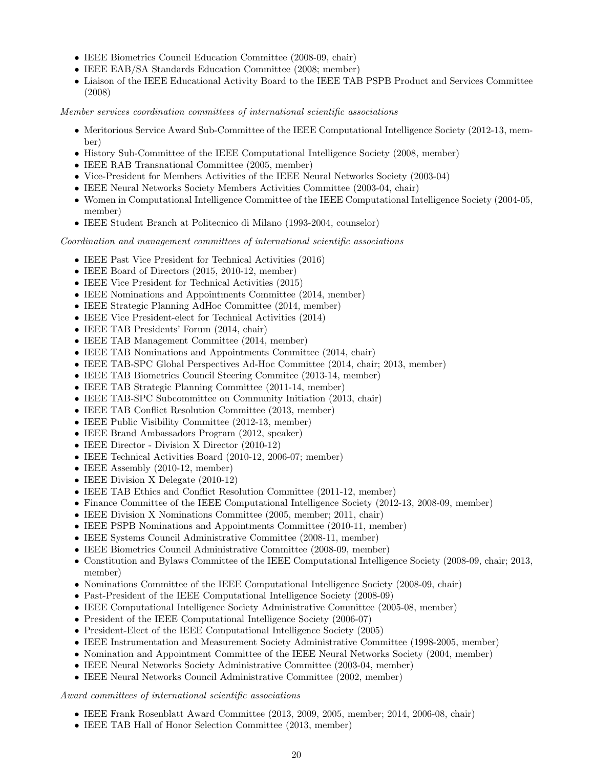- IEEE Biometrics Council Education Committee (2008-09, chair)
- IEEE EAB/SA Standards Education Committee (2008; member)
- Liaison of the IEEE Educational Activity Board to the IEEE TAB PSPB Product and Services Committee (2008)

*Member services coordination committees of international scientific associations*

- Meritorious Service Award Sub-Committee of the IEEE Computational Intelligence Society (2012-13, member)
- History Sub-Committee of the IEEE Computational Intelligence Society (2008, member)
- IEEE RAB Transnational Committee (2005, member)
- Vice-President for Members Activities of the IEEE Neural Networks Society (2003-04)
- IEEE Neural Networks Society Members Activities Committee (2003-04, chair)
- Women in Computational Intelligence Committee of the IEEE Computational Intelligence Society (2004-05, member)
- IEEE Student Branch at Politecnico di Milano (1993-2004, counselor)

*Coordination and management committees of international scientific associations*

- IEEE Past Vice President for Technical Activities (2016)
- IEEE Board of Directors (2015, 2010-12, member)
- IEEE Vice President for Technical Activities (2015)
- IEEE Nominations and Appointments Committee (2014, member)
- IEEE Strategic Planning AdHoc Committee (2014, member)
- IEEE Vice President-elect for Technical Activities (2014)
- IEEE TAB Presidents' Forum (2014, chair)
- IEEE TAB Management Committee (2014, member)
- IEEE TAB Nominations and Appointments Committee (2014, chair)
- IEEE TAB-SPC Global Perspectives Ad-Hoc Committee (2014, chair; 2013, member)
- IEEE TAB Biometrics Council Steering Commitee (2013-14, member)
- IEEE TAB Strategic Planning Committee (2011-14, member)
- IEEE TAB-SPC Subcommittee on Community Initiation (2013, chair)
- IEEE TAB Conflict Resolution Committee (2013, member)
- IEEE Public Visibility Committee (2012-13, member)
- IEEE Brand Ambassadors Program (2012, speaker)
- IEEE Director - Division X Director (2010-12)
- IEEE Technical Activities Board (2010-12, 2006-07; member)
- IEEE Assembly (2010-12, member)
- IEEE Division X Delegate (2010-12)
- IEEE TAB Ethics and Conflict Resolution Committee (2011-12, member)
- Finance Committee of the IEEE Computational Intelligence Society (2012-13, 2008-09, member)
- IEEE Division X Nominations Committee (2005, member; 2011, chair)
- IEEE PSPB Nominations and Appointments Committee (2010-11, member)
- IEEE Systems Council Administrative Committee (2008-11, member)
- IEEE Biometrics Council Administrative Committee (2008-09, member)
- Constitution and Bylaws Committee of the IEEE Computational Intelligence Society (2008-09, chair; 2013, member)
- Nominations Committee of the IEEE Computational Intelligence Society (2008-09, chair)
- Past-President of the IEEE Computational Intelligence Society (2008-09)
- IEEE Computational Intelligence Society Administrative Committee (2005-08, member)
- President of the IEEE Computational Intelligence Society (2006-07)
- President-Elect of the IEEE Computational Intelligence Society (2005)
- IEEE Instrumentation and Measurement Society Administrative Committee (1998-2005, member)
- Nomination and Appointment Committee of the IEEE Neural Networks Society (2004, member)
- IEEE Neural Networks Society Administrative Committee (2003-04, member)
- IEEE Neural Networks Council Administrative Committee (2002, member)

*Award committees of international scientific associations*

- IEEE Frank Rosenblatt Award Committee (2013, 2009, 2005, member; 2014, 2006-08, chair)
- IEEE TAB Hall of Honor Selection Committee (2013, member)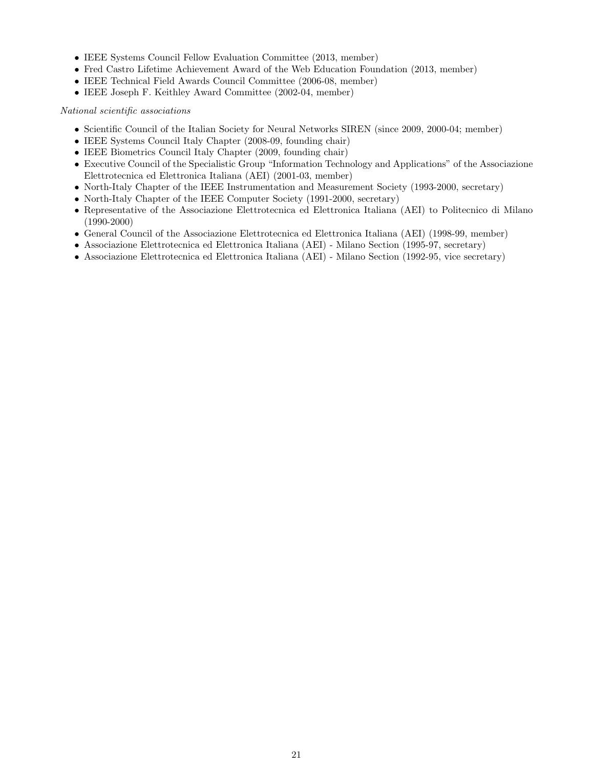- IEEE Systems Council Fellow Evaluation Committee (2013, member)
- Fred Castro Lifetime Achievement Award of the Web Education Foundation (2013, member)
- IEEE Technical Field Awards Council Committee (2006-08, member)
- IEEE Joseph F. Keithley Award Committee (2002-04, member)

*National scientific associations*

- Scientific Council of the Italian Society for Neural Networks SIREN (since 2009, 2000-04; member)
- IEEE Systems Council Italy Chapter (2008-09, founding chair)
- IEEE Biometrics Council Italy Chapter (2009, founding chair)
- Executive Council of the Specialistic Group "Information Technology and Applications" of the Associazione Elettrotecnica ed Elettronica Italiana (AEI) (2001-03, member)
- North-Italy Chapter of the IEEE Instrumentation and Measurement Society (1993-2000, secretary)
- North-Italy Chapter of the IEEE Computer Society (1991-2000, secretary)
- Representative of the Associazione Elettrotecnica ed Elettronica Italiana (AEI) to Politecnico di Milano (1990-2000)
- General Council of the Associazione Elettrotecnica ed Elettronica Italiana (AEI) (1998-99, member)
- Associazione Elettrotecnica ed Elettronica Italiana (AEI) - Milano Section (1995-97, secretary)
- Associazione Elettrotecnica ed Elettronica Italiana (AEI) - Milano Section (1992-95, vice secretary)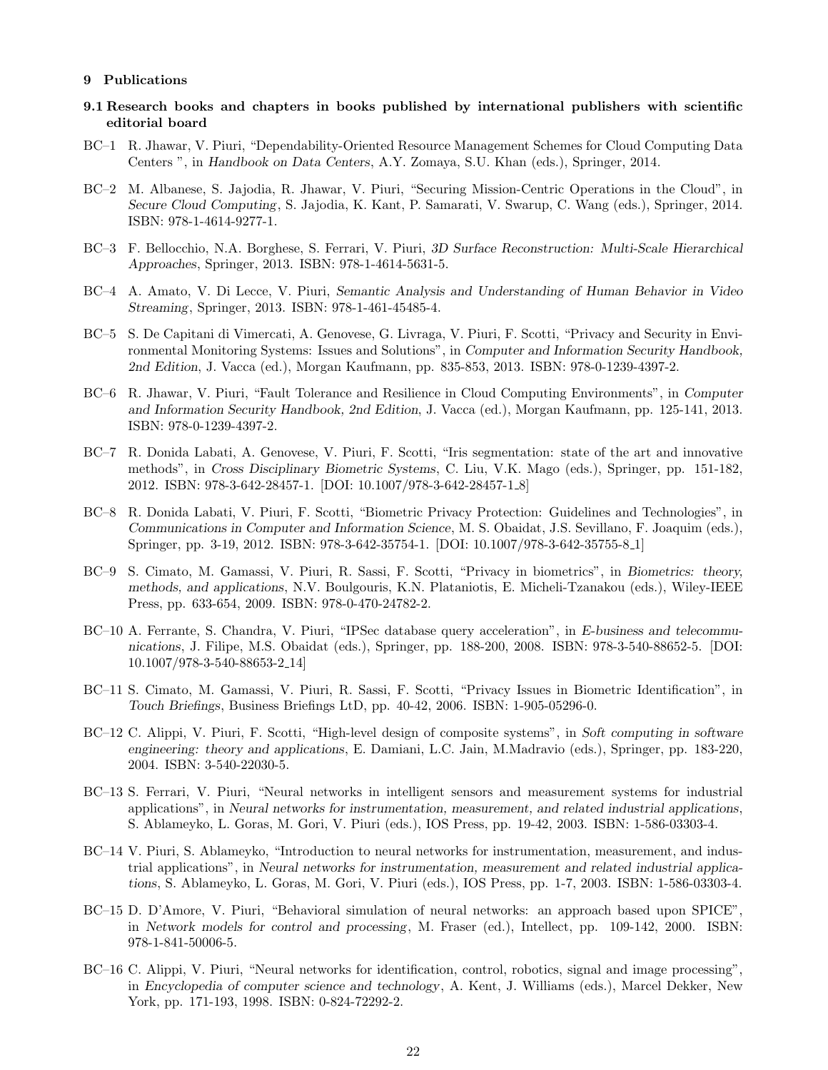## 9 Publications

### 9.1 Research books and chapters in books published by international publishers with scientific editorial board

BC–1 R. Jhawar, V. Piuri, "Dependability-Oriented Resource Management Schemes for Cloud Computing Data Centers ", in *Handbook on Data Centers*, A.Y. Zomaya, S.U. Khan (eds.), Springer, 2014.

BC–2 M. Albanese, S. Jajodia, R. Jhawar, V. Piuri, "Securing Mission-Centric Operations in the Cloud", in *Secure Cloud Computing*, S. Jajodia, K. Kant, P. Samarati, V. Swarup, C. Wang (eds.), Springer, 2014. ISBN: 978-1-4614-9277-1.

BC–3 F. Bellocchio, N.A. Borghese, S. Ferrari, V. Piuri, *3D Surface Reconstruction: Multi-Scale Hierarchical Approaches*, Springer, 2013. ISBN: 978-1-4614-5631-5.

BC–4 A. Amato, V. Di Lecce, V. Piuri, *Semantic Analysis and Understanding of Human Behavior in Video Streaming*, Springer, 2013. ISBN: 978-1-461-45485-4.

BC–5 S. De Capitani di Vimercati, A. Genovese, G. Livraga, V. Piuri, F. Scotti, "Privacy and Security in Environmental Monitoring Systems: Issues and Solutions", in *Computer and Information Security Handbook, 2nd Edition*, J. Vacca (ed.), Morgan Kaufmann, pp. 835-853, 2013. ISBN: 978-0-1239-4397-2.

BC–6 R. Jhawar, V. Piuri, "Fault Tolerance and Resilience in Cloud Computing Environments", in *Computer and Information Security Handbook, 2nd Edition*, J. Vacca (ed.), Morgan Kaufmann, pp. 125-141, 2013. ISBN: 978-0-1239-4397-2.

BC–7 R. Donida Labati, A. Genovese, V. Piuri, F. Scotti, "Iris segmentation: state of the art and innovative methods", in *Cross Disciplinary Biometric Systems*, C. Liu, V.K. Mago (eds.), Springer, pp. 151-182, 2012. ISBN: 978-3-642-28457-1. [DOI: 10.1007/978-3-642-28457-1_8]

BC–8 R. Donida Labati, V. Piuri, F. Scotti, "Biometric Privacy Protection: Guidelines and Technologies", in *Communications in Computer and Information Science*, M. S. Obaidat, J.S. Sevillano, F. Joaquim (eds.), Springer, pp. 3-19, 2012. ISBN: 978-3-642-35754-1. [DOI: 10.1007/978-3-642-35755-8_1]

BC–9 S. Cimato, M. Gamassi, V. Piuri, R. Sassi, F. Scotti, "Privacy in biometrics", in *Biometrics: theory, methods, and applications*, N.V. Boulgouris, K.N. Plataniotis, E. Micheli-Tzanakou (eds.), Wiley-IEEE Press, pp. 633-654, 2009. ISBN: 978-0-470-24782-2.

BC–10 A. Ferrante, S. Chandra, V. Piuri, "IPSec database query acceleration", in *E-business and telecommunications*, J. Filipe, M.S. Obaidat (eds.), Springer, pp. 188-200, 2008. ISBN: 978-3-540-88652-5. [DOI: 10.1007/978-3-540-88653-2_14]

BC–11 S. Cimato, M. Gamassi, V. Piuri, R. Sassi, F. Scotti, "Privacy Issues in Biometric Identification", in *Touch Briefings*, Business Briefings LtD, pp. 40-42, 2006. ISBN: 1-905-05296-0.

BC–12 C. Alippi, V. Piuri, F. Scotti, "High-level design of composite systems", in *Soft computing in software engineering: theory and applications*, E. Damiani, L.C. Jain, M.Madravio (eds.), Springer, pp. 183-220, 2004. ISBN: 3-540-22030-5.

BC–13 S. Ferrari, V. Piuri, "Neural networks in intelligent sensors and measurement systems for industrial applications", in *Neural networks for instrumentation, measurement, and related industrial applications*, S. Ablameyko, L. Goras, M. Gori, V. Piuri (eds.), IOS Press, pp. 19-42, 2003. ISBN: 1-586-03303-4.

BC–14 V. Piuri, S. Ablameyko, "Introduction to neural networks for instrumentation, measurement, and industrial applications", in *Neural networks for instrumentation, measurement and related industrial applications*, S. Ablameyko, L. Goras, M. Gori, V. Piuri (eds.), IOS Press, pp. 1-7, 2003. ISBN: 1-586-03303-4.

BC–15 D. D'Amore, V. Piuri, "Behavioral simulation of neural networks: an approach based upon SPICE", in *Network models for control and processing*, M. Fraser (ed.), Intellect, pp. 109-142, 2000. ISBN: 978-1-841-50006-5.

BC–16 C. Alippi, V. Piuri, "Neural networks for identification, control, robotics, signal and image processing", in *Encyclopedia of computer science and technology*, A. Kent, J. Williams (eds.), Marcel Dekker, New York, pp. 171-193, 1998. ISBN: 0-824-72292-2.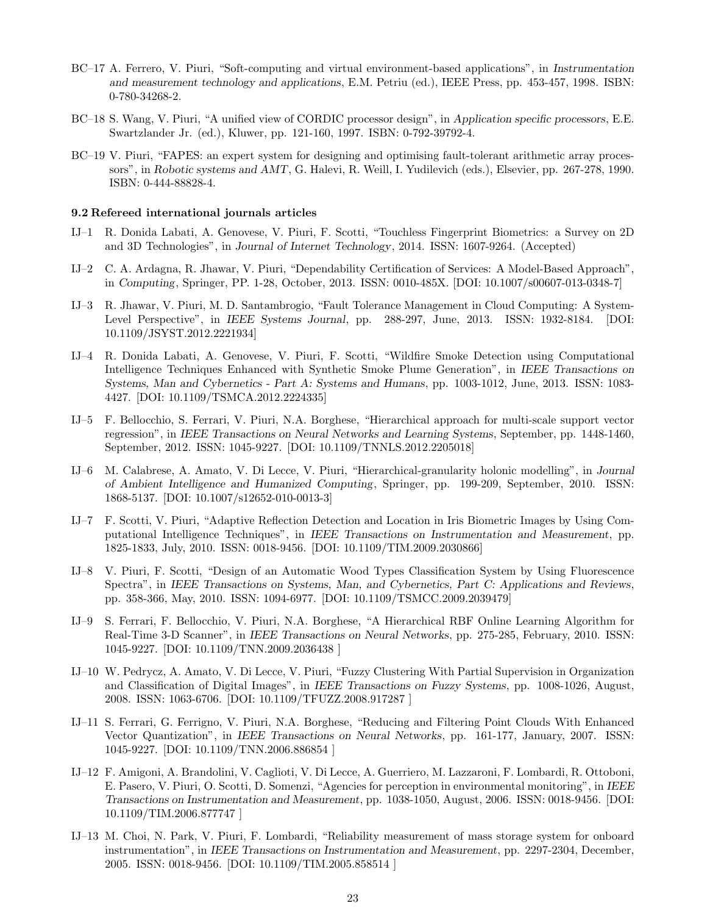BC–17 A. Ferrero, V. Piuri, "Soft-computing and virtual environment-based applications", in *Instrumentation and measurement technology and applications*, E.M. Petriu (ed.), IEEE Press, pp. 453-457, 1998. ISBN: 0-780-34268-2.

BC–18 S. Wang, V. Piuri, "A unified view of CORDIC processor design", in *Application specific processors*, E.E. Swartzlander Jr. (ed.), Kluwer, pp. 121-160, 1997. ISBN: 0-792-39792-4.

BC–19 V. Piuri, "FAPES: an expert system for designing and optimising fault-tolerant arithmetic array processors", in *Robotic systems and AMT*, G. Halevi, R. Weill, I. Yudilevich (eds.), Elsevier, pp. 267-278, 1990. ISBN: 0-444-88828-4.

### 9.2 Refereed international journals articles

IJ–1 R. Donida Labati, A. Genovese, V. Piuri, F. Scotti, "Touchless Fingerprint Biometrics: a Survey on 2D and 3D Technologies", in *Journal of Internet Technology*, 2014. ISSN: 1607-9264. (Accepted)

IJ–2 C. A. Ardagna, R. Jhawar, V. Piuri, "Dependability Certification of Services: A Model-Based Approach", in *Computing*, Springer, PP. 1-28, October, 2013. ISSN: 0010-485X. [DOI: 10.1007/s00607-013-0348-7]

IJ–3 R. Jhawar, V. Piuri, M. D. Santambrogio, "Fault Tolerance Management in Cloud Computing: A System-Level Perspective", in *IEEE Systems Journal*, pp. 288-297, June, 2013. ISSN: 1932-8184. [DOI: 10.1109/JSYST.2012.2221934]

IJ–4 R. Donida Labati, A. Genovese, V. Piuri, F. Scotti, "Wildfire Smoke Detection using Computational Intelligence Techniques Enhanced with Synthetic Smoke Plume Generation", in *IEEE Transactions on Systems, Man and Cybernetics - Part A: Systems and Humans*, pp. 1003-1012, June, 2013. ISSN: 1083-4427. [DOI: 10.1109/TSMCA.2012.2224335]

IJ–5 F. Bellocchio, S. Ferrari, V. Piuri, N.A. Borghese, "Hierarchical approach for multi-scale support vector regression", in *IEEE Transactions on Neural Networks and Learning Systems*, September, pp. 1448-1460, September, 2012. ISSN: 1045-9227. [DOI: 10.1109/TNNLS.2012.2205018]

IJ–6 M. Calabrese, A. Amato, V. Di Lecce, V. Piuri, "Hierarchical-granularity holonic modelling", in *Journal of Ambient Intelligence and Humanized Computing*, Springer, pp. 199-209, September, 2010. ISSN: 1868-5137. [DOI: 10.1007/s12652-010-0013-3]

IJ–7 F. Scotti, V. Piuri, "Adaptive Reflection Detection and Location in Iris Biometric Images by Using Computational Intelligence Techniques", in *IEEE Transactions on Instrumentation and Measurement*, pp. 1825-1833, July, 2010. ISSN: 0018-9456. [DOI: 10.1109/TIM.2009.2030866]

IJ–8 V. Piuri, F. Scotti, "Design of an Automatic Wood Types Classification System by Using Fluorescence Spectra", in *IEEE Transactions on Systems, Man, and Cybernetics, Part C: Applications and Reviews*, pp. 358-366, May, 2010. ISSN: 1094-6977. [DOI: 10.1109/TSMCC.2009.2039479]

IJ–9 S. Ferrari, F. Bellocchio, V. Piuri, N.A. Borghese, "A Hierarchical RBF Online Learning Algorithm for Real-Time 3-D Scanner", in *IEEE Transactions on Neural Networks*, pp. 275-285, February, 2010. ISSN: 1045-9227. [DOI: 10.1109/TNN.2009.2036438 ]

IJ–10 W. Pedrycz, A. Amato, V. Di Lecce, V. Piuri, "Fuzzy Clustering With Partial Supervision in Organization and Classification of Digital Images", in *IEEE Transactions on Fuzzy Systems*, pp. 1008-1026, August, 2008. ISSN: 1063-6706. [DOI: 10.1109/TFUZZ.2008.917287 ]

IJ–11 S. Ferrari, G. Ferrigno, V. Piuri, N.A. Borghese, "Reducing and Filtering Point Clouds With Enhanced Vector Quantization", in *IEEE Transactions on Neural Networks*, pp. 161-177, January, 2007. ISSN: 1045-9227. [DOI: 10.1109/TNN.2006.886854 ]

IJ–12 F. Amigoni, A. Brandolini, V. Caglioti, V. Di Lecce, A. Guerriero, M. Lazzaroni, F. Lombardi, R. Ottoboni, E. Pasero, V. Piuri, O. Scotti, D. Somenzi, "Agencies for perception in environmental monitoring", in *IEEE Transactions on Instrumentation and Measurement*, pp. 1038-1050, August, 2006. ISSN: 0018-9456. [DOI: 10.1109/TIM.2006.877747 ]

IJ–13 M. Choi, N. Park, V. Piuri, F. Lombardi, "Reliability measurement of mass storage system for onboard instrumentation", in *IEEE Transactions on Instrumentation and Measurement*, pp. 2297-2304, December, 2005. ISSN: 0018-9456. [DOI: 10.1109/TIM.2005.858514 ]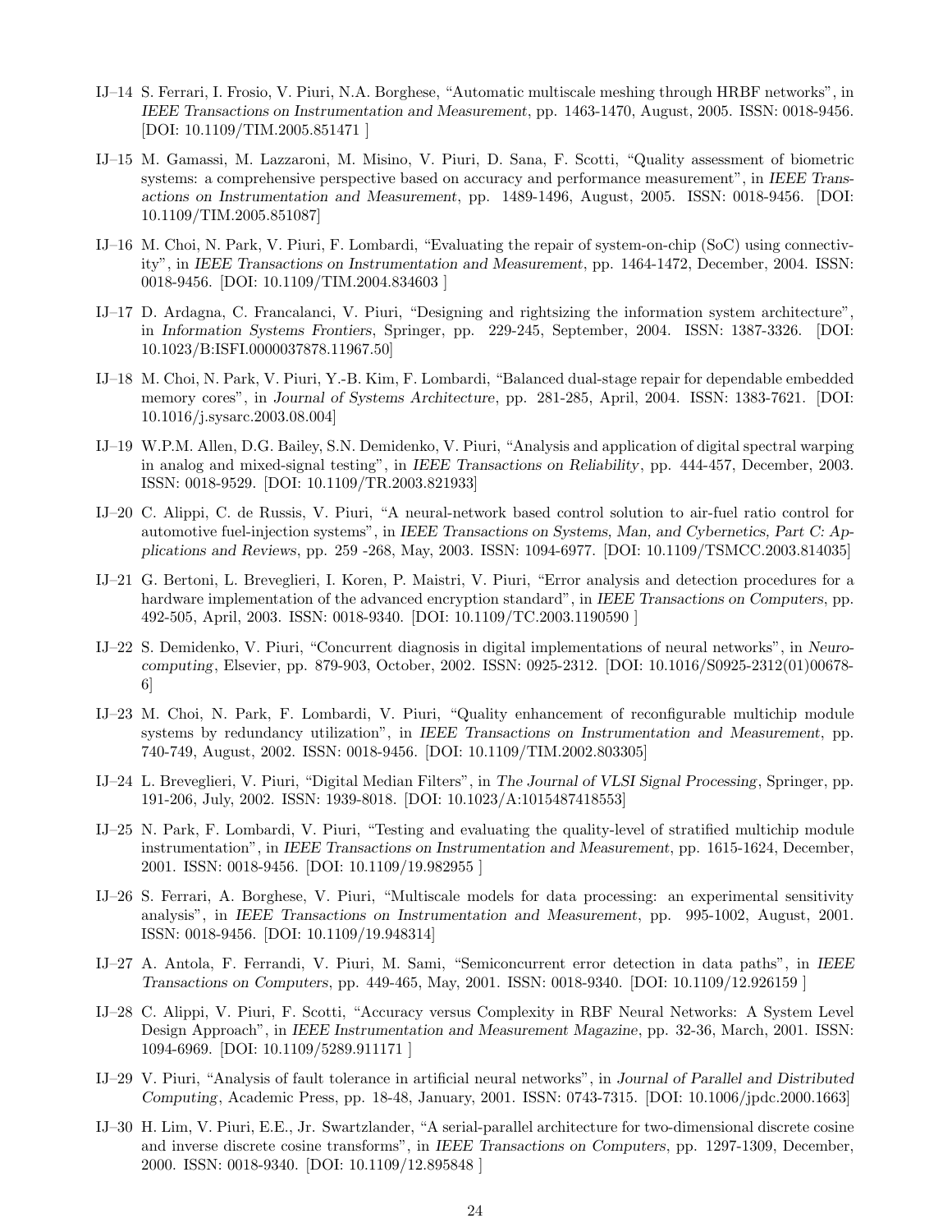IJ–14 S. Ferrari, I. Frosio, V. Piuri, N.A. Borghese, "Automatic multiscale meshing through HRBF networks", in *IEEE Transactions on Instrumentation and Measurement*, pp. 1463-1470, August, 2005. ISSN: 0018-9456. [DOI: 10.1109/TIM.2005.851471 ]

IJ–15 M. Gamassi, M. Lazzaroni, M. Misino, V. Piuri, D. Sana, F. Scotti, "Quality assessment of biometric systems: a comprehensive perspective based on accuracy and performance measurement", in *IEEE Transactions on Instrumentation and Measurement*, pp. 1489-1496, August, 2005. ISSN: 0018-9456. [DOI: 10.1109/TIM.2005.851087]

IJ–16 M. Choi, N. Park, V. Piuri, F. Lombardi, "Evaluating the repair of system-on-chip (SoC) using connectivity", in *IEEE Transactions on Instrumentation and Measurement*, pp. 1464-1472, December, 2004. ISSN: 0018-9456. [DOI: 10.1109/TIM.2004.834603 ]

IJ–17 D. Ardagna, C. Francalanci, V. Piuri, "Designing and rightsizing the information system architecture", in *Information Systems Frontiers*, Springer, pp. 229-245, September, 2004. ISSN: 1387-3326. [DOI: 10.1023/B:ISFI.0000037878.11967.50]

IJ–18 M. Choi, N. Park, V. Piuri, Y.-B. Kim, F. Lombardi, "Balanced dual-stage repair for dependable embedded memory cores", in *Journal of Systems Architecture*, pp. 281-285, April, 2004. ISSN: 1383-7621. [DOI: 10.1016/j.sysarc.2003.08.004]

IJ–19 W.P.M. Allen, D.G. Bailey, S.N. Demidenko, V. Piuri, "Analysis and application of digital spectral warping in analog and mixed-signal testing", in *IEEE Transactions on Reliability*, pp. 444-457, December, 2003. ISSN: 0018-9529. [DOI: 10.1109/TR.2003.821933]

IJ–20 C. Alippi, C. de Russis, V. Piuri, "A neural-network based control solution to air-fuel ratio control for automotive fuel-injection systems", in *IEEE Transactions on Systems, Man, and Cybernetics, Part C: Applications and Reviews*, pp. 259 -268, May, 2003. ISSN: 1094-6977. [DOI: 10.1109/TSMCC.2003.814035]

IJ–21 G. Bertoni, L. Breveglieri, I. Koren, P. Maistri, V. Piuri, "Error analysis and detection procedures for a hardware implementation of the advanced encryption standard", in *IEEE Transactions on Computers*, pp. 492-505, April, 2003. ISSN: 0018-9340. [DOI: 10.1109/TC.2003.1190590 ]

IJ–22 S. Demidenko, V. Piuri, "Concurrent diagnosis in digital implementations of neural networks", in *Neurocomputing*, Elsevier, pp. 879-903, October, 2002. ISSN: 0925-2312. [DOI: 10.1016/S0925-2312(01)00678-6]

IJ–23 M. Choi, N. Park, F. Lombardi, V. Piuri, "Quality enhancement of reconfigurable multichip module systems by redundancy utilization", in *IEEE Transactions on Instrumentation and Measurement*, pp. 740-749, August, 2002. ISSN: 0018-9456. [DOI: 10.1109/TIM.2002.803305]

IJ–24 L. Breveglieri, V. Piuri, "Digital Median Filters", in *The Journal of VLSI Signal Processing*, Springer, pp. 191-206, July, 2002. ISSN: 1939-8018. [DOI: 10.1023/A:1015487418553]

IJ–25 N. Park, F. Lombardi, V. Piuri, "Testing and evaluating the quality-level of stratified multichip module instrumentation", in *IEEE Transactions on Instrumentation and Measurement*, pp. 1615-1624, December, 2001. ISSN: 0018-9456. [DOI: 10.1109/19.982955 ]

IJ–26 S. Ferrari, A. Borghese, V. Piuri, "Multiscale models for data processing: an experimental sensitivity analysis", in *IEEE Transactions on Instrumentation and Measurement*, pp. 995-1002, August, 2001. ISSN: 0018-9456. [DOI: 10.1109/19.948314]

IJ–27 A. Antola, F. Ferrandi, V. Piuri, M. Sami, "Semiconcurrent error detection in data paths", in *IEEE Transactions on Computers*, pp. 449-465, May, 2001. ISSN: 0018-9340. [DOI: 10.1109/12.926159 ]

IJ–28 C. Alippi, V. Piuri, F. Scotti, "Accuracy versus Complexity in RBF Neural Networks: A System Level Design Approach", in *IEEE Instrumentation and Measurement Magazine*, pp. 32-36, March, 2001. ISSN: 1094-6969. [DOI: 10.1109/5289.911171 ]

IJ–29 V. Piuri, "Analysis of fault tolerance in artificial neural networks", in *Journal of Parallel and Distributed Computing*, Academic Press, pp. 18-48, January, 2001. ISSN: 0743-7315. [DOI: 10.1006/jpdc.2000.1663]

IJ–30 H. Lim, V. Piuri, E.E., Jr. Swartzlander, "A serial-parallel architecture for two-dimensional discrete cosine and inverse discrete cosine transforms", in *IEEE Transactions on Computers*, pp. 1297-1309, December, 2000. ISSN: 0018-9340. [DOI: 10.1109/12.895848 ]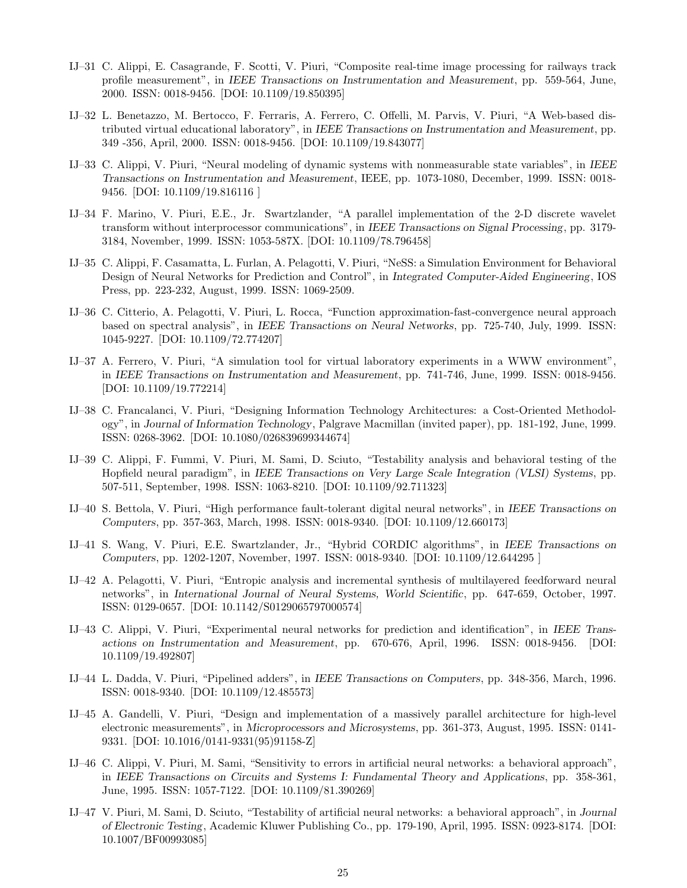IJ–31 C. Alippi, E. Casagrande, F. Scotti, V. Piuri, "Composite real-time image processing for railways track profile measurement", in *IEEE Transactions on Instrumentation and Measurement*, pp. 559-564, June, 2000. ISSN: 0018-9456. [DOI: 10.1109/19.850395]

IJ–32 L. Benetazzo, M. Bertocco, F. Ferraris, A. Ferrero, C. Offelli, M. Parvis, V. Piuri, "A Web-based distributed virtual educational laboratory", in *IEEE Transactions on Instrumentation and Measurement*, pp. 349 -356, April, 2000. ISSN: 0018-9456. [DOI: 10.1109/19.843077]

IJ–33 C. Alippi, V. Piuri, "Neural modeling of dynamic systems with nonmeasurable state variables", in *IEEE Transactions on Instrumentation and Measurement*, IEEE, pp. 1073-1080, December, 1999. ISSN: 0018-9456. [DOI: 10.1109/19.816116 ]

IJ–34 F. Marino, V. Piuri, E.E., Jr. Swartzlander, "A parallel implementation of the 2-D discrete wavelet transform without interprocessor communications", in *IEEE Transactions on Signal Processing*, pp. 3179-3184, November, 1999. ISSN: 1053-587X. [DOI: 10.1109/78.796458]

IJ–35 C. Alippi, F. Casamatta, L. Furlan, A. Pelagotti, V. Piuri, "NeSS: a Simulation Environment for Behavioral Design of Neural Networks for Prediction and Control", in *Integrated Computer-Aided Engineering*, IOS Press, pp. 223-232, August, 1999. ISSN: 1069-2509.

IJ–36 C. Citterio, A. Pelagotti, V. Piuri, L. Rocca, "Function approximation-fast-convergence neural approach based on spectral analysis", in *IEEE Transactions on Neural Networks*, pp. 725-740, July, 1999. ISSN: 1045-9227. [DOI: 10.1109/72.774207]

IJ–37 A. Ferrero, V. Piuri, "A simulation tool for virtual laboratory experiments in a WWW environment", in *IEEE Transactions on Instrumentation and Measurement*, pp. 741-746, June, 1999. ISSN: 0018-9456. [DOI: 10.1109/19.772214]

IJ–38 C. Francalanci, V. Piuri, "Designing Information Technology Architectures: a Cost-Oriented Methodology", in *Journal of Information Technology*, Palgrave Macmillan (invited paper), pp. 181-192, June, 1999. ISSN: 0268-3962. [DOI: 10.1080/026839699344674]

IJ–39 C. Alippi, F. Fummi, V. Piuri, M. Sami, D. Sciuto, "Testability analysis and behavioral testing of the Hopfield neural paradigm", in *IEEE Transactions on Very Large Scale Integration (VLSI) Systems*, pp. 507-511, September, 1998. ISSN: 1063-8210. [DOI: 10.1109/92.711323]

IJ–40 S. Bettola, V. Piuri, "High performance fault-tolerant digital neural networks", in *IEEE Transactions on Computers*, pp. 357-363, March, 1998. ISSN: 0018-9340. [DOI: 10.1109/12.660173]

IJ–41 S. Wang, V. Piuri, E.E. Swartzlander, Jr., "Hybrid CORDIC algorithms", in *IEEE Transactions on Computers*, pp. 1202-1207, November, 1997. ISSN: 0018-9340. [DOI: 10.1109/12.644295 ]

IJ–42 A. Pelagotti, V. Piuri, "Entropic analysis and incremental synthesis of multilayered feedforward neural networks", in *International Journal of Neural Systems, World Scientific*, pp. 647-659, October, 1997. ISSN: 0129-0657. [DOI: 10.1142/S0129065797000574]

IJ–43 C. Alippi, V. Piuri, "Experimental neural networks for prediction and identification", in *IEEE Transactions on Instrumentation and Measurement*, pp. 670-676, April, 1996. ISSN: 0018-9456. [DOI: 10.1109/19.492807]

IJ–44 L. Dadda, V. Piuri, "Pipelined adders", in *IEEE Transactions on Computers*, pp. 348-356, March, 1996. ISSN: 0018-9340. [DOI: 10.1109/12.485573]

IJ–45 A. Gandelli, V. Piuri, "Design and implementation of a massively parallel architecture for high-level electronic measurements", in *Microprocessors and Microsystems*, pp. 361-373, August, 1995. ISSN: 0141-9331. [DOI: 10.1016/0141-9331(95)91158-Z]

IJ–46 C. Alippi, V. Piuri, M. Sami, "Sensitivity to errors in artificial neural networks: a behavioral approach", in *IEEE Transactions on Circuits and Systems I: Fundamental Theory and Applications*, pp. 358-361, June, 1995. ISSN: 1057-7122. [DOI: 10.1109/81.390269]

IJ–47 V. Piuri, M. Sami, D. Sciuto, "Testability of artificial neural networks: a behavioral approach", in *Journal of Electronic Testing*, Academic Kluwer Publishing Co., pp. 179-190, April, 1995. ISSN: 0923-8174. [DOI: 10.1007/BF00993085]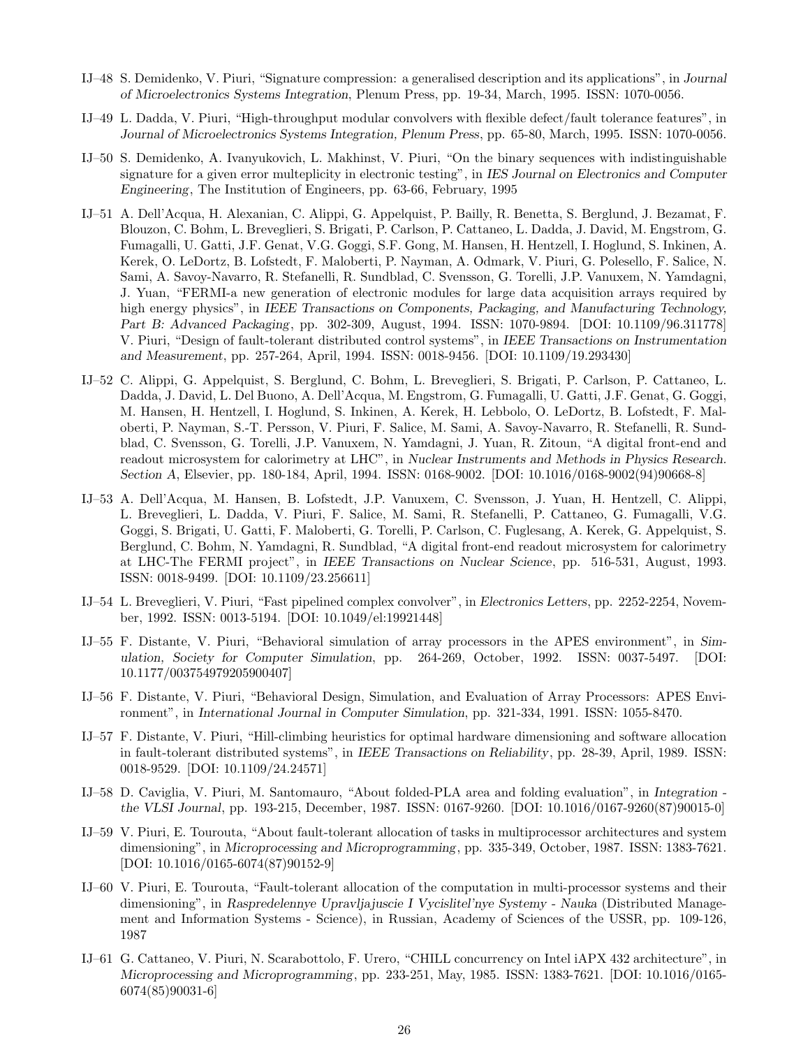IJ–48 S. Demidenko, V. Piuri, “Signature compression: a generalised description and its applications”, in *Journal of Microelectronics Systems Integration*, Plenum Press, pp. 19-34, March, 1995. ISSN: 1070-0056.

IJ–49 L. Dadda, V. Piuri, “High-throughput modular convolvers with flexible defect/fault tolerance features”, in *Journal of Microelectronics Systems Integration, Plenum Press*, pp. 65-80, March, 1995. ISSN: 1070-0056.

IJ–50 S. Demidenko, A. Ivanyukovich, L. Makhinst, V. Piuri, “On the binary sequences with indistinguishable signature for a given error multeplicity in electronic testing”, in *IES Journal on Electronics and Computer Engineering*, The Institution of Engineers, pp. 63-66, February, 1995

IJ–51 A. Dell'Acqua, H. Alexanian, C. Alippi, G. Appelquist, P. Bailly, R. Benetta, S. Berglund, J. Bezamat, F. Blouzon, C. Bohm, L. Breveglieri, S. Brigati, P. Carlson, P. Cattaneo, L. Dadda, J. David, M. Engstrom, G. Fumagalli, U. Gatti, J.F. Genat, V.G. Goggi, S.F. Gong, M. Hansen, H. Hentzell, I. Hoglund, S. Inkinen, A. Kerek, O. LeDortz, B. Lofstedt, F. Maloberti, P. Nayman, A. Odmark, V. Piuri, G. Polesello, F. Salice, N. Sami, A. Savoy-Navarro, R. Stefanelli, R. Sundblad, C. Svensson, G. Torelli, J.P. Vanuxem, N. Yamdagni, J. Yuan, “FERMI-a new generation of electronic modules for large data acquisition arrays required by high energy physics”, in *IEEE Transactions on Components, Packaging, and Manufacturing Technology, Part B: Advanced Packaging*, pp. 302-309, August, 1994. ISSN: 1070-9894. [DOI: 10.1109/96.311778] V. Piuri, “Design of fault-tolerant distributed control systems”, in *IEEE Transactions on Instrumentation and Measurement*, pp. 257-264, April, 1994. ISSN: 0018-9456. [DOI: 10.1109/19.293430]

IJ–52 C. Alippi, G. Appelquist, S. Berglund, C. Bohm, L. Breveglieri, S. Brigati, P. Carlson, P. Cattaneo, L. Dadda, J. David, L. Del Buono, A. Dell'Acqua, M. Engstrom, G. Fumagalli, U. Gatti, J.F. Genat, G. Goggi, M. Hansen, H. Hentzell, I. Hoglund, S. Inkinen, A. Kerek, H. Lebbolo, O. LeDortz, B. Lofstedt, F. Maloberti, P. Nayman, S.-T. Persson, V. Piuri, F. Salice, M. Sami, A. Savoy-Navarro, R. Stefanelli, R. Sundblad, C. Svensson, G. Torelli, J.P. Vanuxem, N. Yamdagni, J. Yuan, R. Zitoun, “A digital front-end and readout microsystem for calorimetry at LHC”, in *Nuclear Instruments and Methods in Physics Research. Section A*, Elsevier, pp. 180-184, April, 1994. ISSN: 0168-9002. [DOI: 10.1016/0168-9002(94)90668-8]

IJ–53 A. Dell'Acqua, M. Hansen, B. Lofstedt, J.P. Vanuxem, C. Svensson, J. Yuan, H. Hentzell, C. Alippi, L. Breveglieri, L. Dadda, V. Piuri, F. Salice, M. Sami, R. Stefanelli, P. Cattaneo, G. Fumagalli, V.G. Goggi, S. Brigati, U. Gatti, F. Maloberti, G. Torelli, P. Carlson, C. Fuglesang, A. Kerek, G. Appelquist, S. Berglund, C. Bohm, N. Yamdagni, R. Sundblad, “A digital front-end readout microsystem for calorimetry at LHC-The FERMI project”, in *IEEE Transactions on Nuclear Science*, pp. 516-531, August, 1993. ISSN: 0018-9499. [DOI: 10.1109/23.256611]

IJ–54 L. Breveglieri, V. Piuri, “Fast pipelined complex convolver”, in *Electronics Letters*, pp. 2252-2254, November, 1992. ISSN: 0013-5194. [DOI: 10.1049/el:19921448]

IJ–55 F. Distante, V. Piuri, “Behavioral simulation of array processors in the APES environment”, in *Simulation, Society for Computer Simulation*, pp. 264-269, October, 1992. ISSN: 0037-5497. [DOI: 10.1177/003754979205900407]

IJ–56 F. Distante, V. Piuri, “Behavioral Design, Simulation, and Evaluation of Array Processors: APES Environment”, in *International Journal in Computer Simulation*, pp. 321-334, 1991. ISSN: 1055-8470.

IJ–57 F. Distante, V. Piuri, “Hill-climbing heuristics for optimal hardware dimensioning and software allocation in fault-tolerant distributed systems”, in *IEEE Transactions on Reliability*, pp. 28-39, April, 1989. ISSN: 0018-9529. [DOI: 10.1109/24.24571]

IJ–58 D. Caviglia, V. Piuri, M. Santomauro, “About folded-PLA area and folding evaluation”, in *Integration - the VLSI Journal*, pp. 193-215, December, 1987. ISSN: 0167-9260. [DOI: 10.1016/0167-9260(87)90015-0]

IJ–59 V. Piuri, E. Tourouta, “About fault-tolerant allocation of tasks in multiprocessor architectures and system dimensioning”, in *Microprocessing and Microprogramming*, pp. 335-349, October, 1987. ISSN: 1383-7621. [DOI: 10.1016/0165-6074(87)90152-9]

IJ–60 V. Piuri, E. Tourouta, “Fault-tolerant allocation of the computation in multi-processor systems and their dimensioning”, in *Raspredelennye Upravljajuscie I Vycislitel'nye Systemy - Nauka* (Distributed Management and Information Systems - Science), in Russian, Academy of Sciences of the USSR, pp. 109-126, 1987

IJ–61 G. Cattaneo, V. Piuri, N. Scarabottolo, F. Urero, “CHILL concurrency on Intel iAPX 432 architecture”, in *Microprocessing and Microprogramming*, pp. 233-251, May, 1985. ISSN: 1383-7621. [DOI: 10.1016/0165-6074(85)90031-6]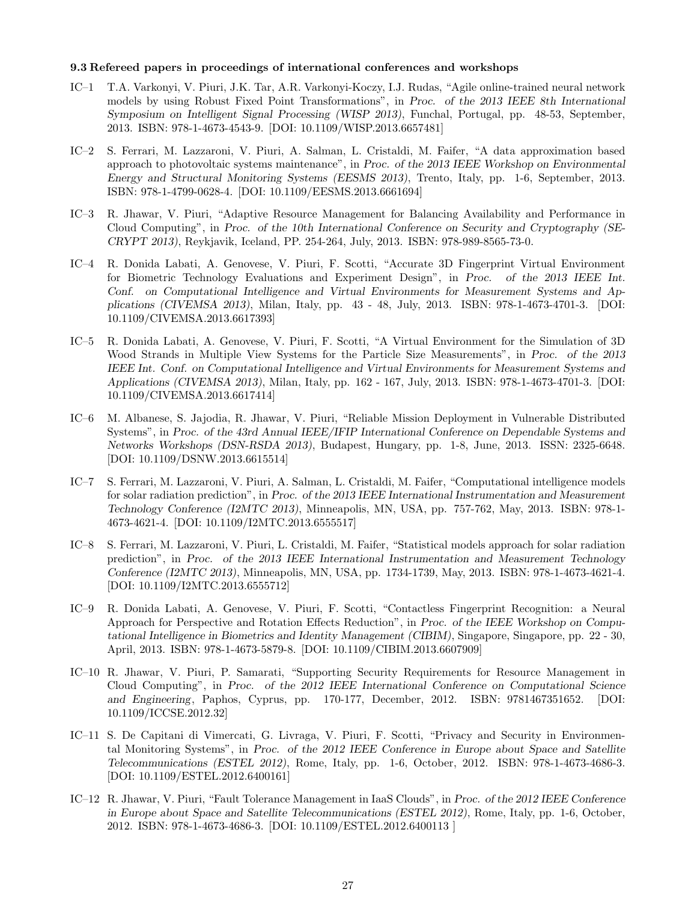### 9.3 Refereed papers in proceedings of international conferences and workshops

IC–1 T.A. Varkonyi, V. Piuri, J.K. Tar, A.R. Varkonyi-Koczy, I.J. Rudas, "Agile online-trained neural network models by using Robust Fixed Point Transformations", in *Proc. of the 2013 IEEE 8th International Symposium on Intelligent Signal Processing (WISP 2013)*, Funchal, Portugal, pp. 48-53, September, 2013. ISBN: 978-1-4673-4543-9. [DOI: 10.1109/WISP.2013.6657481]

IC–2 S. Ferrari, M. Lazzaroni, V. Piuri, A. Salman, L. Cristaldi, M. Faifer, "A data approximation based approach to photovoltaic systems maintenance", in *Proc. of the 2013 IEEE Workshop on Environmental Energy and Structural Monitoring Systems (EESMS 2013)*, Trento, Italy, pp. 1-6, September, 2013. ISBN: 978-1-4799-0628-4. [DOI: 10.1109/EESMS.2013.6661694]

IC–3 R. Jhawar, V. Piuri, "Adaptive Resource Management for Balancing Availability and Performance in Cloud Computing", in *Proc. of the 10th International Conference on Security and Cryptography (SECRYPT 2013)*, Reykjavik, Iceland, PP. 254-264, July, 2013. ISBN: 978-989-8565-73-0.

IC–4 R. Donida Labati, A. Genovese, V. Piuri, F. Scotti, "Accurate 3D Fingerprint Virtual Environment for Biometric Technology Evaluations and Experiment Design", in *Proc. of the 2013 IEEE Int. Conf. on Computational Intelligence and Virtual Environments for Measurement Systems and Applications (CIVEMSA 2013)*, Milan, Italy, pp. 43 - 48, July, 2013. ISBN: 978-1-4673-4701-3. [DOI: 10.1109/CIVEMSA.2013.6617393]

IC–5 R. Donida Labati, A. Genovese, V. Piuri, F. Scotti, "A Virtual Environment for the Simulation of 3D Wood Strands in Multiple View Systems for the Particle Size Measurements", in *Proc. of the 2013 IEEE Int. Conf. on Computational Intelligence and Virtual Environments for Measurement Systems and Applications (CIVEMSA 2013)*, Milan, Italy, pp. 162 - 167, July, 2013. ISBN: 978-1-4673-4701-3. [DOI: 10.1109/CIVEMSA.2013.6617414]

IC–6 M. Albanese, S. Jajodia, R. Jhawar, V. Piuri, "Reliable Mission Deployment in Vulnerable Distributed Systems", in *Proc. of the 43rd Annual IEEE/IFIP International Conference on Dependable Systems and Networks Workshops (DSN-RSDA 2013)*, Budapest, Hungary, pp. 1-8, June, 2013. ISSN: 2325-6648. [DOI: 10.1109/DSNW.2013.6615514]

IC–7 S. Ferrari, M. Lazzaroni, V. Piuri, A. Salman, L. Cristaldi, M. Faifer, "Computational intelligence models for solar radiation prediction", in *Proc. of the 2013 IEEE International Instrumentation and Measurement Technology Conference (I2MTC 2013)*, Minneapolis, MN, USA, pp. 757-762, May, 2013. ISBN: 978-1-4673-4621-4. [DOI: 10.1109/I2MTC.2013.6555517]

IC–8 S. Ferrari, M. Lazzaroni, V. Piuri, L. Cristaldi, M. Faifer, "Statistical models approach for solar radiation prediction", in *Proc. of the 2013 IEEE International Instrumentation and Measurement Technology Conference (I2MTC 2013)*, Minneapolis, MN, USA, pp. 1734-1739, May, 2013. ISBN: 978-1-4673-4621-4. [DOI: 10.1109/I2MTC.2013.6555712]

IC–9 R. Donida Labati, A. Genovese, V. Piuri, F. Scotti, "Contactless Fingerprint Recognition: a Neural Approach for Perspective and Rotation Effects Reduction", in *Proc. of the IEEE Workshop on Computational Intelligence in Biometrics and Identity Management (CIBIM)*, Singapore, Singapore, pp. 22 - 30, April, 2013. ISBN: 978-1-4673-5879-8. [DOI: 10.1109/CIBIM.2013.6607909]

IC–10 R. Jhawar, V. Piuri, P. Samarati, "Supporting Security Requirements for Resource Management in Cloud Computing", in *Proc. of the 2012 IEEE International Conference on Computational Science and Engineering*, Paphos, Cyprus, pp. 170-177, December, 2012. ISBN: 9781467351652. [DOI: 10.1109/ICCSE.2012.32]

IC–11 S. De Capitani di Vimercati, G. Livraga, V. Piuri, F. Scotti, "Privacy and Security in Environmental Monitoring Systems", in *Proc. of the 2012 IEEE Conference in Europe about Space and Satellite Telecommunications (ESTEL 2012)*, Rome, Italy, pp. 1-6, October, 2012. ISBN: 978-1-4673-4686-3. [DOI: 10.1109/ESTEL.2012.6400161]

IC–12 R. Jhawar, V. Piuri, "Fault Tolerance Management in IaaS Clouds", in *Proc. of the 2012 IEEE Conference in Europe about Space and Satellite Telecommunications (ESTEL 2012)*, Rome, Italy, pp. 1-6, October, 2012. ISBN: 978-1-4673-4686-3. [DOI: 10.1109/ESTEL.2012.6400113 ]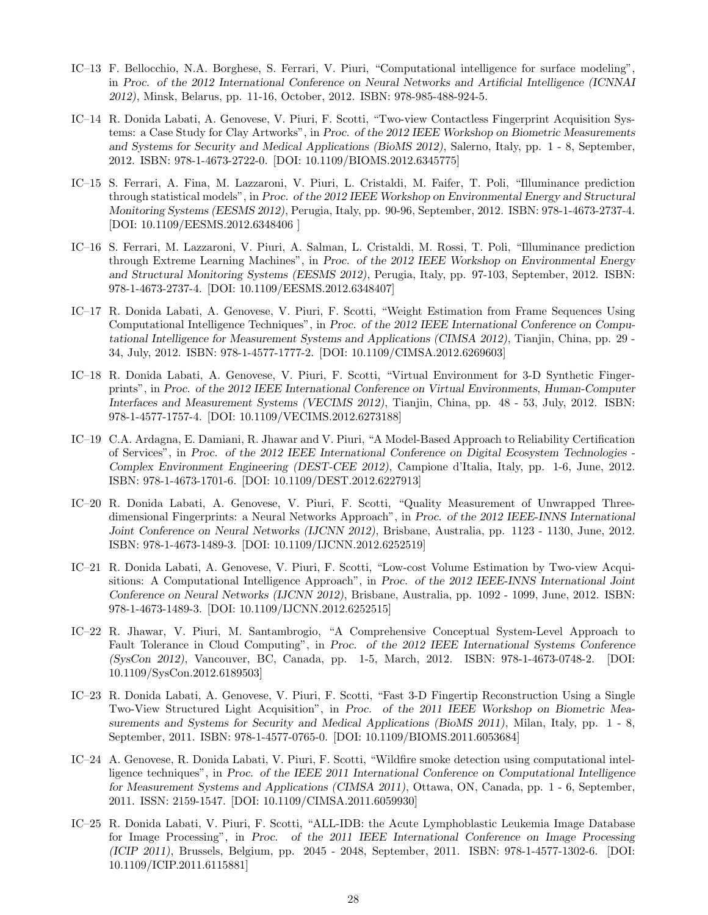IC–13 F. Bellocchio, N.A. Borghese, S. Ferrari, V. Piuri, "Computational intelligence for surface modeling", in *Proc. of the 2012 International Conference on Neural Networks and Artificial Intelligence (ICNNAI 2012)*, Minsk, Belarus, pp. 11-16, October, 2012. ISBN: 978-985-488-924-5.

IC–14 R. Donida Labati, A. Genovese, V. Piuri, F. Scotti, "Two-view Contactless Fingerprint Acquisition Systems: a Case Study for Clay Artworks", in *Proc. of the 2012 IEEE Workshop on Biometric Measurements and Systems for Security and Medical Applications (BioMS 2012)*, Salerno, Italy, pp. 1 - 8, September, 2012. ISBN: 978-1-4673-2722-0. [DOI: 10.1109/BIOMS.2012.6345775]

IC–15 S. Ferrari, A. Fina, M. Lazzaroni, V. Piuri, L. Cristaldi, M. Faifer, T. Poli, "Illuminance prediction through statistical models", in *Proc. of the 2012 IEEE Workshop on Environmental Energy and Structural Monitoring Systems (EESMS 2012)*, Perugia, Italy, pp. 90-96, September, 2012. ISBN: 978-1-4673-2737-4. [DOI: 10.1109/EESMS.2012.6348406 ]

IC–16 S. Ferrari, M. Lazzaroni, V. Piuri, A. Salman, L. Cristaldi, M. Rossi, T. Poli, "Illuminance prediction through Extreme Learning Machines", in *Proc. of the 2012 IEEE Workshop on Environmental Energy and Structural Monitoring Systems (EESMS 2012)*, Perugia, Italy, pp. 97-103, September, 2012. ISBN: 978-1-4673-2737-4. [DOI: 10.1109/EESMS.2012.6348407]

IC–17 R. Donida Labati, A. Genovese, V. Piuri, F. Scotti, "Weight Estimation from Frame Sequences Using Computational Intelligence Techniques", in *Proc. of the 2012 IEEE International Conference on Computational Intelligence for Measurement Systems and Applications (CIMSA 2012)*, Tianjin, China, pp. 29 - 34, July, 2012. ISBN: 978-1-4577-1777-2. [DOI: 10.1109/CIMSA.2012.6269603]

IC–18 R. Donida Labati, A. Genovese, V. Piuri, F. Scotti, "Virtual Environment for 3-D Synthetic Fingerprints", in *Proc. of the 2012 IEEE International Conference on Virtual Environments, Human-Computer Interfaces and Measurement Systems (VECIMS 2012)*, Tianjin, China, pp. 48 - 53, July, 2012. ISBN: 978-1-4577-1757-4. [DOI: 10.1109/VECIMS.2012.6273188]

IC–19 C.A. Ardagna, E. Damiani, R. Jhawar and V. Piuri, "A Model-Based Approach to Reliability Certification of Services", in *Proc. of the 2012 IEEE International Conference on Digital Ecosystem Technologies - Complex Environment Engineering (DEST-CEE 2012)*, Campione d'Italia, Italy, pp. 1-6, June, 2012. ISBN: 978-1-4673-1701-6. [DOI: 10.1109/DEST.2012.6227913]

IC–20 R. Donida Labati, A. Genovese, V. Piuri, F. Scotti, "Quality Measurement of Unwrapped Three-dimensional Fingerprints: a Neural Networks Approach", in *Proc. of the 2012 IEEE-INNS International Joint Conference on Neural Networks (IJCNN 2012)*, Brisbane, Australia, pp. 1123 - 1130, June, 2012. ISBN: 978-1-4673-1489-3. [DOI: 10.1109/IJCNN.2012.6252519]

IC–21 R. Donida Labati, A. Genovese, V. Piuri, F. Scotti, "Low-cost Volume Estimation by Two-view Acquisitions: A Computational Intelligence Approach", in *Proc. of the 2012 IEEE-INNS International Joint Conference on Neural Networks (IJCNN 2012)*, Brisbane, Australia, pp. 1092 - 1099, June, 2012. ISBN: 978-1-4673-1489-3. [DOI: 10.1109/IJCNN.2012.6252515]

IC–22 R. Jhawar, V. Piuri, M. Santambrogio, "A Comprehensive Conceptual System-Level Approach to Fault Tolerance in Cloud Computing", in *Proc. of the 2012 IEEE International Systems Conference (SysCon 2012)*, Vancouver, BC, Canada, pp. 1-5, March, 2012. ISBN: 978-1-4673-0748-2. [DOI: 10.1109/SysCon.2012.6189503]

IC–23 R. Donida Labati, A. Genovese, V. Piuri, F. Scotti, "Fast 3-D Fingertip Reconstruction Using a Single Two-View Structured Light Acquisition", in *Proc. of the 2011 IEEE Workshop on Biometric Measurements and Systems for Security and Medical Applications (BioMS 2011)*, Milan, Italy, pp. 1 - 8, September, 2011. ISBN: 978-1-4577-0765-0. [DOI: 10.1109/BIOMS.2011.6053684]

IC–24 A. Genovese, R. Donida Labati, V. Piuri, F. Scotti, "Wildfire smoke detection using computational intelligence techniques", in *Proc. of the IEEE 2011 International Conference on Computational Intelligence for Measurement Systems and Applications (CIMSA 2011)*, Ottawa, ON, Canada, pp. 1 - 6, September, 2011. ISSN: 2159-1547. [DOI: 10.1109/CIMSA.2011.6059930]

IC–25 R. Donida Labati, V. Piuri, F. Scotti, "ALL-IDB: the Acute Lymphoblastic Leukemia Image Database for Image Processing", in *Proc. of the 2011 IEEE International Conference on Image Processing (ICIP 2011)*, Brussels, Belgium, pp. 2045 - 2048, September, 2011. ISBN: 978-1-4577-1302-6. [DOI: 10.1109/ICIP.2011.6115881]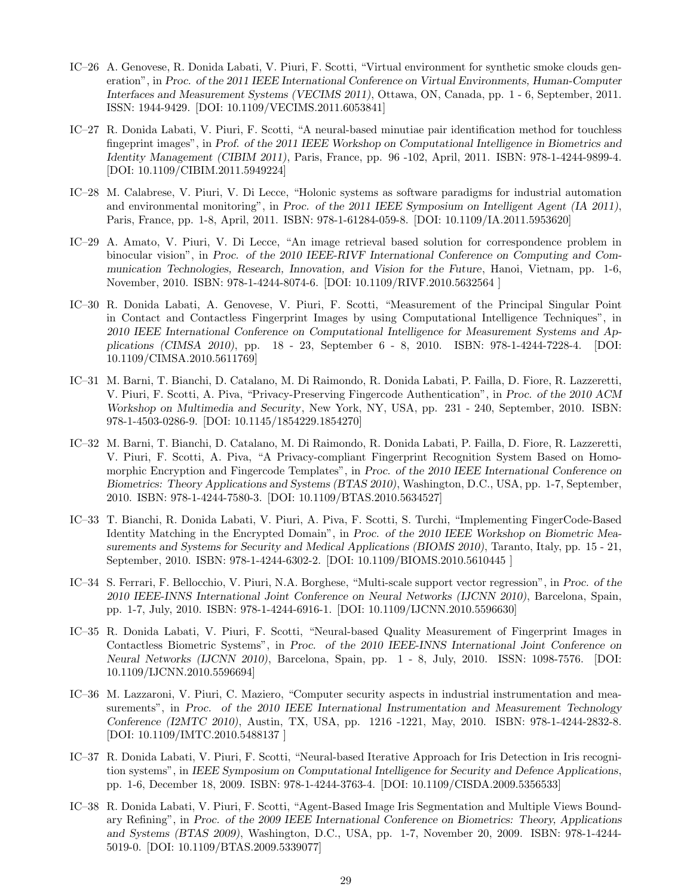IC–26 A. Genovese, R. Donida Labati, V. Piuri, F. Scotti, "Virtual environment for synthetic smoke clouds generation", in *Proc. of the 2011 IEEE International Conference on Virtual Environments, Human-Computer Interfaces and Measurement Systems (VECIMS 2011)*, Ottawa, ON, Canada, pp. 1 - 6, September, 2011. ISSN: 1944-9429. [DOI: 10.1109/VECIMS.2011.6053841]

IC–27 R. Donida Labati, V. Piuri, F. Scotti, "A neural-based minutiae pair identification method for touchless fingeprint images", in *Prof. of the 2011 IEEE Workshop on Computational Intelligence in Biometrics and Identity Management (CIBIM 2011)*, Paris, France, pp. 96 -102, April, 2011. ISBN: 978-1-4244-9899-4. [DOI: 10.1109/CIBIM.2011.5949224]

IC–28 M. Calabrese, V. Piuri, V. Di Lecce, "Holonic systems as software paradigms for industrial automation and environmental monitoring", in *Proc. of the 2011 IEEE Symposium on Intelligent Agent (IA 2011)*, Paris, France, pp. 1-8, April, 2011. ISBN: 978-1-61284-059-8. [DOI: 10.1109/IA.2011.5953620]

IC–29 A. Amato, V. Piuri, V. Di Lecce, "An image retrieval based solution for correspondence problem in binocular vision", in *Proc. of the 2010 IEEE-RIVF International Conference on Computing and Communication Technologies, Research, Innovation, and Vision for the Future*, Hanoi, Vietnam, pp. 1-6, November, 2010. ISBN: 978-1-4244-8074-6. [DOI: 10.1109/RIVF.2010.5632564 ]

IC–30 R. Donida Labati, A. Genovese, V. Piuri, F. Scotti, "Measurement of the Principal Singular Point in Contact and Contactless Fingerprint Images by using Computational Intelligence Techniques", in *2010 IEEE International Conference on Computational Intelligence for Measurement Systems and Applications (CIMSA 2010)*, pp. 18 - 23, September 6 - 8, 2010. ISBN: 978-1-4244-7228-4. [DOI: 10.1109/CIMSA.2010.5611769]

IC–31 M. Barni, T. Bianchi, D. Catalano, M. Di Raimondo, R. Donida Labati, P. Failla, D. Fiore, R. Lazzeretti, V. Piuri, F. Scotti, A. Piva, "Privacy-Preserving Fingercode Authentication", in *Proc. of the 2010 ACM Workshop on Multimedia and Security*, New York, NY, USA, pp. 231 - 240, September, 2010. ISBN: 978-1-4503-0286-9. [DOI: 10.1145/1854229.1854270]

IC–32 M. Barni, T. Bianchi, D. Catalano, M. Di Raimondo, R. Donida Labati, P. Failla, D. Fiore, R. Lazzeretti, V. Piuri, F. Scotti, A. Piva, "A Privacy-compliant Fingerprint Recognition System Based on Homomorphic Encryption and Fingercode Templates", in *Proc. of the 2010 IEEE International Conference on Biometrics: Theory Applications and Systems (BTAS 2010)*, Washington, D.C., USA, pp. 1-7, September, 2010. ISBN: 978-1-4244-7580-3. [DOI: 10.1109/BTAS.2010.5634527]

IC–33 T. Bianchi, R. Donida Labati, V. Piuri, A. Piva, F. Scotti, S. Turchi, "Implementing FingerCode-Based Identity Matching in the Encrypted Domain", in *Proc. of the 2010 IEEE Workshop on Biometric Measurements and Systems for Security and Medical Applications (BIOMS 2010)*, Taranto, Italy, pp. 15 - 21, September, 2010. ISBN: 978-1-4244-6302-2. [DOI: 10.1109/BIOMS.2010.5610445 ]

IC–34 S. Ferrari, F. Bellocchio, V. Piuri, N.A. Borghese, "Multi-scale support vector regression", in *Proc. of the 2010 IEEE-INNS International Joint Conference on Neural Networks (IJCNN 2010)*, Barcelona, Spain, pp. 1-7, July, 2010. ISBN: 978-1-4244-6916-1. [DOI: 10.1109/IJCNN.2010.5596630]

IC–35 R. Donida Labati, V. Piuri, F. Scotti, "Neural-based Quality Measurement of Fingerprint Images in Contactless Biometric Systems", in *Proc. of the 2010 IEEE-INNS International Joint Conference on Neural Networks (IJCNN 2010)*, Barcelona, Spain, pp. 1 - 8, July, 2010. ISSN: 1098-7576. [DOI: 10.1109/IJCNN.2010.5596694]

IC–36 M. Lazzaroni, V. Piuri, C. Maziero, "Computer security aspects in industrial instrumentation and measurements", in *Proc. of the 2010 IEEE International Instrumentation and Measurement Technology Conference (I2MTC 2010)*, Austin, TX, USA, pp. 1216 -1221, May, 2010. ISBN: 978-1-4244-2832-8. [DOI: 10.1109/IMTC.2010.5488137 ]

IC–37 R. Donida Labati, V. Piuri, F. Scotti, "Neural-based Iterative Approach for Iris Detection in Iris recognition systems", in *IEEE Symposium on Computational Intelligence for Security and Defence Applications*, pp. 1-6, December 18, 2009. ISBN: 978-1-4244-3763-4. [DOI: 10.1109/CISDA.2009.5356533]

IC–38 R. Donida Labati, V. Piuri, F. Scotti, "Agent-Based Image Iris Segmentation and Multiple Views Boundary Refining", in *Proc. of the 2009 IEEE International Conference on Biometrics: Theory, Applications and Systems (BTAS 2009)*, Washington, D.C., USA, pp. 1-7, November 20, 2009. ISBN: 978-1-4244-5019-0. [DOI: 10.1109/BTAS.2009.5339077]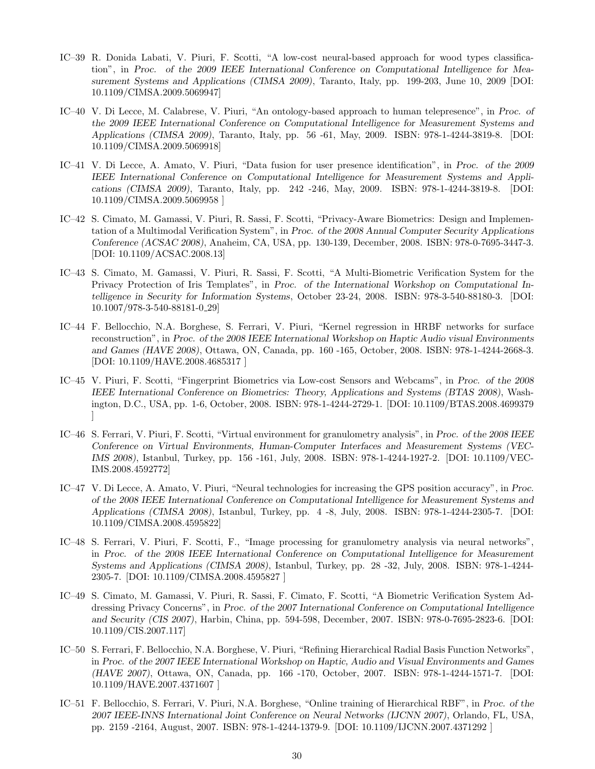IC–39 R. Donida Labati, V. Piuri, F. Scotti, "A low-cost neural-based approach for wood types classification", in *Proc. of the 2009 IEEE International Conference on Computational Intelligence for Measurement Systems and Applications (CIMSA 2009)*, Taranto, Italy, pp. 199-203, June 10, 2009 [DOI: 10.1109/CIMSA.2009.5069947]

IC–40 V. Di Lecce, M. Calabrese, V. Piuri, "An ontology-based approach to human telepresence", in *Proc. of the 2009 IEEE International Conference on Computational Intelligence for Measurement Systems and Applications (CIMSA 2009)*, Taranto, Italy, pp. 56 -61, May, 2009. ISBN: 978-1-4244-3819-8. [DOI: 10.1109/CIMSA.2009.5069918]

IC–41 V. Di Lecce, A. Amato, V. Piuri, "Data fusion for user presence identification", in *Proc. of the 2009 IEEE International Conference on Computational Intelligence for Measurement Systems and Applications (CIMSA 2009)*, Taranto, Italy, pp. 242 -246, May, 2009. ISBN: 978-1-4244-3819-8. [DOI: 10.1109/CIMSA.2009.5069958 ]

IC–42 S. Cimato, M. Gamassi, V. Piuri, R. Sassi, F. Scotti, "Privacy-Aware Biometrics: Design and Implementation of a Multimodal Verification System", in *Proc. of the 2008 Annual Computer Security Applications Conference (ACSAC 2008)*, Anaheim, CA, USA, pp. 130-139, December, 2008. ISBN: 978-0-7695-3447-3. [DOI: 10.1109/ACSAC.2008.13]

IC–43 S. Cimato, M. Gamassi, V. Piuri, R. Sassi, F. Scotti, "A Multi-Biometric Verification System for the Privacy Protection of Iris Templates", in *Proc. of the International Workshop on Computational Intelligence in Security for Information Systems*, October 23-24, 2008. ISBN: 978-3-540-88180-3. [DOI: 10.1007/978-3-540-88181-0_29]

IC–44 F. Bellocchio, N.A. Borghese, S. Ferrari, V. Piuri, "Kernel regression in HRBF networks for surface reconstruction", in *Proc. of the 2008 IEEE International Workshop on Haptic Audio visual Environments and Games (HAVE 2008)*, Ottawa, ON, Canada, pp. 160 -165, October, 2008. ISBN: 978-1-4244-2668-3. [DOI: 10.1109/HAVE.2008.4685317 ]

IC–45 V. Piuri, F. Scotti, "Fingerprint Biometrics via Low-cost Sensors and Webcams", in *Proc. of the 2008 IEEE International Conference on Biometrics: Theory, Applications and Systems (BTAS 2008)*, Washington, D.C., USA, pp. 1-6, October, 2008. ISBN: 978-1-4244-2729-1. [DOI: 10.1109/BTAS.2008.4699379 ]

IC–46 S. Ferrari, V. Piuri, F. Scotti, "Virtual environment for granulometry analysis", in *Proc. of the 2008 IEEE Conference on Virtual Environments, Human-Computer Interfaces and Measurement Systems (VECIMS 2008)*, Istanbul, Turkey, pp. 156 -161, July, 2008. ISBN: 978-1-4244-1927-2. [DOI: 10.1109/VECIMS.2008.4592772]

IC–47 V. Di Lecce, A. Amato, V. Piuri, "Neural technologies for increasing the GPS position accuracy", in *Proc. of the 2008 IEEE International Conference on Computational Intelligence for Measurement Systems and Applications (CIMSA 2008)*, Istanbul, Turkey, pp. 4 -8, July, 2008. ISBN: 978-1-4244-2305-7. [DOI: 10.1109/CIMSA.2008.4595822]

IC–48 S. Ferrari, V. Piuri, F. Scotti, F., "Image processing for granulometry analysis via neural networks", in *Proc. of the 2008 IEEE International Conference on Computational Intelligence for Measurement Systems and Applications (CIMSA 2008)*, Istanbul, Turkey, pp. 28 -32, July, 2008. ISBN: 978-1-4244-2305-7. [DOI: 10.1109/CIMSA.2008.4595827 ]

IC–49 S. Cimato, M. Gamassi, V. Piuri, R. Sassi, F. Cimato, F. Scotti, "A Biometric Verification System Addressing Privacy Concerns", in *Proc. of the 2007 International Conference on Computational Intelligence and Security (CIS 2007)*, Harbin, China, pp. 594-598, December, 2007. ISBN: 978-0-7695-2823-6. [DOI: 10.1109/CIS.2007.117]

IC–50 S. Ferrari, F. Bellocchio, N.A. Borghese, V. Piuri, "Refining Hierarchical Radial Basis Function Networks", in *Proc. of the 2007 IEEE International Workshop on Haptic, Audio and Visual Environments and Games (HAVE 2007)*, Ottawa, ON, Canada, pp. 166 -170, October, 2007. ISBN: 978-1-4244-1571-7. [DOI: 10.1109/HAVE.2007.4371607 ]

IC–51 F. Bellocchio, S. Ferrari, V. Piuri, N.A. Borghese, "Online training of Hierarchical RBF", in *Proc. of the 2007 IEEE-INNS International Joint Conference on Neural Networks (IJCNN 2007)*, Orlando, FL, USA, pp. 2159 -2164, August, 2007. ISBN: 978-1-4244-1379-9. [DOI: 10.1109/IJCNN.2007.4371292 ]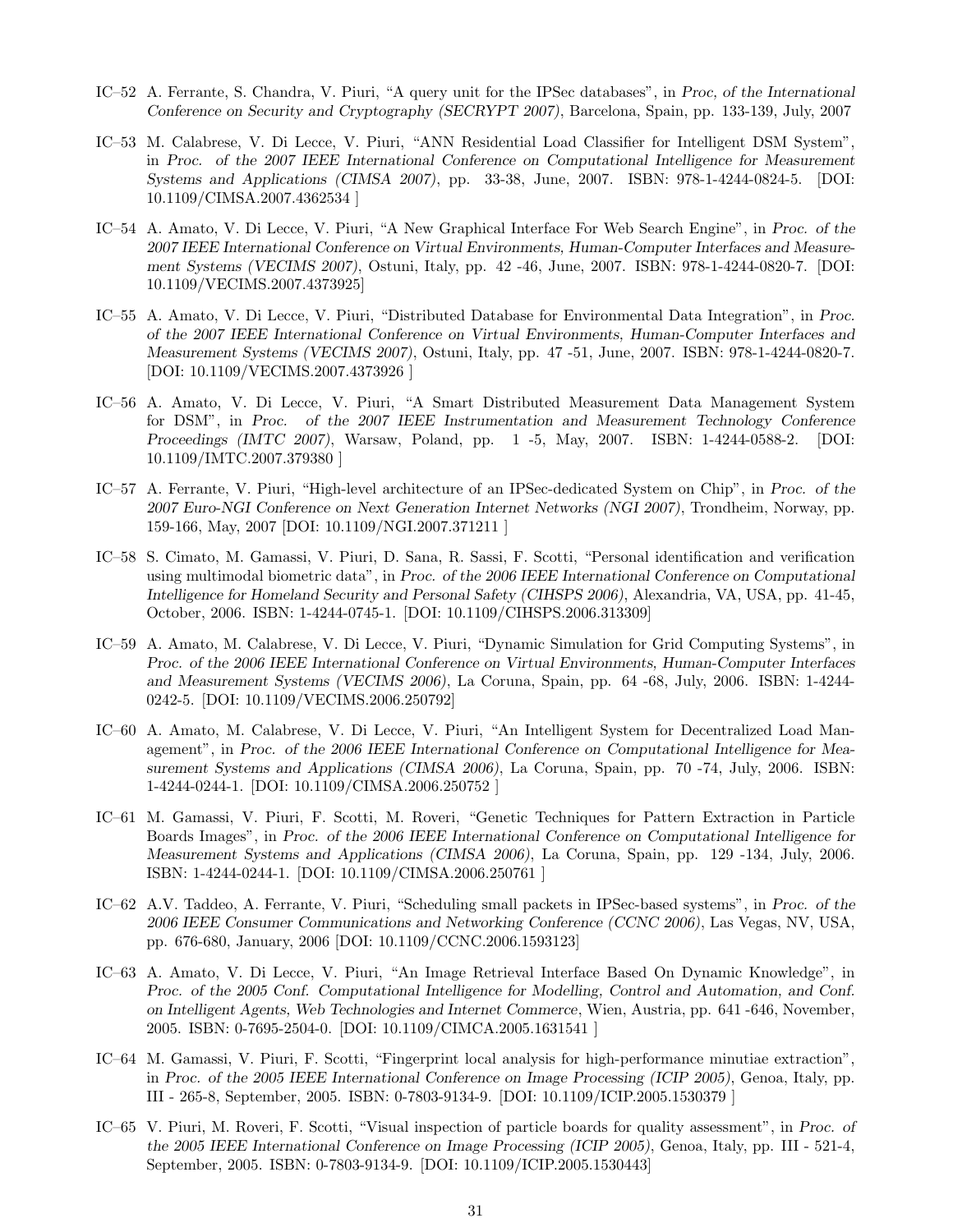IC–52 A. Ferrante, S. Chandra, V. Piuri, "A query unit for the IPSec databases", in *Proc, of the International Conference on Security and Cryptography (SECRYPT 2007)*, Barcelona, Spain, pp. 133-139, July, 2007

IC–53 M. Calabrese, V. Di Lecce, V. Piuri, "ANN Residential Load Classifier for Intelligent DSM System", in *Proc. of the 2007 IEEE International Conference on Computational Intelligence for Measurement Systems and Applications (CIMSA 2007)*, pp. 33-38, June, 2007. ISBN: 978-1-4244-0824-5. [DOI: 10.1109/CIMSA.2007.4362534 ]

IC–54 A. Amato, V. Di Lecce, V. Piuri, "A New Graphical Interface For Web Search Engine", in *Proc. of the 2007 IEEE International Conference on Virtual Environments, Human-Computer Interfaces and Measurement Systems (VECIMS 2007)*, Ostuni, Italy, pp. 42 -46, June, 2007. ISBN: 978-1-4244-0820-7. [DOI: 10.1109/VECIMS.2007.4373925]

IC–55 A. Amato, V. Di Lecce, V. Piuri, "Distributed Database for Environmental Data Integration", in *Proc. of the 2007 IEEE International Conference on Virtual Environments, Human-Computer Interfaces and Measurement Systems (VECIMS 2007)*, Ostuni, Italy, pp. 47 -51, June, 2007. ISBN: 978-1-4244-0820-7. [DOI: 10.1109/VECIMS.2007.4373926 ]

IC–56 A. Amato, V. Di Lecce, V. Piuri, "A Smart Distributed Measurement Data Management System for DSM", in *Proc. of the 2007 IEEE Instrumentation and Measurement Technology Conference Proceedings (IMTC 2007)*, Warsaw, Poland, pp. 1 -5, May, 2007. ISBN: 1-4244-0588-2. [DOI: 10.1109/IMTC.2007.379380 ]

IC–57 A. Ferrante, V. Piuri, "High-level architecture of an IPSec-dedicated System on Chip", in *Proc. of the 2007 Euro-NGI Conference on Next Generation Internet Networks (NGI 2007)*, Trondheim, Norway, pp. 159-166, May, 2007 [DOI: 10.1109/NGI.2007.371211 ]

IC–58 S. Cimato, M. Gamassi, V. Piuri, D. Sana, R. Sassi, F. Scotti, "Personal identification and verification using multimodal biometric data", in *Proc. of the 2006 IEEE International Conference on Computational Intelligence for Homeland Security and Personal Safety (CIHSPS 2006)*, Alexandria, VA, USA, pp. 41-45, October, 2006. ISBN: 1-4244-0745-1. [DOI: 10.1109/CIHSPS.2006.313309]

IC–59 A. Amato, M. Calabrese, V. Di Lecce, V. Piuri, "Dynamic Simulation for Grid Computing Systems", in *Proc. of the 2006 IEEE International Conference on Virtual Environments, Human-Computer Interfaces and Measurement Systems (VECIMS 2006)*, La Coruna, Spain, pp. 64 -68, July, 2006. ISBN: 1-4244-0242-5. [DOI: 10.1109/VECIMS.2006.250792]

IC–60 A. Amato, M. Calabrese, V. Di Lecce, V. Piuri, "An Intelligent System for Decentralized Load Management", in *Proc. of the 2006 IEEE International Conference on Computational Intelligence for Measurement Systems and Applications (CIMSA 2006)*, La Coruna, Spain, pp. 70 -74, July, 2006. ISBN: 1-4244-0244-1. [DOI: 10.1109/CIMSA.2006.250752 ]

IC–61 M. Gamassi, V. Piuri, F. Scotti, M. Roveri, "Genetic Techniques for Pattern Extraction in Particle Boards Images", in *Proc. of the 2006 IEEE International Conference on Computational Intelligence for Measurement Systems and Applications (CIMSA 2006)*, La Coruna, Spain, pp. 129 -134, July, 2006. ISBN: 1-4244-0244-1. [DOI: 10.1109/CIMSA.2006.250761 ]

IC–62 A.V. Taddeo, A. Ferrante, V. Piuri, "Scheduling small packets in IPSec-based systems", in *Proc. of the 2006 IEEE Consumer Communications and Networking Conference (CCNC 2006)*, Las Vegas, NV, USA, pp. 676-680, January, 2006 [DOI: 10.1109/CCNC.2006.1593123]

IC–63 A. Amato, V. Di Lecce, V. Piuri, "An Image Retrieval Interface Based On Dynamic Knowledge", in *Proc. of the 2005 Conf. Computational Intelligence for Modelling, Control and Automation, and Conf. on Intelligent Agents, Web Technologies and Internet Commerce*, Wien, Austria, pp. 641 -646, November, 2005. ISBN: 0-7695-2504-0. [DOI: 10.1109/CIMCA.2005.1631541 ]

IC–64 M. Gamassi, V. Piuri, F. Scotti, "Fingerprint local analysis for high-performance minutiae extraction", in *Proc. of the 2005 IEEE International Conference on Image Processing (ICIP 2005)*, Genoa, Italy, pp. III - 265-8, September, 2005. ISBN: 0-7803-9134-9. [DOI: 10.1109/ICIP.2005.1530379 ]

IC–65 V. Piuri, M. Roveri, F. Scotti, "Visual inspection of particle boards for quality assessment", in *Proc. of the 2005 IEEE International Conference on Image Processing (ICIP 2005)*, Genoa, Italy, pp. III - 521-4, September, 2005. ISBN: 0-7803-9134-9. [DOI: 10.1109/ICIP.2005.1530443]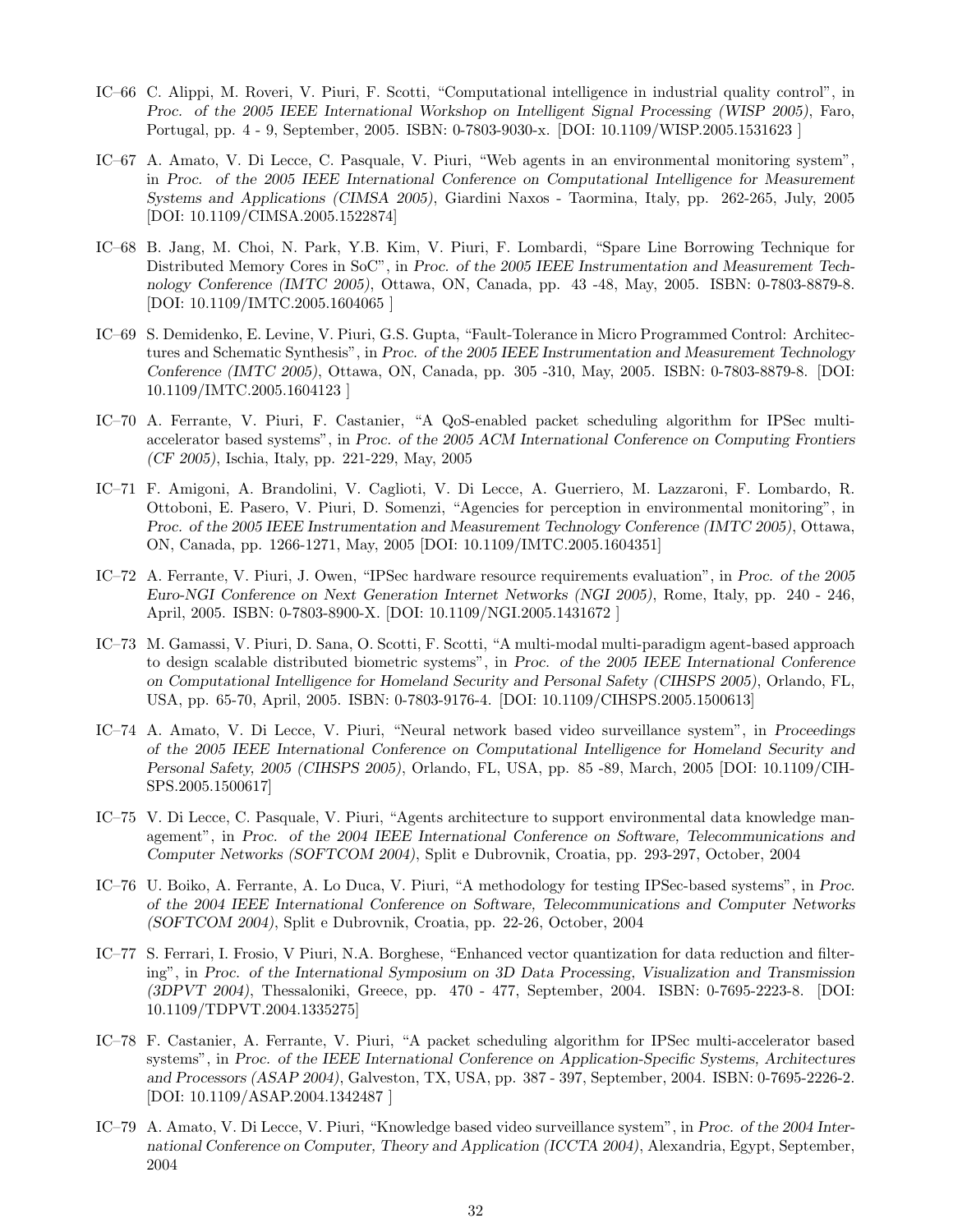IC–66 C. Alippi, M. Roveri, V. Piuri, F. Scotti, "Computational intelligence in industrial quality control", in *Proc. of the 2005 IEEE International Workshop on Intelligent Signal Processing (WISP 2005)*, Faro, Portugal, pp. 4 - 9, September, 2005. ISBN: 0-7803-9030-x. [DOI: 10.1109/WISP.2005.1531623 ]

IC–67 A. Amato, V. Di Lecce, C. Pasquale, V. Piuri, "Web agents in an environmental monitoring system", in *Proc. of the 2005 IEEE International Conference on Computational Intelligence for Measurement Systems and Applications (CIMSA 2005)*, Giardini Naxos - Taormina, Italy, pp. 262-265, July, 2005 [DOI: 10.1109/CIMSA.2005.1522874]

IC–68 B. Jang, M. Choi, N. Park, Y.B. Kim, V. Piuri, F. Lombardi, "Spare Line Borrowing Technique for Distributed Memory Cores in SoC", in *Proc. of the 2005 IEEE Instrumentation and Measurement Technology Conference (IMTC 2005)*, Ottawa, ON, Canada, pp. 43 -48, May, 2005. ISBN: 0-7803-8879-8. [DOI: 10.1109/IMTC.2005.1604065 ]

IC–69 S. Demidenko, E. Levine, V. Piuri, G.S. Gupta, "Fault-Tolerance in Micro Programmed Control: Architectures and Schematic Synthesis", in *Proc. of the 2005 IEEE Instrumentation and Measurement Technology Conference (IMTC 2005)*, Ottawa, ON, Canada, pp. 305 -310, May, 2005. ISBN: 0-7803-8879-8. [DOI: 10.1109/IMTC.2005.1604123 ]

IC–70 A. Ferrante, V. Piuri, F. Castanier, "A QoS-enabled packet scheduling algorithm for IPSec multi-accelerator based systems", in *Proc. of the 2005 ACM International Conference on Computing Frontiers (CF 2005)*, Ischia, Italy, pp. 221-229, May, 2005

IC–71 F. Amigoni, A. Brandolini, V. Caglioti, V. Di Lecce, A. Guerriero, M. Lazzaroni, F. Lombardo, R. Ottoboni, E. Pasero, V. Piuri, D. Somenzi, "Agencies for perception in environmental monitoring", in *Proc. of the 2005 IEEE Instrumentation and Measurement Technology Conference (IMTC 2005)*, Ottawa, ON, Canada, pp. 1266-1271, May, 2005 [DOI: 10.1109/IMTC.2005.1604351]

IC–72 A. Ferrante, V. Piuri, J. Owen, "IPSec hardware resource requirements evaluation", in *Proc. of the 2005 Euro-NGI Conference on Next Generation Internet Networks (NGI 2005)*, Rome, Italy, pp. 240 - 246, April, 2005. ISBN: 0-7803-8900-X. [DOI: 10.1109/NGI.2005.1431672 ]

IC–73 M. Gamassi, V. Piuri, D. Sana, O. Scotti, F. Scotti, "A multi-modal multi-paradigm agent-based approach to design scalable distributed biometric systems", in *Proc. of the 2005 IEEE International Conference on Computational Intelligence for Homeland Security and Personal Safety (CIHSPS 2005)*, Orlando, FL, USA, pp. 65-70, April, 2005. ISBN: 0-7803-9176-4. [DOI: 10.1109/CIHSPS.2005.1500613]

IC–74 A. Amato, V. Di Lecce, V. Piuri, "Neural network based video surveillance system", in *Proceedings of the 2005 IEEE International Conference on Computational Intelligence for Homeland Security and Personal Safety, 2005 (CIHSPS 2005)*, Orlando, FL, USA, pp. 85 -89, March, 2005 [DOI: 10.1109/CIHSPS.2005.1500617]

IC–75 V. Di Lecce, C. Pasquale, V. Piuri, "Agents architecture to support environmental data knowledge management", in *Proc. of the 2004 IEEE International Conference on Software, Telecommunications and Computer Networks (SOFTCOM 2004)*, Split e Dubrovnik, Croatia, pp. 293-297, October, 2004

IC–76 U. Boiko, A. Ferrante, A. Lo Duca, V. Piuri, "A methodology for testing IPSec-based systems", in *Proc. of the 2004 IEEE International Conference on Software, Telecommunications and Computer Networks (SOFTCOM 2004)*, Split e Dubrovnik, Croatia, pp. 22-26, October, 2004

IC–77 S. Ferrari, I. Frosio, V Piuri, N.A. Borghese, "Enhanced vector quantization for data reduction and filtering", in *Proc. of the International Symposium on 3D Data Processing, Visualization and Transmission (3DPVT 2004)*, Thessaloniki, Greece, pp. 470 - 477, September, 2004. ISBN: 0-7695-2223-8. [DOI: 10.1109/TDPVT.2004.1335275]

IC–78 F. Castanier, A. Ferrante, V. Piuri, "A packet scheduling algorithm for IPSec multi-accelerator based systems", in *Proc. of the IEEE International Conference on Application-Specific Systems, Architectures and Processors (ASAP 2004)*, Galveston, TX, USA, pp. 387 - 397, September, 2004. ISBN: 0-7695-2226-2. [DOI: 10.1109/ASAP.2004.1342487 ]

IC–79 A. Amato, V. Di Lecce, V. Piuri, "Knowledge based video surveillance system", in *Proc. of the 2004 International Conference on Computer, Theory and Application (ICCTA 2004)*, Alexandria, Egypt, September, 2004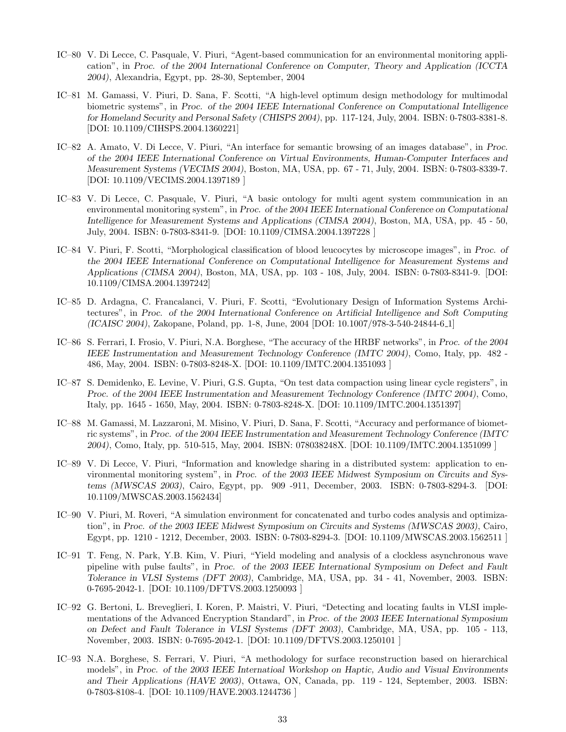IC–80 V. Di Lecce, C. Pasquale, V. Piuri, "Agent-based communication for an environmental monitoring application", in *Proc. of the 2004 International Conference on Computer, Theory and Application (ICCTA 2004)*, Alexandria, Egypt, pp. 28-30, September, 2004

IC–81 M. Gamassi, V. Piuri, D. Sana, F. Scotti, "A high-level optimum design methodology for multimodal biometric systems", in *Proc. of the 2004 IEEE International Conference on Computational Intelligence for Homeland Security and Personal Safety (CHISPS 2004)*, pp. 117-124, July, 2004. ISBN: 0-7803-8381-8. [DOI: 10.1109/CIHSPS.2004.1360221]

IC–82 A. Amato, V. Di Lecce, V. Piuri, "An interface for semantic browsing of an images database", in *Proc. of the 2004 IEEE International Conference on Virtual Environments, Human-Computer Interfaces and Measurement Systems (VECIMS 2004)*, Boston, MA, USA, pp. 67 - 71, July, 2004. ISBN: 0-7803-8339-7. [DOI: 10.1109/VECIMS.2004.1397189 ]

IC–83 V. Di Lecce, C. Pasquale, V. Piuri, "A basic ontology for multi agent system communication in an environmental monitoring system", in *Proc. of the 2004 IEEE International Conference on Computational Intelligence for Measurement Systems and Applications (CIMSA 2004)*, Boston, MA, USA, pp. 45 - 50, July, 2004. ISBN: 0-7803-8341-9. [DOI: 10.1109/CIMSA.2004.1397228 ]

IC–84 V. Piuri, F. Scotti, "Morphological classification of blood leucocytes by microscope images", in *Proc. of the 2004 IEEE International Conference on Computational Intelligence for Measurement Systems and Applications (CIMSA 2004)*, Boston, MA, USA, pp. 103 - 108, July, 2004. ISBN: 0-7803-8341-9. [DOI: 10.1109/CIMSA.2004.1397242]

IC–85 D. Ardagna, C. Francalanci, V. Piuri, F. Scotti, "Evolutionary Design of Information Systems Architectures", in *Proc. of the 2004 International Conference on Artificial Intelligence and Soft Computing (ICAISC 2004)*, Zakopane, Poland, pp. 1-8, June, 2004 [DOI: 10.1007/978-3-540-24844-6_1]

IC–86 S. Ferrari, I. Frosio, V. Piuri, N.A. Borghese, "The accuracy of the HRBF networks", in *Proc. of the 2004 IEEE Instrumentation and Measurement Technology Conference (IMTC 2004)*, Como, Italy, pp. 482 - 486, May, 2004. ISBN: 0-7803-8248-X. [DOI: 10.1109/IMTC.2004.1351093 ]

IC–87 S. Demidenko, E. Levine, V. Piuri, G.S. Gupta, "On test data compaction using linear cycle registers", in *Proc. of the 2004 IEEE Instrumentation and Measurement Technology Conference (IMTC 2004)*, Como, Italy, pp. 1645 - 1650, May, 2004. ISBN: 0-7803-8248-X. [DOI: 10.1109/IMTC.2004.1351397]

IC–88 M. Gamassi, M. Lazzaroni, M. Misino, V. Piuri, D. Sana, F. Scotti, "Accuracy and performance of biometric systems", in *Proc. of the 2004 IEEE Instrumentation and Measurement Technology Conference (IMTC 2004)*, Como, Italy, pp. 510-515, May, 2004. ISBN: 078038248X. [DOI: 10.1109/IMTC.2004.1351099 ]

IC–89 V. Di Lecce, V. Piuri, "Information and knowledge sharing in a distributed system: application to environmental monitoring system", in *Proc. of the 2003 IEEE Midwest Symposium on Circuits and Systems (MWSCAS 2003)*, Cairo, Egypt, pp. 909 -911, December, 2003. ISBN: 0-7803-8294-3. [DOI: 10.1109/MWSCAS.2003.1562434]

IC–90 V. Piuri, M. Roveri, "A simulation environment for concatenated and turbo codes analysis and optimization", in *Proc. of the 2003 IEEE Midwest Symposium on Circuits and Systems (MWSCAS 2003)*, Cairo, Egypt, pp. 1210 - 1212, December, 2003. ISBN: 0-7803-8294-3. [DOI: 10.1109/MWSCAS.2003.1562511 ]

IC–91 T. Feng, N. Park, Y.B. Kim, V. Piuri, "Yield modeling and analysis of a clockless asynchronous wave pipeline with pulse faults", in *Proc. of the 2003 IEEE International Symposium on Defect and Fault Tolerance in VLSI Systems (DFT 2003)*, Cambridge, MA, USA, pp. 34 - 41, November, 2003. ISBN: 0-7695-2042-1. [DOI: 10.1109/DFTVS.2003.1250093 ]

IC–92 G. Bertoni, L. Breveglieri, I. Koren, P. Maistri, V. Piuri, "Detecting and locating faults in VLSI implementations of the Advanced Encryption Standard", in *Proc. of the 2003 IEEE International Symposium on Defect and Fault Tolerance in VLSI Systems (DFT 2003)*, Cambridge, MA, USA, pp. 105 - 113, November, 2003. ISBN: 0-7695-2042-1. [DOI: 10.1109/DFTVS.2003.1250101 ]

IC–93 N.A. Borghese, S. Ferrari, V. Piuri, "A methodology for surface reconstruction based on hierarchical models", in *Proc. of the 2003 IEEE Internatioal Workshop on Haptic, Audio and Visual Environments and Their Applications (HAVE 2003)*, Ottawa, ON, Canada, pp. 119 - 124, September, 2003. ISBN: 0-7803-8108-4. [DOI: 10.1109/HAVE.2003.1244736 ]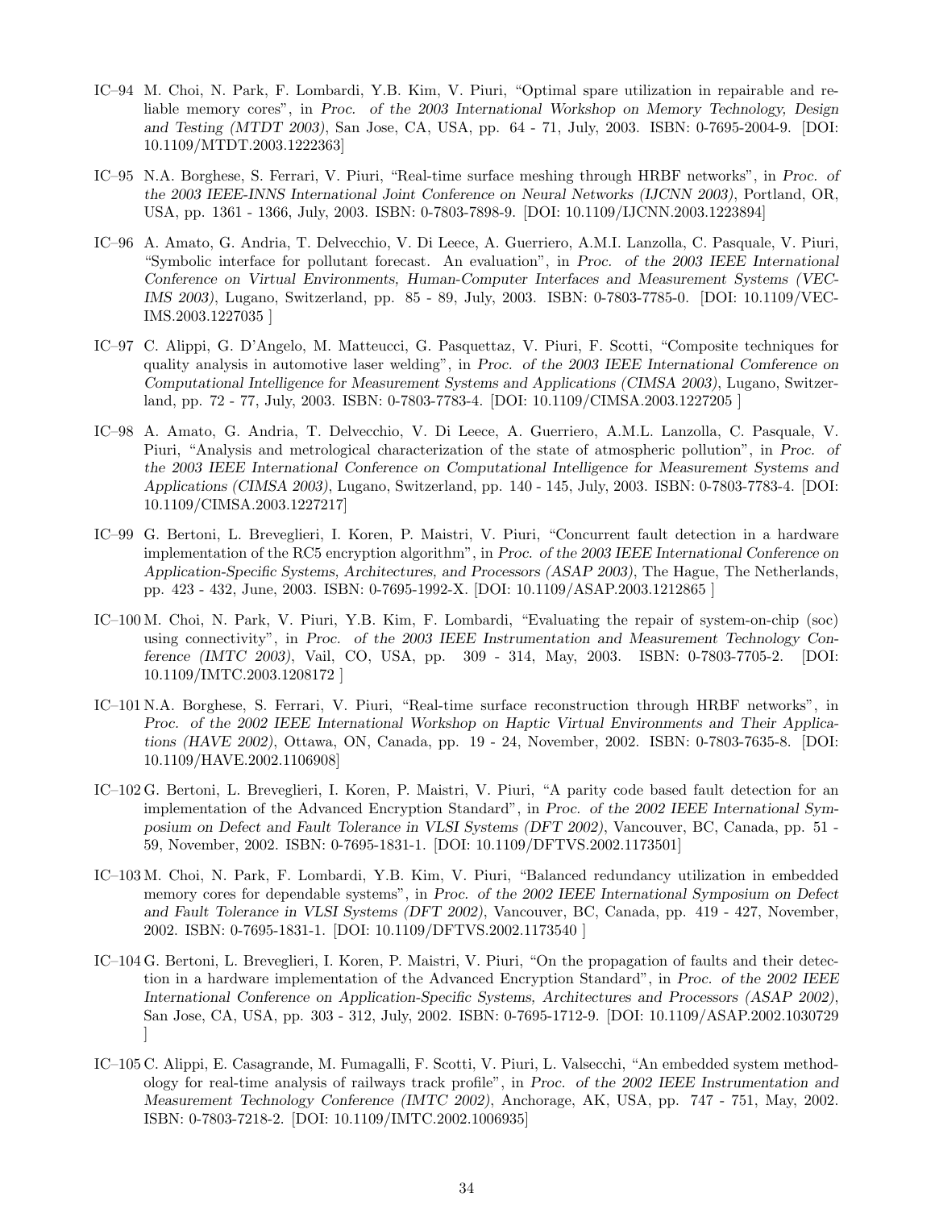IC–94 M. Choi, N. Park, F. Lombardi, Y.B. Kim, V. Piuri, "Optimal spare utilization in repairable and reliable memory cores", in *Proc. of the 2003 International Workshop on Memory Technology, Design and Testing (MTDT 2003)*, San Jose, CA, USA, pp. 64 - 71, July, 2003. ISBN: 0-7695-2004-9. [DOI: 10.1109/MTDT.2003.1222363]

IC–95 N.A. Borghese, S. Ferrari, V. Piuri, "Real-time surface meshing through HRBF networks", in *Proc. of the 2003 IEEE-INNS International Joint Conference on Neural Networks (IJCNN 2003)*, Portland, OR, USA, pp. 1361 - 1366, July, 2003. ISBN: 0-7803-7898-9. [DOI: 10.1109/IJCNN.2003.1223894]

IC–96 A. Amato, G. Andria, T. Delvecchio, V. Di Leece, A. Guerriero, A.M.I. Lanzolla, C. Pasquale, V. Piuri, "Symbolic interface for pollutant forecast. An evaluation", in *Proc. of the 2003 IEEE International Conference on Virtual Environments, Human-Computer Interfaces and Measurement Systems (VECIMS 2003)*, Lugano, Switzerland, pp. 85 - 89, July, 2003. ISBN: 0-7803-7785-0. [DOI: 10.1109/VECIMS.2003.1227035 ]

IC–97 C. Alippi, G. D'Angelo, M. Matteucci, G. Pasquettaz, V. Piuri, F. Scotti, "Composite techniques for quality analysis in automotive laser welding", in *Proc. of the 2003 IEEE International Comference on Computational Intelligence for Measurement Systems and Applications (CIMSA 2003)*, Lugano, Switzerland, pp. 72 - 77, July, 2003. ISBN: 0-7803-7783-4. [DOI: 10.1109/CIMSA.2003.1227205 ]

IC–98 A. Amato, G. Andria, T. Delvecchio, V. Di Leece, A. Guerriero, A.M.L. Lanzolla, C. Pasquale, V. Piuri, "Analysis and metrological characterization of the state of atmospheric pollution", in *Proc. of the 2003 IEEE International Conference on Computational Intelligence for Measurement Systems and Applications (CIMSA 2003)*, Lugano, Switzerland, pp. 140 - 145, July, 2003. ISBN: 0-7803-7783-4. [DOI: 10.1109/CIMSA.2003.1227217]

IC–99 G. Bertoni, L. Breveglieri, I. Koren, P. Maistri, V. Piuri, "Concurrent fault detection in a hardware implementation of the RC5 encryption algorithm", in *Proc. of the 2003 IEEE International Conference on Application-Specific Systems, Architectures, and Processors (ASAP 2003)*, The Hague, The Netherlands, pp. 423 - 432, June, 2003. ISBN: 0-7695-1992-X. [DOI: 10.1109/ASAP.2003.1212865 ]

IC–100 M. Choi, N. Park, V. Piuri, Y.B. Kim, F. Lombardi, "Evaluating the repair of system-on-chip (soc) using connectivity", in *Proc. of the 2003 IEEE Instrumentation and Measurement Technology Conference (IMTC 2003)*, Vail, CO, USA, pp. 309 - 314, May, 2003. ISBN: 0-7803-7705-2. [DOI: 10.1109/IMTC.2003.1208172 ]

IC–101 N.A. Borghese, S. Ferrari, V. Piuri, "Real-time surface reconstruction through HRBF networks", in *Proc. of the 2002 IEEE International Workshop on Haptic Virtual Environments and Their Applications (HAVE 2002)*, Ottawa, ON, Canada, pp. 19 - 24, November, 2002. ISBN: 0-7803-7635-8. [DOI: 10.1109/HAVE.2002.1106908]

IC–102 G. Bertoni, L. Breveglieri, I. Koren, P. Maistri, V. Piuri, "A parity code based fault detection for an implementation of the Advanced Encryption Standard", in *Proc. of the 2002 IEEE International Symposium on Defect and Fault Tolerance in VLSI Systems (DFT 2002)*, Vancouver, BC, Canada, pp. 51 - 59, November, 2002. ISBN: 0-7695-1831-1. [DOI: 10.1109/DFTVS.2002.1173501]

IC–103 M. Choi, N. Park, F. Lombardi, Y.B. Kim, V. Piuri, "Balanced redundancy utilization in embedded memory cores for dependable systems", in *Proc. of the 2002 IEEE International Symposium on Defect and Fault Tolerance in VLSI Systems (DFT 2002)*, Vancouver, BC, Canada, pp. 419 - 427, November, 2002. ISBN: 0-7695-1831-1. [DOI: 10.1109/DFTVS.2002.1173540 ]

IC–104 G. Bertoni, L. Breveglieri, I. Koren, P. Maistri, V. Piuri, "On the propagation of faults and their detection in a hardware implementation of the Advanced Encryption Standard", in *Proc. of the 2002 IEEE International Conference on Application-Specific Systems, Architectures and Processors (ASAP 2002)*, San Jose, CA, USA, pp. 303 - 312, July, 2002. ISBN: 0-7695-1712-9. [DOI: 10.1109/ASAP.2002.1030729 ]

IC–105 C. Alippi, E. Casagrande, M. Fumagalli, F. Scotti, V. Piuri, L. Valsecchi, "An embedded system methodology for real-time analysis of railways track profile", in *Proc. of the 2002 IEEE Instrumentation and Measurement Technology Conference (IMTC 2002)*, Anchorage, AK, USA, pp. 747 - 751, May, 2002. ISBN: 0-7803-7218-2. [DOI: 10.1109/IMTC.2002.1006935]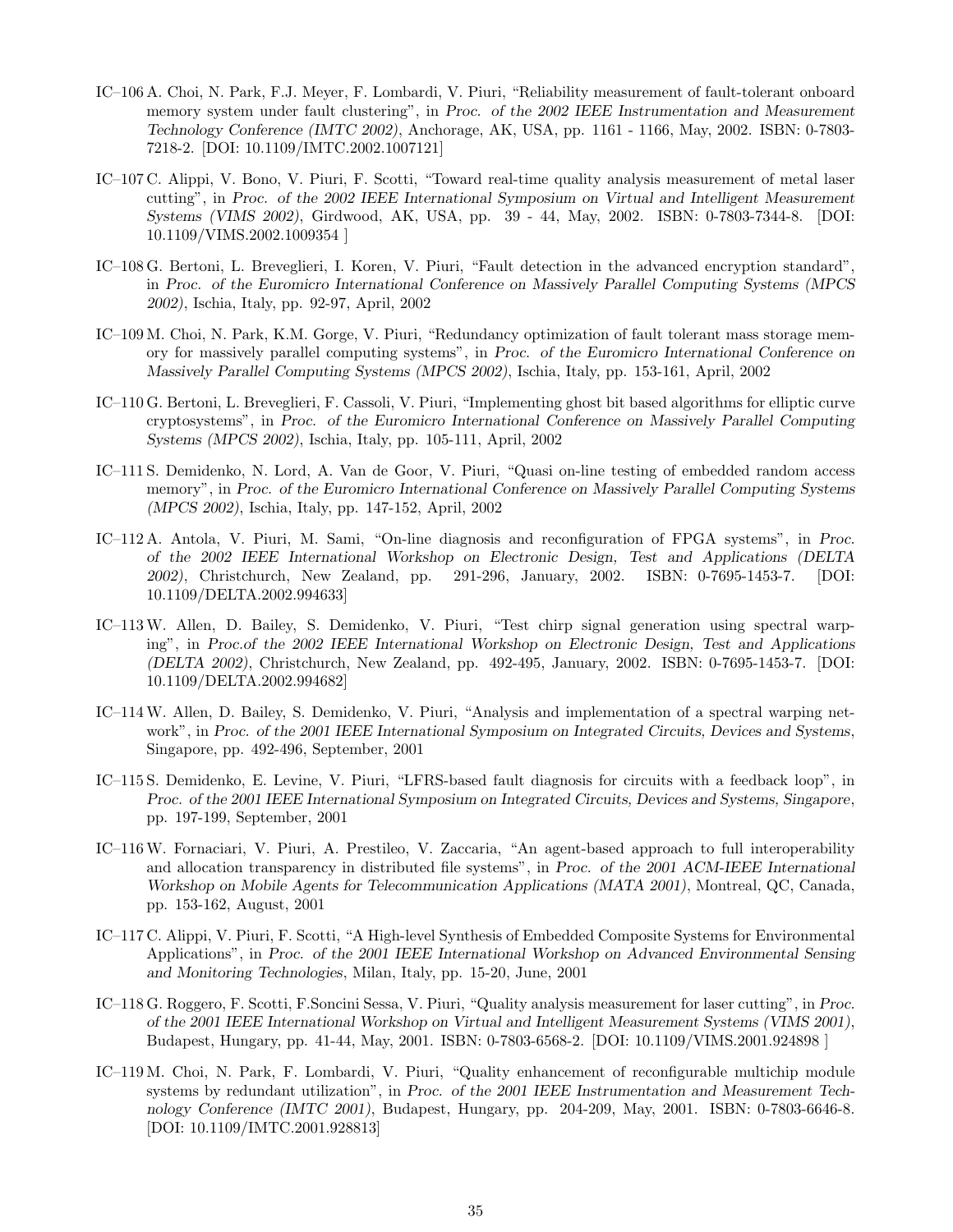IC–106 A. Choi, N. Park, F.J. Meyer, F. Lombardi, V. Piuri, "Reliability measurement of fault-tolerant onboard memory system under fault clustering", in *Proc. of the 2002 IEEE Instrumentation and Measurement Technology Conference (IMTC 2002)*, Anchorage, AK, USA, pp. 1161 - 1166, May, 2002. ISBN: 0-7803-7218-2. [DOI: 10.1109/IMTC.2002.1007121]

IC–107 C. Alippi, V. Bono, V. Piuri, F. Scotti, "Toward real-time quality analysis measurement of metal laser cutting", in *Proc. of the 2002 IEEE International Symposium on Virtual and Intelligent Measurement Systems (VIMS 2002)*, Girdwood, AK, USA, pp. 39 - 44, May, 2002. ISBN: 0-7803-7344-8. [DOI: 10.1109/VIMS.2002.1009354 ]

IC–108 G. Bertoni, L. Breveglieri, I. Koren, V. Piuri, "Fault detection in the advanced encryption standard", in *Proc. of the Euromicro International Conference on Massively Parallel Computing Systems (MPCS 2002)*, Ischia, Italy, pp. 92-97, April, 2002

IC–109 M. Choi, N. Park, K.M. Gorge, V. Piuri, "Redundancy optimization of fault tolerant mass storage memory for massively parallel computing systems", in *Proc. of the Euromicro International Conference on Massively Parallel Computing Systems (MPCS 2002)*, Ischia, Italy, pp. 153-161, April, 2002

IC–110 G. Bertoni, L. Breveglieri, F. Cassoli, V. Piuri, "Implementing ghost bit based algorithms for elliptic curve cryptosystems", in *Proc. of the Euromicro International Conference on Massively Parallel Computing Systems (MPCS 2002)*, Ischia, Italy, pp. 105-111, April, 2002

IC–111 S. Demidenko, N. Lord, A. Van de Goor, V. Piuri, "Quasi on-line testing of embedded random access memory", in *Proc. of the Euromicro International Conference on Massively Parallel Computing Systems (MPCS 2002)*, Ischia, Italy, pp. 147-152, April, 2002

IC–112 A. Antola, V. Piuri, M. Sami, "On-line diagnosis and reconfiguration of FPGA systems", in *Proc. of the 2002 IEEE International Workshop on Electronic Design, Test and Applications (DELTA 2002)*, Christchurch, New Zealand, pp. 291-296, January, 2002. ISBN: 0-7695-1453-7. [DOI: 10.1109/DELTA.2002.994633]

IC–113 W. Allen, D. Bailey, S. Demidenko, V. Piuri, "Test chirp signal generation using spectral warping", in *Proc.of the 2002 IEEE International Workshop on Electronic Design, Test and Applications (DELTA 2002)*, Christchurch, New Zealand, pp. 492-495, January, 2002. ISBN: 0-7695-1453-7. [DOI: 10.1109/DELTA.2002.994682]

IC–114 W. Allen, D. Bailey, S. Demidenko, V. Piuri, "Analysis and implementation of a spectral warping network", in *Proc. of the 2001 IEEE International Symposium on Integrated Circuits, Devices and Systems*, Singapore, pp. 492-496, September, 2001

IC–115 S. Demidenko, E. Levine, V. Piuri, "LFRS-based fault diagnosis for circuits with a feedback loop", in *Proc. of the 2001 IEEE International Symposium on Integrated Circuits, Devices and Systems, Singapore*, pp. 197-199, September, 2001

IC–116 W. Fornaciari, V. Piuri, A. Prestileo, V. Zaccaria, "An agent-based approach to full interoperability and allocation transparency in distributed file systems", in *Proc. of the 2001 ACM-IEEE International Workshop on Mobile Agents for Telecommunication Applications (MATA 2001)*, Montreal, QC, Canada, pp. 153-162, August, 2001

IC–117 C. Alippi, V. Piuri, F. Scotti, "A High-level Synthesis of Embedded Composite Systems for Environmental Applications", in *Proc. of the 2001 IEEE International Workshop on Advanced Environmental Sensing and Monitoring Technologies*, Milan, Italy, pp. 15-20, June, 2001

IC–118 G. Roggero, F. Scotti, F.Soncini Sessa, V. Piuri, "Quality analysis measurement for laser cutting", in *Proc. of the 2001 IEEE International Workshop on Virtual and Intelligent Measurement Systems (VIMS 2001)*, Budapest, Hungary, pp. 41-44, May, 2001. ISBN: 0-7803-6568-2. [DOI: 10.1109/VIMS.2001.924898 ]

IC–119 M. Choi, N. Park, F. Lombardi, V. Piuri, "Quality enhancement of reconfigurable multichip module systems by redundant utilization", in *Proc. of the 2001 IEEE Instrumentation and Measurement Technology Conference (IMTC 2001)*, Budapest, Hungary, pp. 204-209, May, 2001. ISBN: 0-7803-6646-8. [DOI: 10.1109/IMTC.2001.928813]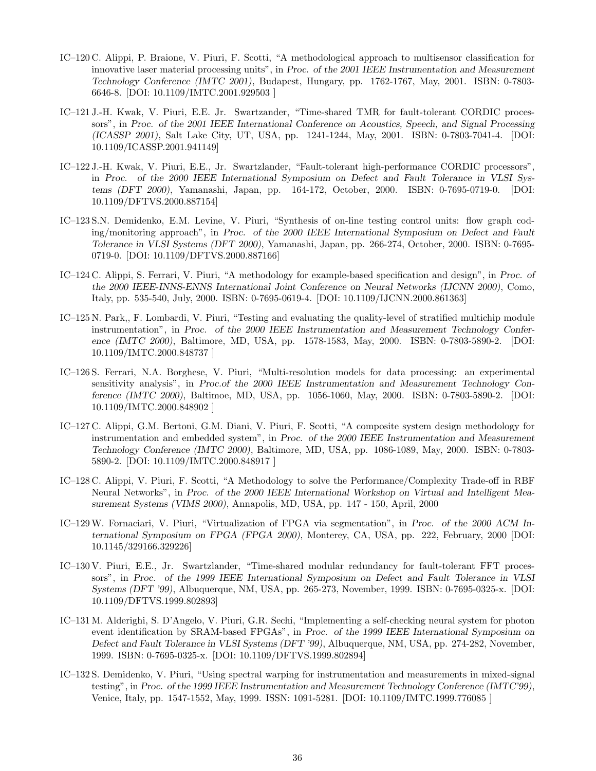IC–120 C. Alippi, P. Braione, V. Piuri, F. Scotti, "A methodological approach to multisensor classification for innovative laser material processing units", in *Proc. of the 2001 IEEE Instrumentation and Measurement Technology Conference (IMTC 2001)*, Budapest, Hungary, pp. 1762-1767, May, 2001. ISBN: 0-7803-6646-8. [DOI: 10.1109/IMTC.2001.929503 ]

IC–121 J.-H. Kwak, V. Piuri, E.E. Jr. Swartzander, "Time-shared TMR for fault-tolerant CORDIC processors", in *Proc. of the 2001 IEEE International Conference on Acoustics, Speech, and Signal Processing (ICASSP 2001)*, Salt Lake City, UT, USA, pp. 1241-1244, May, 2001. ISBN: 0-7803-7041-4. [DOI: 10.1109/ICASSP.2001.941149]

IC–122 J.-H. Kwak, V. Piuri, E.E., Jr. Swartzlander, "Fault-tolerant high-performance CORDIC processors", in *Proc. of the 2000 IEEE International Symposium on Defect and Fault Tolerance in VLSI Systems (DFT 2000)*, Yamanashi, Japan, pp. 164-172, October, 2000. ISBN: 0-7695-0719-0. [DOI: 10.1109/DFTVS.2000.887154]

IC–123 S.N. Demidenko, E.M. Levine, V. Piuri, "Synthesis of on-line testing control units: flow graph coding/monitoring approach", in *Proc. of the 2000 IEEE International Symposium on Defect and Fault Tolerance in VLSI Systems (DFT 2000)*, Yamanashi, Japan, pp. 266-274, October, 2000. ISBN: 0-7695-0719-0. [DOI: 10.1109/DFTVS.2000.887166]

IC–124 C. Alippi, S. Ferrari, V. Piuri, "A methodology for example-based specification and design", in *Proc. of the 2000 IEEE-INNS-ENNS International Joint Conference on Neural Networks (IJCNN 2000)*, Como, Italy, pp. 535-540, July, 2000. ISBN: 0-7695-0619-4. [DOI: 10.1109/IJCNN.2000.861363]

IC–125 N. Park,, F. Lombardi, V. Piuri, "Testing and evaluating the quality-level of stratified multichip module instrumentation", in *Proc. of the 2000 IEEE Instrumentation and Measurement Technology Conference (IMTC 2000)*, Baltimore, MD, USA, pp. 1578-1583, May, 2000. ISBN: 0-7803-5890-2. [DOI: 10.1109/IMTC.2000.848737 ]

IC–126 S. Ferrari, N.A. Borghese, V. Piuri, "Multi-resolution models for data processing: an experimental sensitivity analysis", in *Proc.of the 2000 IEEE Instrumentation and Measurement Technology Conference (IMTC 2000)*, Baltimoe, MD, USA, pp. 1056-1060, May, 2000. ISBN: 0-7803-5890-2. [DOI: 10.1109/IMTC.2000.848902 ]

IC–127 C. Alippi, G.M. Bertoni, G.M. Diani, V. Piuri, F. Scotti, "A composite system design methodology for instrumentation and embedded system", in *Proc. of the 2000 IEEE Instrumentation and Measurement Technology Conference (IMTC 2000)*, Baltimore, MD, USA, pp. 1086-1089, May, 2000. ISBN: 0-7803-5890-2. [DOI: 10.1109/IMTC.2000.848917 ]

IC–128 C. Alippi, V. Piuri, F. Scotti, "A Methodology to solve the Performance/Complexity Trade-off in RBF Neural Networks", in *Proc. of the 2000 IEEE International Workshop on Virtual and Intelligent Measurement Systems (VIMS 2000)*, Annapolis, MD, USA, pp. 147 - 150, April, 2000

IC–129 W. Fornaciari, V. Piuri, "Virtualization of FPGA via segmentation", in *Proc. of the 2000 ACM International Symposium on FPGA (FPGA 2000)*, Monterey, CA, USA, pp. 222, February, 2000 [DOI: 10.1145/329166.329226]

IC–130 V. Piuri, E.E., Jr. Swartzlander, "Time-shared modular redundancy for fault-tolerant FFT processors", in *Proc. of the 1999 IEEE International Symposium on Defect and Fault Tolerance in VLSI Systems (DFT '99)*, Albuquerque, NM, USA, pp. 265-273, November, 1999. ISBN: 0-7695-0325-x. [DOI: 10.1109/DFTVS.1999.802893]

IC–131 M. Alderighi, S. D'Angelo, V. Piuri, G.R. Sechi, "Implementing a self-checking neural system for photon event identification by SRAM-based FPGAs", in *Proc. of the 1999 IEEE International Symposium on Defect and Fault Tolerance in VLSI Systems (DFT '99)*, Albuquerque, NM, USA, pp. 274-282, November, 1999. ISBN: 0-7695-0325-x. [DOI: 10.1109/DFTVS.1999.802894]

IC–132 S. Demidenko, V. Piuri, "Using spectral warping for instrumentation and measurements in mixed-signal testing", in *Proc. of the 1999 IEEE Instrumentation and Measurement Technology Conference (IMTC'99)*, Venice, Italy, pp. 1547-1552, May, 1999. ISSN: 1091-5281. [DOI: 10.1109/IMTC.1999.776085 ]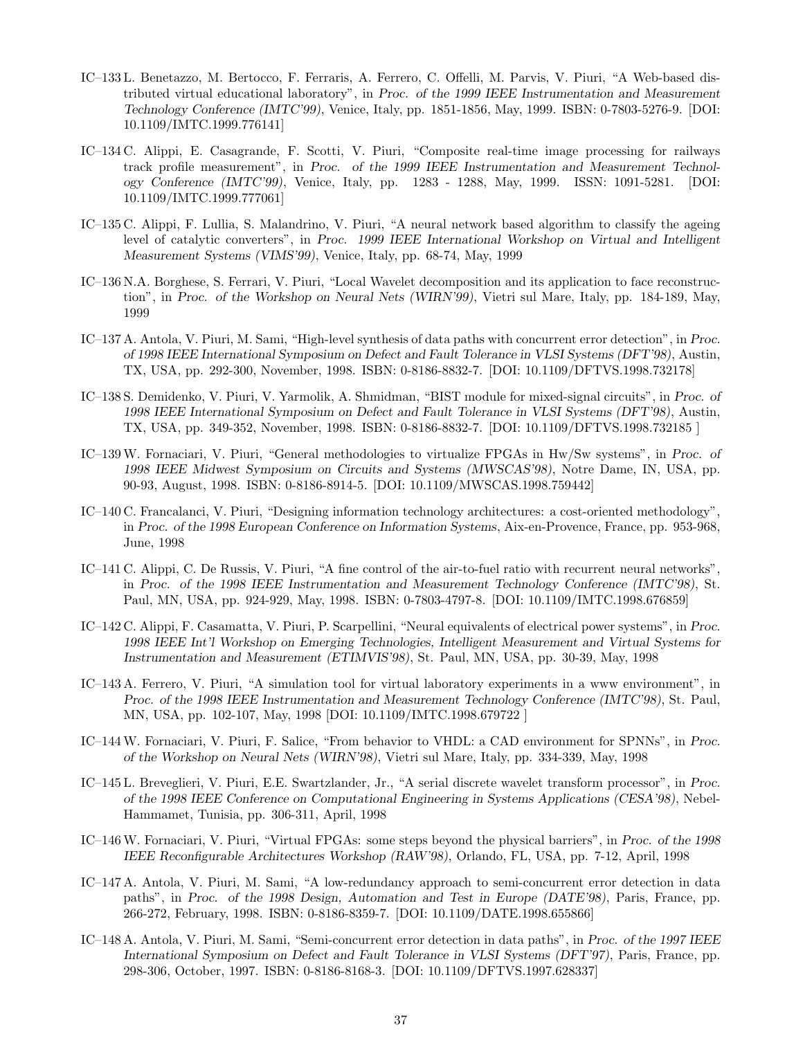IC–133 L. Benetazzo, M. Bertocco, F. Ferraris, A. Ferrero, C. Offelli, M. Parvis, V. Piuri, "A Web-based distributed virtual educational laboratory", in *Proc. of the 1999 IEEE Instrumentation and Measurement Technology Conference (IMTC'99)*, Venice, Italy, pp. 1851-1856, May, 1999. ISBN: 0-7803-5276-9. [DOI: 10.1109/IMTC.1999.776141]

IC–134 C. Alippi, E. Casagrande, F. Scotti, V. Piuri, "Composite real-time image processing for railways track profile measurement", in *Proc. of the 1999 IEEE Instrumentation and Measurement Technology Conference (IMTC'99)*, Venice, Italy, pp. 1283 - 1288, May, 1999. ISSN: 1091-5281. [DOI: 10.1109/IMTC.1999.777061]

IC–135 C. Alippi, F. Lullia, S. Malandrino, V. Piuri, "A neural network based algorithm to classify the ageing level of catalytic converters", in *Proc. 1999 IEEE International Workshop on Virtual and Intelligent Measurement Systems (VIMS'99)*, Venice, Italy, pp. 68-74, May, 1999

IC–136 N.A. Borghese, S. Ferrari, V. Piuri, "Local Wavelet decomposition and its application to face reconstruction", in *Proc. of the Workshop on Neural Nets (WIRN'99)*, Vietri sul Mare, Italy, pp. 184-189, May, 1999

IC–137 A. Antola, V. Piuri, M. Sami, "High-level synthesis of data paths with concurrent error detection", in *Proc. of 1998 IEEE International Symposium on Defect and Fault Tolerance in VLSI Systems (DFT'98)*, Austin, TX, USA, pp. 292-300, November, 1998. ISBN: 0-8186-8832-7. [DOI: 10.1109/DFTVS.1998.732178]

IC–138 S. Demidenko, V. Piuri, V. Yarmolik, A. Shmidman, "BIST module for mixed-signal circuits", in *Proc. of 1998 IEEE International Symposium on Defect and Fault Tolerance in VLSI Systems (DFT'98)*, Austin, TX, USA, pp. 349-352, November, 1998. ISBN: 0-8186-8832-7. [DOI: 10.1109/DFTVS.1998.732185 ]

IC–139 W. Fornaciari, V. Piuri, "General methodologies to virtualize FPGAs in Hw/Sw systems", in *Proc. of 1998 IEEE Midwest Symposium on Circuits and Systems (MWSCAS'98)*, Notre Dame, IN, USA, pp. 90-93, August, 1998. ISBN: 0-8186-8914-5. [DOI: 10.1109/MWSCAS.1998.759442]

IC–140 C. Francalanci, V. Piuri, "Designing information technology architectures: a cost-oriented methodology", in *Proc. of the 1998 European Conference on Information Systems*, Aix-en-Provence, France, pp. 953-968, June, 1998

IC–141 C. Alippi, C. De Russis, V. Piuri, "A fine control of the air-to-fuel ratio with recurrent neural networks", in *Proc. of the 1998 IEEE Instrumentation and Measurement Technology Conference (IMTC'98)*, St. Paul, MN, USA, pp. 924-929, May, 1998. ISBN: 0-7803-4797-8. [DOI: 10.1109/IMTC.1998.676859]

IC–142 C. Alippi, F. Casamatta, V. Piuri, P. Scarpellini, "Neural equivalents of electrical power systems", in *Proc. 1998 IEEE Int'l Workshop on Emerging Technologies, Intelligent Measurement and Virtual Systems for Instrumentation and Measurement (ETIMVIS'98)*, St. Paul, MN, USA, pp. 30-39, May, 1998

IC–143 A. Ferrero, V. Piuri, "A simulation tool for virtual laboratory experiments in a www environment", in *Proc. of the 1998 IEEE Instrumentation and Measurement Technology Conference (IMTC'98)*, St. Paul, MN, USA, pp. 102-107, May, 1998 [DOI: 10.1109/IMTC.1998.679722 ]

IC–144 W. Fornaciari, V. Piuri, F. Salice, "From behavior to VHDL: a CAD environment for SPNNs", in *Proc. of the Workshop on Neural Nets (WIRN'98)*, Vietri sul Mare, Italy, pp. 334-339, May, 1998

IC–145 L. Breveglieri, V. Piuri, E.E. Swartzlander, Jr., "A serial discrete wavelet transform processor", in *Proc. of the 1998 IEEE Conference on Computational Engineering in Systems Applications (CESA'98)*, Nebel-Hammamet, Tunisia, pp. 306-311, April, 1998

IC–146 W. Fornaciari, V. Piuri, "Virtual FPGAs: some steps beyond the physical barriers", in *Proc. of the 1998 IEEE Reconfigurable Architectures Workshop (RAW'98)*, Orlando, FL, USA, pp. 7-12, April, 1998

IC–147 A. Antola, V. Piuri, M. Sami, "A low-redundancy approach to semi-concurrent error detection in data paths", in *Proc. of the 1998 Design, Automation and Test in Europe (DATE'98)*, Paris, France, pp. 266-272, February, 1998. ISBN: 0-8186-8359-7. [DOI: 10.1109/DATE.1998.655866]

IC–148 A. Antola, V. Piuri, M. Sami, "Semi-concurrent error detection in data paths", in *Proc. of the 1997 IEEE International Symposium on Defect and Fault Tolerance in VLSI Systems (DFT'97)*, Paris, France, pp. 298-306, October, 1997. ISBN: 0-8186-8168-3. [DOI: 10.1109/DFTVS.1997.628337]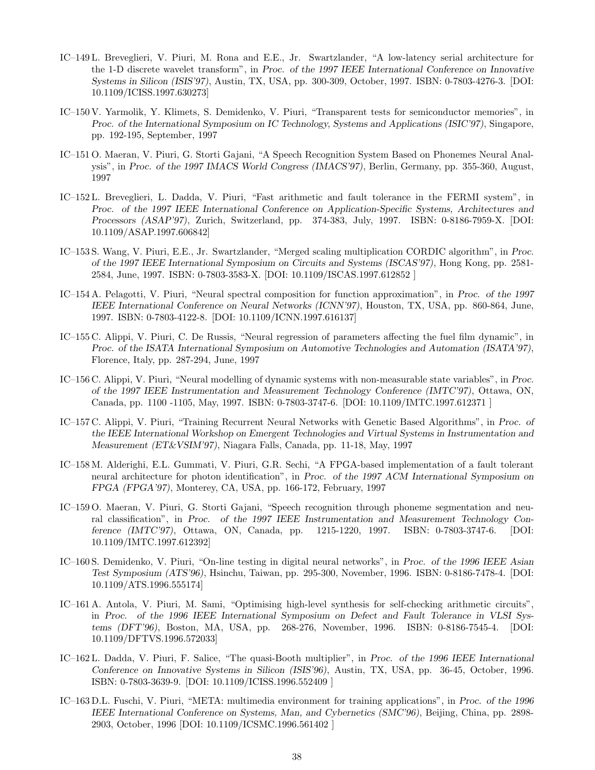IC–149 L. Breveglieri, V. Piuri, M. Rona and E.E., Jr. Swartzlander, "A low-latency serial architecture for the 1-D discrete wavelet transform", in *Proc. of the 1997 IEEE International Conference on Innovative Systems in Silicon (ISIS'97)*, Austin, TX, USA, pp. 300-309, October, 1997. ISBN: 0-7803-4276-3. [DOI: 10.1109/ICISS.1997.630273]

IC–150 V. Yarmolik, Y. Klimets, S. Demidenko, V. Piuri, "Transparent tests for semiconductor memories", in *Proc. of the International Symposium on IC Technology, Systems and Applications (ISIC'97)*, Singapore, pp. 192-195, September, 1997

IC–151 O. Maeran, V. Piuri, G. Storti Gajani, "A Speech Recognition System Based on Phonemes Neural Analysis", in *Proc. of the 1997 IMACS World Congress (IMACS'97)*, Berlin, Germany, pp. 355-360, August, 1997

IC–152 L. Breveglieri, L. Dadda, V. Piuri, "Fast arithmetic and fault tolerance in the FERMI system", in *Proc. of the 1997 IEEE International Conference on Application-Specific Systems, Architectures and Processors (ASAP'97)*, Zurich, Switzerland, pp. 374-383, July, 1997. ISBN: 0-8186-7959-X. [DOI: 10.1109/ASAP.1997.606842]

IC–153 S. Wang, V. Piuri, E.E., Jr. Swartzlander, "Merged scaling multiplication CORDIC algorithm", in *Proc. of the 1997 IEEE International Symposium on Circuits and Systems (ISCAS'97)*, Hong Kong, pp. 2581-2584, June, 1997. ISBN: 0-7803-3583-X. [DOI: 10.1109/ISCAS.1997.612852 ]

IC–154 A. Pelagotti, V. Piuri, "Neural spectral composition for function approximation", in *Proc. of the 1997 IEEE International Conference on Neural Networks (ICNN'97)*, Houston, TX, USA, pp. 860-864, June, 1997. ISBN: 0-7803-4122-8. [DOI: 10.1109/ICNN.1997.616137]

IC–155 C. Alippi, V. Piuri, C. De Russis, "Neural regression of parameters affecting the fuel film dynamic", in *Proc. of the ISATA International Symposium on Automotive Technologies and Automation (ISATA'97)*, Florence, Italy, pp. 287-294, June, 1997

IC–156 C. Alippi, V. Piuri, "Neural modelling of dynamic systems with non-measurable state variables", in *Proc. of the 1997 IEEE Instrumentation and Measurement Technology Conference (IMTC'97)*, Ottawa, ON, Canada, pp. 1100 -1105, May, 1997. ISBN: 0-7803-3747-6. [DOI: 10.1109/IMTC.1997.612371 ]

IC–157 C. Alippi, V. Piuri, "Training Recurrent Neural Networks with Genetic Based Algorithms", in *Proc. of the IEEE International Workshop on Emergent Technologies and Virtual Systems in Instrumentation and Measurement (ET&VSIM'97)*, Niagara Falls, Canada, pp. 11-18, May, 1997

IC–158 M. Alderighi, E.L. Gummati, V. Piuri, G.R. Sechi, "A FPGA-based implementation of a fault tolerant neural architecture for photon identification", in *Proc. of the 1997 ACM International Symposium on FPGA (FPGA'97)*, Monterey, CA, USA, pp. 166-172, February, 1997

IC–159 O. Maeran, V. Piuri, G. Storti Gajani, "Speech recognition through phoneme segmentation and neural classification", in *Proc. of the 1997 IEEE Instrumentation and Measurement Technology Conference (IMTC'97)*, Ottawa, ON, Canada, pp. 1215-1220, 1997. ISBN: 0-7803-3747-6. [DOI: 10.1109/IMTC.1997.612392]

IC–160 S. Demidenko, V. Piuri, "On-line testing in digital neural networks", in *Proc. of the 1996 IEEE Asian Test Symposium (ATS'96)*, Hsinchu, Taiwan, pp. 295-300, November, 1996. ISBN: 0-8186-7478-4. [DOI: 10.1109/ATS.1996.555174]

IC–161 A. Antola, V. Piuri, M. Sami, "Optimising high-level synthesis for self-checking arithmetic circuits", in *Proc. of the 1996 IEEE International Symposium on Defect and Fault Tolerance in VLSI Systems (DFT'96)*, Boston, MA, USA, pp. 268-276, November, 1996. ISBN: 0-8186-7545-4. [DOI: 10.1109/DFTVS.1996.572033]

IC–162 L. Dadda, V. Piuri, F. Salice, "The quasi-Booth multiplier", in *Proc. of the 1996 IEEE International Conference on Innovative Systems in Silicon (ISIS'96)*, Austin, TX, USA, pp. 36-45, October, 1996. ISBN: 0-7803-3639-9. [DOI: 10.1109/ICISS.1996.552409 ]

IC–163 D.L. Fuschi, V. Piuri, "META: multimedia environment for training applications", in *Proc. of the 1996 IEEE International Conference on Systems, Man, and Cybernetics (SMC'96)*, Beijing, China, pp. 2898-2903, October, 1996 [DOI: 10.1109/ICSMC.1996.561402 ]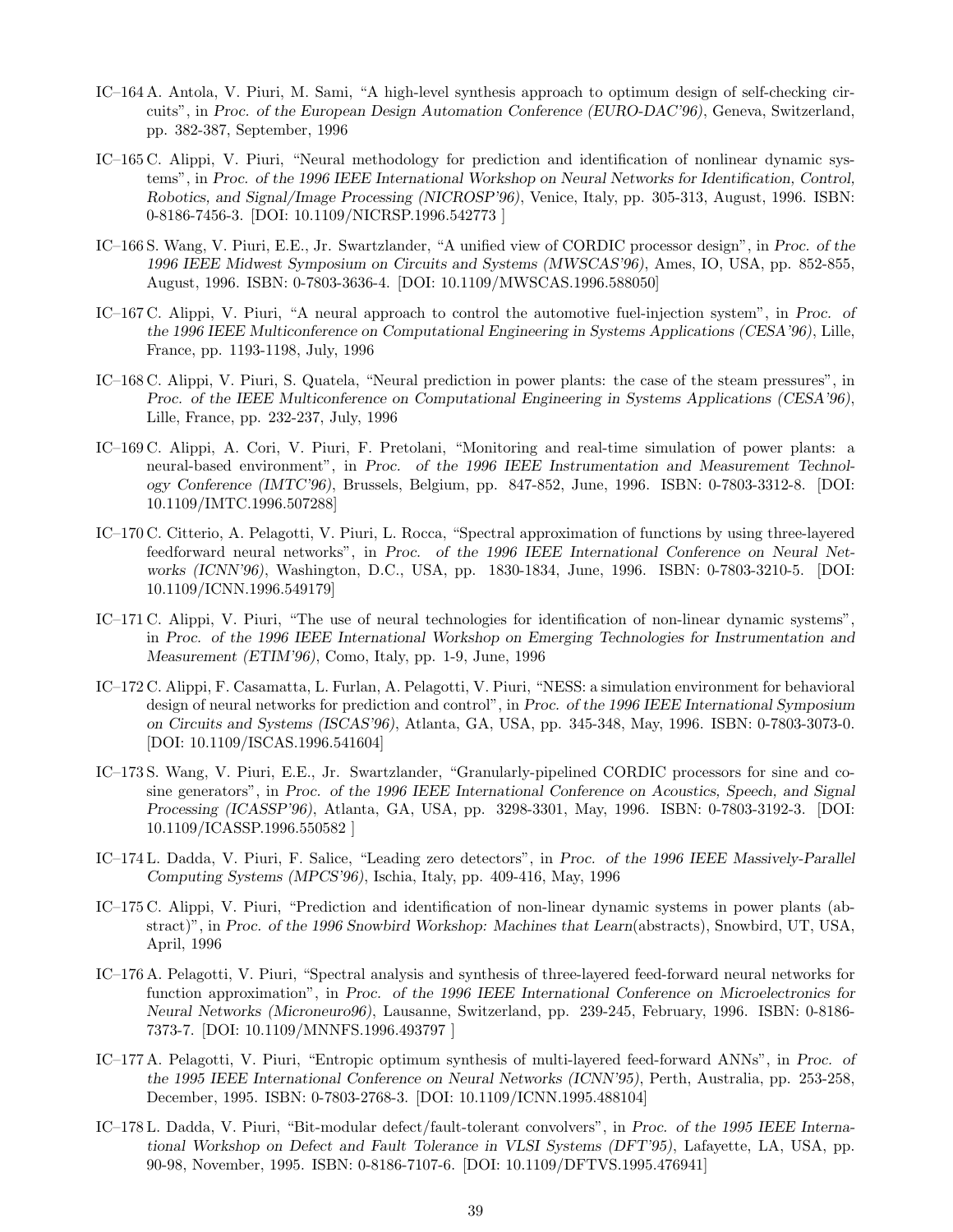IC–164 A. Antola, V. Piuri, M. Sami, "A high-level synthesis approach to optimum design of self-checking circuits", in *Proc. of the European Design Automation Conference (EURO-DAC'96)*, Geneva, Switzerland, pp. 382-387, September, 1996

IC–165 C. Alippi, V. Piuri, "Neural methodology for prediction and identification of nonlinear dynamic systems", in *Proc. of the 1996 IEEE International Workshop on Neural Networks for Identification, Control, Robotics, and Signal/Image Processing (NICROSP'96)*, Venice, Italy, pp. 305-313, August, 1996. ISBN: 0-8186-7456-3. [DOI: 10.1109/NICRSP.1996.542773 ]

IC–166 S. Wang, V. Piuri, E.E., Jr. Swartzlander, "A unified view of CORDIC processor design", in *Proc. of the 1996 IEEE Midwest Symposium on Circuits and Systems (MWSCAS'96)*, Ames, IO, USA, pp. 852-855, August, 1996. ISBN: 0-7803-3636-4. [DOI: 10.1109/MWSCAS.1996.588050]

IC–167 C. Alippi, V. Piuri, "A neural approach to control the automotive fuel-injection system", in *Proc. of the 1996 IEEE Multiconference on Computational Engineering in Systems Applications (CESA'96)*, Lille, France, pp. 1193-1198, July, 1996

IC–168 C. Alippi, V. Piuri, S. Quatela, "Neural prediction in power plants: the case of the steam pressures", in *Proc. of the IEEE Multiconference on Computational Engineering in Systems Applications (CESA'96)*, Lille, France, pp. 232-237, July, 1996

IC–169 C. Alippi, A. Cori, V. Piuri, F. Pretolani, "Monitoring and real-time simulation of power plants: a neural-based environment", in *Proc. of the 1996 IEEE Instrumentation and Measurement Technology Conference (IMTC'96)*, Brussels, Belgium, pp. 847-852, June, 1996. ISBN: 0-7803-3312-8. [DOI: 10.1109/IMTC.1996.507288]

IC–170 C. Citterio, A. Pelagotti, V. Piuri, L. Rocca, "Spectral approximation of functions by using three-layered feedforward neural networks", in *Proc. of the 1996 IEEE International Conference on Neural Networks (ICNN'96)*, Washington, D.C., USA, pp. 1830-1834, June, 1996. ISBN: 0-7803-3210-5. [DOI: 10.1109/ICNN.1996.549179]

IC–171 C. Alippi, V. Piuri, "The use of neural technologies for identification of non-linear dynamic systems", in *Proc. of the 1996 IEEE International Workshop on Emerging Technologies for Instrumentation and Measurement (ETIM'96)*, Como, Italy, pp. 1-9, June, 1996

IC–172 C. Alippi, F. Casamatta, L. Furlan, A. Pelagotti, V. Piuri, "NESS: a simulation environment for behavioral design of neural networks for prediction and control", in *Proc. of the 1996 IEEE International Symposium on Circuits and Systems (ISCAS'96)*, Atlanta, GA, USA, pp. 345-348, May, 1996. ISBN: 0-7803-3073-0. [DOI: 10.1109/ISCAS.1996.541604]

IC–173 S. Wang, V. Piuri, E.E., Jr. Swartzlander, "Granularly-pipelined CORDIC processors for sine and cosine generators", in *Proc. of the 1996 IEEE International Conference on Acoustics, Speech, and Signal Processing (ICASSP'96)*, Atlanta, GA, USA, pp. 3298-3301, May, 1996. ISBN: 0-7803-3192-3. [DOI: 10.1109/ICASSP.1996.550582 ]

IC–174 L. Dadda, V. Piuri, F. Salice, "Leading zero detectors", in *Proc. of the 1996 IEEE Massively-Parallel Computing Systems (MPCS'96)*, Ischia, Italy, pp. 409-416, May, 1996

IC–175 C. Alippi, V. Piuri, "Prediction and identification of non-linear dynamic systems in power plants (abstract)", in *Proc. of the 1996 Snowbird Workshop: Machines that Learn*(abstracts), Snowbird, UT, USA, April, 1996

IC–176 A. Pelagotti, V. Piuri, "Spectral analysis and synthesis of three-layered feed-forward neural networks for function approximation", in *Proc. of the 1996 IEEE International Conference on Microelectronics for Neural Networks (Microneuro96)*, Lausanne, Switzerland, pp. 239-245, February, 1996. ISBN: 0-8186-7373-7. [DOI: 10.1109/MNNFS.1996.493797 ]

IC–177 A. Pelagotti, V. Piuri, "Entropic optimum synthesis of multi-layered feed-forward ANNs", in *Proc. of the 1995 IEEE International Conference on Neural Networks (ICNN'95)*, Perth, Australia, pp. 253-258, December, 1995. ISBN: 0-7803-2768-3. [DOI: 10.1109/ICNN.1995.488104]

IC–178 L. Dadda, V. Piuri, "Bit-modular defect/fault-tolerant convolvers", in *Proc. of the 1995 IEEE International Workshop on Defect and Fault Tolerance in VLSI Systems (DFT'95)*, Lafayette, LA, USA, pp. 90-98, November, 1995. ISBN: 0-8186-7107-6. [DOI: 10.1109/DFTVS.1995.476941]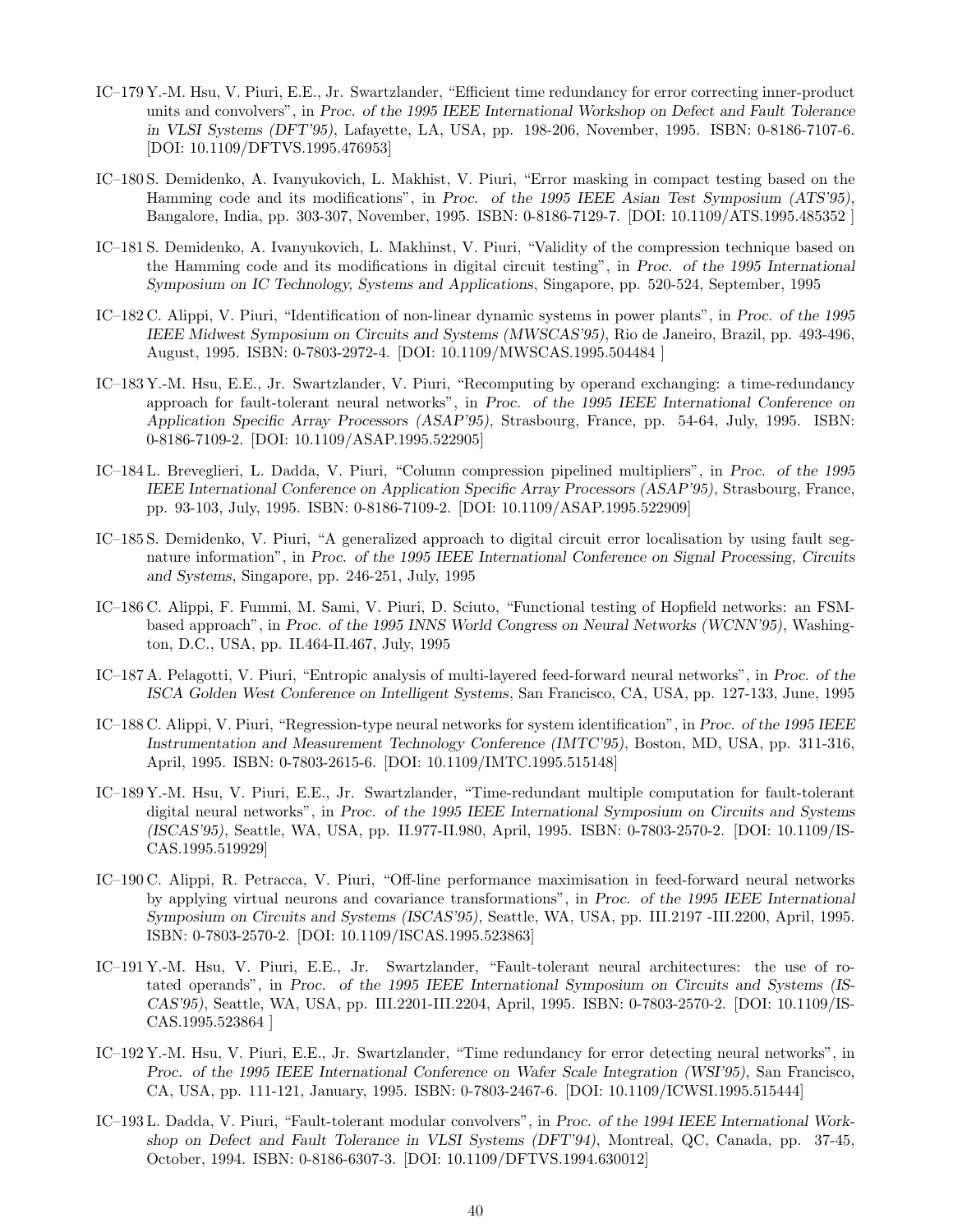IC–179 Y.-M. Hsu, V. Piuri, E.E., Jr. Swartzlander, "Efficient time redundancy for error correcting inner-product units and convolvers", in *Proc. of the 1995 IEEE International Workshop on Defect and Fault Tolerance in VLSI Systems (DFT'95)*, Lafayette, LA, USA, pp. 198-206, November, 1995. ISBN: 0-8186-7107-6. [DOI: 10.1109/DFTVS.1995.476953]

IC–180 S. Demidenko, A. Ivanyukovich, L. Makhist, V. Piuri, "Error masking in compact testing based on the Hamming code and its modifications", in *Proc. of the 1995 IEEE Asian Test Symposium (ATS'95)*, Bangalore, India, pp. 303-307, November, 1995. ISBN: 0-8186-7129-7. [DOI: 10.1109/ATS.1995.485352 ]

IC–181 S. Demidenko, A. Ivanyukovich, L. Makhinst, V. Piuri, "Validity of the compression technique based on the Hamming code and its modifications in digital circuit testing", in *Proc. of the 1995 International Symposium on IC Technology, Systems and Applications*, Singapore, pp. 520-524, September, 1995

IC–182 C. Alippi, V. Piuri, "Identification of non-linear dynamic systems in power plants", in *Proc. of the 1995 IEEE Midwest Symposium on Circuits and Systems (MWSCAS'95)*, Rio de Janeiro, Brazil, pp. 493-496, August, 1995. ISBN: 0-7803-2972-4. [DOI: 10.1109/MWSCAS.1995.504484 ]

IC–183 Y.-M. Hsu, E.E., Jr. Swartzlander, V. Piuri, "Recomputing by operand exchanging: a time-redundancy approach for fault-tolerant neural networks", in *Proc. of the 1995 IEEE International Conference on Application Specific Array Processors (ASAP'95)*, Strasbourg, France, pp. 54-64, July, 1995. ISBN: 0-8186-7109-2. [DOI: 10.1109/ASAP.1995.522905]

IC–184 L. Breveglieri, L. Dadda, V. Piuri, "Column compression pipelined multipliers", in *Proc. of the 1995 IEEE International Conference on Application Specific Array Processors (ASAP'95)*, Strasbourg, France, pp. 93-103, July, 1995. ISBN: 0-8186-7109-2. [DOI: 10.1109/ASAP.1995.522909]

IC–185 S. Demidenko, V. Piuri, "A generalized approach to digital circuit error localisation by using fault segnature information", in *Proc. of the 1995 IEEE International Conference on Signal Processing, Circuits and Systems*, Singapore, pp. 246-251, July, 1995

IC–186 C. Alippi, F. Fummi, M. Sami, V. Piuri, D. Sciuto, "Functional testing of Hopfield networks: an FSM-based approach", in *Proc. of the 1995 INNS World Congress on Neural Networks (WCNN'95)*, Washington, D.C., USA, pp. II.464-II.467, July, 1995

IC–187 A. Pelagotti, V. Piuri, "Entropic analysis of multi-layered feed-forward neural networks", in *Proc. of the ISCA Golden West Conference on Intelligent Systems*, San Francisco, CA, USA, pp. 127-133, June, 1995

IC–188 C. Alippi, V. Piuri, "Regression-type neural networks for system identification", in *Proc. of the 1995 IEEE Instrumentation and Measurement Technology Conference (IMTC'95)*, Boston, MD, USA, pp. 311-316, April, 1995. ISBN: 0-7803-2615-6. [DOI: 10.1109/IMTC.1995.515148]

IC–189 Y.-M. Hsu, V. Piuri, E.E., Jr. Swartzlander, "Time-redundant multiple computation for fault-tolerant digital neural networks", in *Proc. of the 1995 IEEE International Symposium on Circuits and Systems (ISCAS'95)*, Seattle, WA, USA, pp. II.977-II.980, April, 1995. ISBN: 0-7803-2570-2. [DOI: 10.1109/ISCAS.1995.519929]

IC–190 C. Alippi, R. Petracca, V. Piuri, "Off-line performance maximisation in feed-forward neural networks by applying virtual neurons and covariance transformations", in *Proc. of the 1995 IEEE International Symposium on Circuits and Systems (ISCAS'95)*, Seattle, WA, USA, pp. III.2197 -III.2200, April, 1995. ISBN: 0-7803-2570-2. [DOI: 10.1109/ISCAS.1995.523863]

IC–191 Y.-M. Hsu, V. Piuri, E.E., Jr. Swartzlander, "Fault-tolerant neural architectures: the use of rotated operands", in *Proc. of the 1995 IEEE International Symposium on Circuits and Systems (ISCAS'95)*, Seattle, WA, USA, pp. III.2201-III.2204, April, 1995. ISBN: 0-7803-2570-2. [DOI: 10.1109/ISCAS.1995.523864 ]

IC–192 Y.-M. Hsu, V. Piuri, E.E., Jr. Swartzlander, "Time redundancy for error detecting neural networks", in *Proc. of the 1995 IEEE International Conference on Wafer Scale Integration (WSI'95)*, San Francisco, CA, USA, pp. 111-121, January, 1995. ISBN: 0-7803-2467-6. [DOI: 10.1109/ICWSI.1995.515444]

IC–193 L. Dadda, V. Piuri, "Fault-tolerant modular convolvers", in *Proc. of the 1994 IEEE International Workshop on Defect and Fault Tolerance in VLSI Systems (DFT'94)*, Montreal, QC, Canada, pp. 37-45, October, 1994. ISBN: 0-8186-6307-3. [DOI: 10.1109/DFTVS.1994.630012]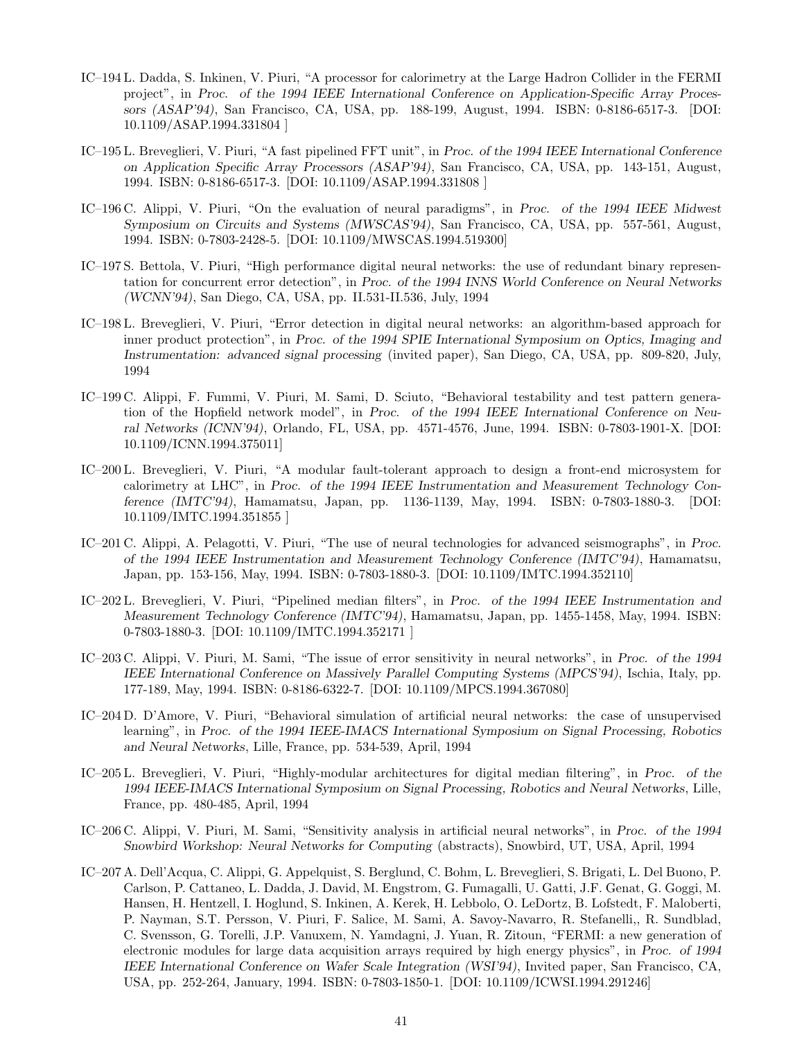IC–194 L. Dadda, S. Inkinen, V. Piuri, "A processor for calorimetry at the Large Hadron Collider in the FERMI project", in *Proc. of the 1994 IEEE International Conference on Application-Specific Array Processors (ASAP'94)*, San Francisco, CA, USA, pp. 188-199, August, 1994. ISBN: 0-8186-6517-3. [DOI: 10.1109/ASAP.1994.331804 ]

IC–195 L. Breveglieri, V. Piuri, "A fast pipelined FFT unit", in *Proc. of the 1994 IEEE International Conference on Application Specific Array Processors (ASAP'94)*, San Francisco, CA, USA, pp. 143-151, August, 1994. ISBN: 0-8186-6517-3. [DOI: 10.1109/ASAP.1994.331808 ]

IC–196 C. Alippi, V. Piuri, "On the evaluation of neural paradigms", in *Proc. of the 1994 IEEE Midwest Symposium on Circuits and Systems (MWSCAS'94)*, San Francisco, CA, USA, pp. 557-561, August, 1994. ISBN: 0-7803-2428-5. [DOI: 10.1109/MWSCAS.1994.519300]

IC–197 S. Bettola, V. Piuri, "High performance digital neural networks: the use of redundant binary representation for concurrent error detection", in *Proc. of the 1994 INNS World Conference on Neural Networks (WCNN'94)*, San Diego, CA, USA, pp. II.531-II.536, July, 1994

IC–198 L. Breveglieri, V. Piuri, "Error detection in digital neural networks: an algorithm-based approach for inner product protection", in *Proc. of the 1994 SPIE International Symposium on Optics, Imaging and Instrumentation: advanced signal processing* (invited paper), San Diego, CA, USA, pp. 809-820, July, 1994

IC–199 C. Alippi, F. Fummi, V. Piuri, M. Sami, D. Sciuto, "Behavioral testability and test pattern generation of the Hopfield network model", in *Proc. of the 1994 IEEE International Conference on Neural Networks (ICNN'94)*, Orlando, FL, USA, pp. 4571-4576, June, 1994. ISBN: 0-7803-1901-X. [DOI: 10.1109/ICNN.1994.375011]

IC–200 L. Breveglieri, V. Piuri, "A modular fault-tolerant approach to design a front-end microsystem for calorimetry at LHC", in *Proc. of the 1994 IEEE Instrumentation and Measurement Technology Conference (IMTC'94)*, Hamamatsu, Japan, pp. 1136-1139, May, 1994. ISBN: 0-7803-1880-3. [DOI: 10.1109/IMTC.1994.351855 ]

IC–201 C. Alippi, A. Pelagotti, V. Piuri, "The use of neural technologies for advanced seismographs", in *Proc. of the 1994 IEEE Instrumentation and Measurement Technology Conference (IMTC'94)*, Hamamatsu, Japan, pp. 153-156, May, 1994. ISBN: 0-7803-1880-3. [DOI: 10.1109/IMTC.1994.352110]

IC–202 L. Breveglieri, V. Piuri, "Pipelined median filters", in *Proc. of the 1994 IEEE Instrumentation and Measurement Technology Conference (IMTC'94)*, Hamamatsu, Japan, pp. 1455-1458, May, 1994. ISBN: 0-7803-1880-3. [DOI: 10.1109/IMTC.1994.352171 ]

IC–203 C. Alippi, V. Piuri, M. Sami, "The issue of error sensitivity in neural networks", in *Proc. of the 1994 IEEE International Conference on Massively Parallel Computing Systems (MPCS'94)*, Ischia, Italy, pp. 177-189, May, 1994. ISBN: 0-8186-6322-7. [DOI: 10.1109/MPCS.1994.367080]

IC–204 D. D'Amore, V. Piuri, "Behavioral simulation of artificial neural networks: the case of unsupervised learning", in *Proc. of the 1994 IEEE-IMACS International Symposium on Signal Processing, Robotics and Neural Networks*, Lille, France, pp. 534-539, April, 1994

IC–205 L. Breveglieri, V. Piuri, "Highly-modular architectures for digital median filtering", in *Proc. of the 1994 IEEE-IMACS International Symposium on Signal Processing, Robotics and Neural Networks*, Lille, France, pp. 480-485, April, 1994

IC–206 C. Alippi, V. Piuri, M. Sami, "Sensitivity analysis in artificial neural networks", in *Proc. of the 1994 Snowbird Workshop: Neural Networks for Computing* (abstracts), Snowbird, UT, USA, April, 1994

IC–207 A. Dell'Acqua, C. Alippi, G. Appelquist, S. Berglund, C. Bohm, L. Breveglieri, S. Brigati, L. Del Buono, P. Carlson, P. Cattaneo, L. Dadda, J. David, M. Engstrom, G. Fumagalli, U. Gatti, J.F. Genat, G. Goggi, M. Hansen, H. Hentzell, I. Hoglund, S. Inkinen, A. Kerek, H. Lebbolo, O. LeDortz, B. Lofstedt, F. Maloberti, P. Nayman, S.T. Persson, V. Piuri, F. Salice, M. Sami, A. Savoy-Navarro, R. Stefanelli,, R. Sundblad, C. Svensson, G. Torelli, J.P. Vanuxem, N. Yamdagni, J. Yuan, R. Zitoun, "FERMI: a new generation of electronic modules for large data acquisition arrays required by high energy physics", in *Proc. of 1994 IEEE International Conference on Wafer Scale Integration (WSI'94)*, Invited paper, San Francisco, CA, USA, pp. 252-264, January, 1994. ISBN: 0-7803-1850-1. [DOI: 10.1109/ICWSI.1994.291246]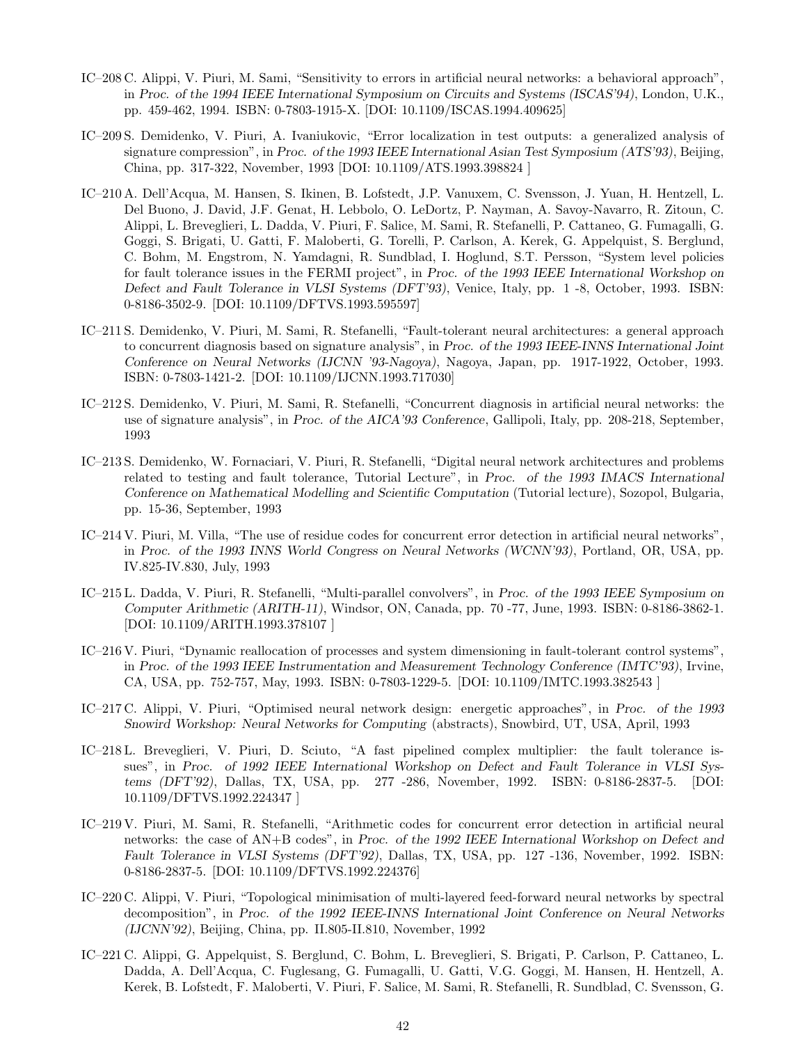IC–208 C. Alippi, V. Piuri, M. Sami, "Sensitivity to errors in artificial neural networks: a behavioral approach", in *Proc. of the 1994 IEEE International Symposium on Circuits and Systems (ISCAS'94)*, London, U.K., pp. 459-462, 1994. ISBN: 0-7803-1915-X. [DOI: 10.1109/ISCAS.1994.409625]

IC–209 S. Demidenko, V. Piuri, A. Ivaniukovic, "Error localization in test outputs: a generalized analysis of signature compression", in *Proc. of the 1993 IEEE International Asian Test Symposium (ATS'93)*, Beijing, China, pp. 317-322, November, 1993 [DOI: 10.1109/ATS.1993.398824 ]

IC–210 A. Dell'Acqua, M. Hansen, S. Ikinen, B. Lofstedt, J.P. Vanuxem, C. Svensson, J. Yuan, H. Hentzell, L. Del Buono, J. David, J.F. Genat, H. Lebbolo, O. LeDortz, P. Nayman, A. Savoy-Navarro, R. Zitoun, C. Alippi, L. Breveglieri, L. Dadda, V. Piuri, F. Salice, M. Sami, R. Stefanelli, P. Cattaneo, G. Fumagalli, G. Goggi, S. Brigati, U. Gatti, F. Maloberti, G. Torelli, P. Carlson, A. Kerek, G. Appelquist, S. Berglund, C. Bohm, M. Engstrom, N. Yamdagni, R. Sundblad, I. Hoglund, S.T. Persson, "System level policies for fault tolerance issues in the FERMI project", in *Proc. of the 1993 IEEE International Workshop on Defect and Fault Tolerance in VLSI Systems (DFT'93)*, Venice, Italy, pp. 1 -8, October, 1993. ISBN: 0-8186-3502-9. [DOI: 10.1109/DFTVS.1993.595597]

IC–211 S. Demidenko, V. Piuri, M. Sami, R. Stefanelli, "Fault-tolerant neural architectures: a general approach to concurrent diagnosis based on signature analysis", in *Proc. of the 1993 IEEE-INNS International Joint Conference on Neural Networks (IJCNN '93-Nagoya)*, Nagoya, Japan, pp. 1917-1922, October, 1993. ISBN: 0-7803-1421-2. [DOI: 10.1109/IJCNN.1993.717030]

IC–212 S. Demidenko, V. Piuri, M. Sami, R. Stefanelli, "Concurrent diagnosis in artificial neural networks: the use of signature analysis", in *Proc. of the AICA'93 Conference*, Gallipoli, Italy, pp. 208-218, September, 1993

IC–213 S. Demidenko, W. Fornaciari, V. Piuri, R. Stefanelli, "Digital neural network architectures and problems related to testing and fault tolerance, Tutorial Lecture", in *Proc. of the 1993 IMACS International Conference on Mathematical Modelling and Scientific Computation* (Tutorial lecture), Sozopol, Bulgaria, pp. 15-36, September, 1993

IC–214 V. Piuri, M. Villa, "The use of residue codes for concurrent error detection in artificial neural networks", in *Proc. of the 1993 INNS World Congress on Neural Networks (WCNN'93)*, Portland, OR, USA, pp. IV.825-IV.830, July, 1993

IC–215 L. Dadda, V. Piuri, R. Stefanelli, "Multi-parallel convolvers", in *Proc. of the 1993 IEEE Symposium on Computer Arithmetic (ARITH-11)*, Windsor, ON, Canada, pp. 70 -77, June, 1993. ISBN: 0-8186-3862-1. [DOI: 10.1109/ARITH.1993.378107 ]

IC–216 V. Piuri, "Dynamic reallocation of processes and system dimensioning in fault-tolerant control systems", in *Proc. of the 1993 IEEE Instrumentation and Measurement Technology Conference (IMTC'93)*, Irvine, CA, USA, pp. 752-757, May, 1993. ISBN: 0-7803-1229-5. [DOI: 10.1109/IMTC.1993.382543 ]

IC–217 C. Alippi, V. Piuri, "Optimised neural network design: energetic approaches", in *Proc. of the 1993 Snowird Workshop: Neural Networks for Computing* (abstracts), Snowbird, UT, USA, April, 1993

IC–218 L. Breveglieri, V. Piuri, D. Sciuto, "A fast pipelined complex multiplier: the fault tolerance issues", in *Proc. of 1992 IEEE International Workshop on Defect and Fault Tolerance in VLSI Systems (DFT'92)*, Dallas, TX, USA, pp. 277 -286, November, 1992. ISBN: 0-8186-2837-5. [DOI: 10.1109/DFTVS.1992.224347 ]

IC–219 V. Piuri, M. Sami, R. Stefanelli, "Arithmetic codes for concurrent error detection in artificial neural networks: the case of AN+B codes", in *Proc. of the 1992 IEEE International Workshop on Defect and Fault Tolerance in VLSI Systems (DFT'92)*, Dallas, TX, USA, pp. 127 -136, November, 1992. ISBN: 0-8186-2837-5. [DOI: 10.1109/DFTVS.1992.224376]

IC–220 C. Alippi, V. Piuri, "Topological minimisation of multi-layered feed-forward neural networks by spectral decomposition", in *Proc. of the 1992 IEEE-INNS International Joint Conference on Neural Networks (IJCNN'92)*, Beijing, China, pp. II.805-II.810, November, 1992

IC–221 C. Alippi, G. Appelquist, S. Berglund, C. Bohm, L. Breveglieri, S. Brigati, P. Carlson, P. Cattaneo, L. Dadda, A. Dell'Acqua, C. Fuglesang, G. Fumagalli, U. Gatti, V.G. Goggi, M. Hansen, H. Hentzell, A. Kerek, B. Lofstedt, F. Maloberti, V. Piuri, F. Salice, M. Sami, R. Stefanelli, R. Sundblad, C. Svensson, G.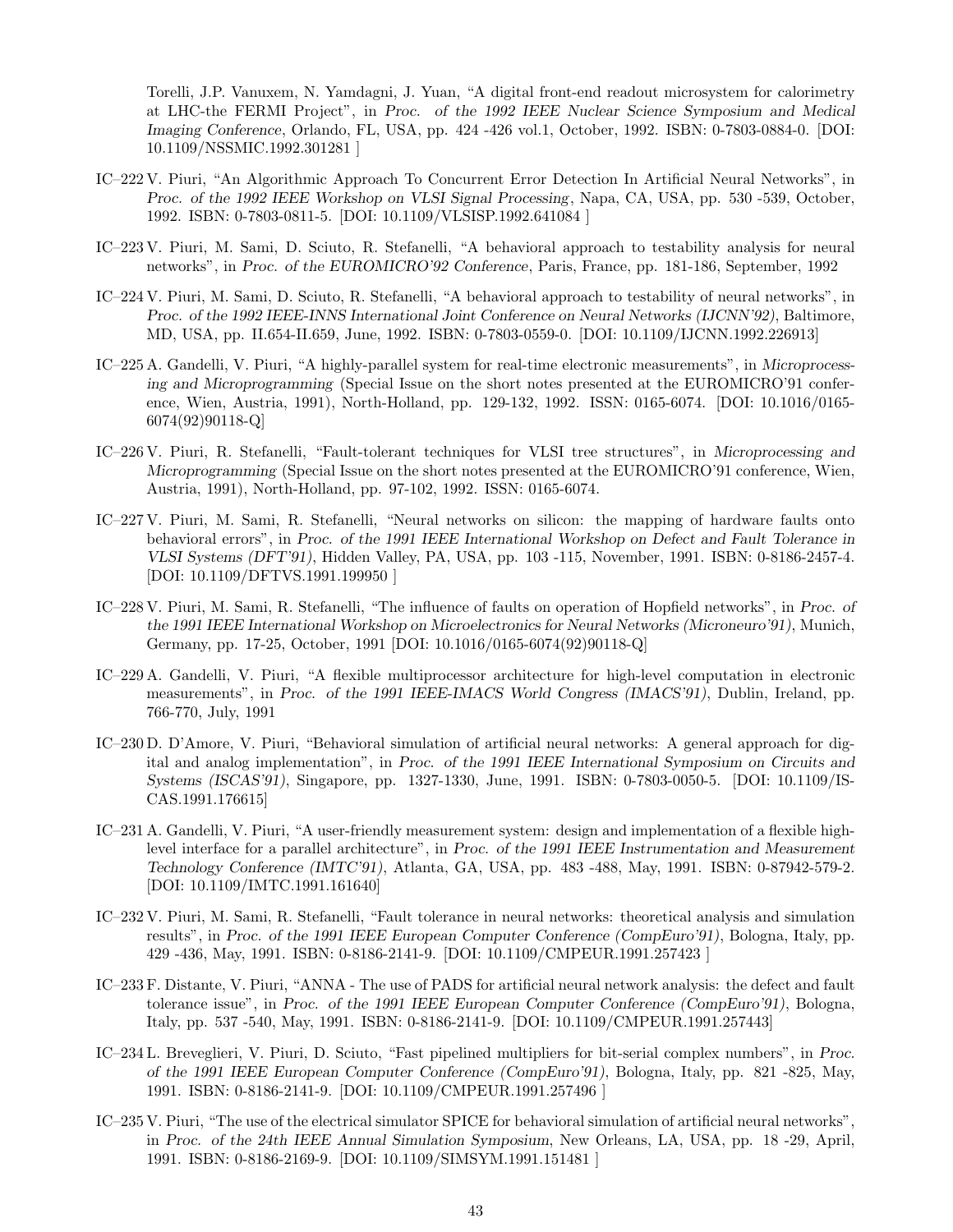Torelli, J.P. Vanuxem, N. Yamdagni, J. Yuan, "A digital front-end readout microsystem for calorimetry at LHC-the FERMI Project", in *Proc. of the 1992 IEEE Nuclear Science Symposium and Medical Imaging Conference*, Orlando, FL, USA, pp. 424 -426 vol.1, October, 1992. ISBN: 0-7803-0884-0. [DOI: 10.1109/NSSMIC.1992.301281 ]

IC–222 V. Piuri, "An Algorithmic Approach To Concurrent Error Detection In Artificial Neural Networks", in *Proc. of the 1992 IEEE Workshop on VLSI Signal Processing*, Napa, CA, USA, pp. 530 -539, October, 1992. ISBN: 0-7803-0811-5. [DOI: 10.1109/VLSISP.1992.641084 ]

IC–223 V. Piuri, M. Sami, D. Sciuto, R. Stefanelli, "A behavioral approach to testability analysis for neural networks", in *Proc. of the EUROMICRO'92 Conference*, Paris, France, pp. 181-186, September, 1992

IC–224 V. Piuri, M. Sami, D. Sciuto, R. Stefanelli, "A behavioral approach to testability of neural networks", in *Proc. of the 1992 IEEE-INNS International Joint Conference on Neural Networks (IJCNN'92)*, Baltimore, MD, USA, pp. II.654-II.659, June, 1992. ISBN: 0-7803-0559-0. [DOI: 10.1109/IJCNN.1992.226913]

IC–225 A. Gandelli, V. Piuri, "A highly-parallel system for real-time electronic measurements", in *Microprocessing and Microprogramming* (Special Issue on the short notes presented at the EUROMICRO'91 conference, Wien, Austria, 1991), North-Holland, pp. 129-132, 1992. ISSN: 0165-6074. [DOI: 10.1016/0165-6074(92)90118-Q]

IC–226 V. Piuri, R. Stefanelli, "Fault-tolerant techniques for VLSI tree structures", in *Microprocessing and Microprogramming* (Special Issue on the short notes presented at the EUROMICRO'91 conference, Wien, Austria, 1991), North-Holland, pp. 97-102, 1992. ISSN: 0165-6074.

IC–227 V. Piuri, M. Sami, R. Stefanelli, "Neural networks on silicon: the mapping of hardware faults onto behavioral errors", in *Proc. of the 1991 IEEE International Workshop on Defect and Fault Tolerance in VLSI Systems (DFT'91)*, Hidden Valley, PA, USA, pp. 103 -115, November, 1991. ISBN: 0-8186-2457-4. [DOI: 10.1109/DFTVS.1991.199950 ]

IC–228 V. Piuri, M. Sami, R. Stefanelli, "The influence of faults on operation of Hopfield networks", in *Proc. of the 1991 IEEE International Workshop on Microelectronics for Neural Networks (Microneuro'91)*, Munich, Germany, pp. 17-25, October, 1991 [DOI: 10.1016/0165-6074(92)90118-Q]

IC–229 A. Gandelli, V. Piuri, "A flexible multiprocessor architecture for high-level computation in electronic measurements", in *Proc. of the 1991 IEEE-IMACS World Congress (IMACS'91)*, Dublin, Ireland, pp. 766-770, July, 1991

IC–230 D. D'Amore, V. Piuri, "Behavioral simulation of artificial neural networks: A general approach for digital and analog implementation", in *Proc. of the 1991 IEEE International Symposium on Circuits and Systems (ISCAS'91)*, Singapore, pp. 1327-1330, June, 1991. ISBN: 0-7803-0050-5. [DOI: 10.1109/ISCAS.1991.176615]

IC–231 A. Gandelli, V. Piuri, "A user-friendly measurement system: design and implementation of a flexible high-level interface for a parallel architecture", in *Proc. of the 1991 IEEE Instrumentation and Measurement Technology Conference (IMTC'91)*, Atlanta, GA, USA, pp. 483 -488, May, 1991. ISBN: 0-87942-579-2. [DOI: 10.1109/IMTC.1991.161640]

IC–232 V. Piuri, M. Sami, R. Stefanelli, "Fault tolerance in neural networks: theoretical analysis and simulation results", in *Proc. of the 1991 IEEE European Computer Conference (CompEuro'91)*, Bologna, Italy, pp. 429 -436, May, 1991. ISBN: 0-8186-2141-9. [DOI: 10.1109/CMPEUR.1991.257423 ]

IC–233 F. Distante, V. Piuri, "ANNA - The use of PADS for artificial neural network analysis: the defect and fault tolerance issue", in *Proc. of the 1991 IEEE European Computer Conference (CompEuro'91)*, Bologna, Italy, pp. 537 -540, May, 1991. ISBN: 0-8186-2141-9. [DOI: 10.1109/CMPEUR.1991.257443]

IC–234 L. Breveglieri, V. Piuri, D. Sciuto, "Fast pipelined multipliers for bit-serial complex numbers", in *Proc. of the 1991 IEEE European Computer Conference (CompEuro'91)*, Bologna, Italy, pp. 821 -825, May, 1991. ISBN: 0-8186-2141-9. [DOI: 10.1109/CMPEUR.1991.257496 ]

IC–235 V. Piuri, "The use of the electrical simulator SPICE for behavioral simulation of artificial neural networks", in *Proc. of the 24th IEEE Annual Simulation Symposium*, New Orleans, LA, USA, pp. 18 -29, April, 1991. ISBN: 0-8186-2169-9. [DOI: 10.1109/SIMSYM.1991.151481 ]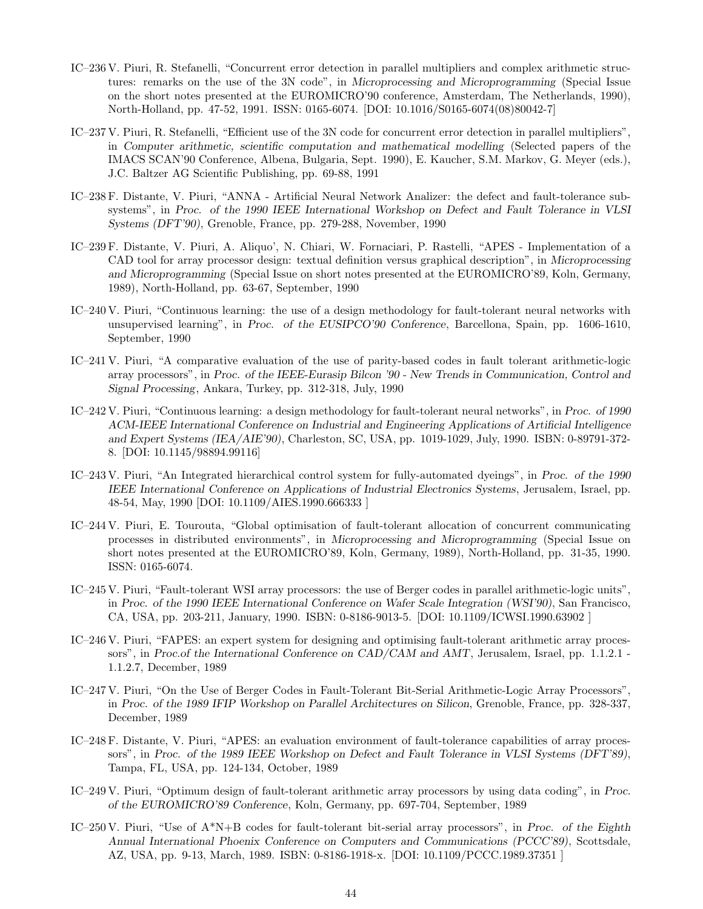IC–236 V. Piuri, R. Stefanelli, "Concurrent error detection in parallel multipliers and complex arithmetic structures: remarks on the use of the 3N code", in *Microprocessing and Microprogramming* (Special Issue on the short notes presented at the EUROMICRO'90 conference, Amsterdam, The Netherlands, 1990), North-Holland, pp. 47-52, 1991. ISSN: 0165-6074. [DOI: 10.1016/S0165-6074(08)80042-7]

IC–237 V. Piuri, R. Stefanelli, "Efficient use of the 3N code for concurrent error detection in parallel multipliers", in *Computer arithmetic, scientific computation and mathematical modelling* (Selected papers of the IMACS SCAN'90 Conference, Albena, Bulgaria, Sept. 1990), E. Kaucher, S.M. Markov, G. Meyer (eds.), J.C. Baltzer AG Scientific Publishing, pp. 69-88, 1991

IC–238 F. Distante, V. Piuri, "ANNA - Artificial Neural Network Analizer: the defect and fault-tolerance subsystems", in *Proc. of the 1990 IEEE International Workshop on Defect and Fault Tolerance in VLSI Systems (DFT'90)*, Grenoble, France, pp. 279-288, November, 1990

IC–239 F. Distante, V. Piuri, A. Aliquo', N. Chiari, W. Fornaciari, P. Rastelli, "APES - Implementation of a CAD tool for array processor design: textual definition versus graphical description", in *Microprocessing and Microprogramming* (Special Issue on short notes presented at the EUROMICRO'89, Koln, Germany, 1989), North-Holland, pp. 63-67, September, 1990

IC–240 V. Piuri, "Continuous learning: the use of a design methodology for fault-tolerant neural networks with unsupervised learning", in *Proc. of the EUSIPCO'90 Conference*, Barcellona, Spain, pp. 1606-1610, September, 1990

IC–241 V. Piuri, "A comparative evaluation of the use of parity-based codes in fault tolerant arithmetic-logic array processors", in *Proc. of the IEEE-Eurasip Bilcon '90 - New Trends in Communication, Control and Signal Processing*, Ankara, Turkey, pp. 312-318, July, 1990

IC–242 V. Piuri, "Continuous learning: a design methodology for fault-tolerant neural networks", in *Proc. of 1990 ACM-IEEE International Conference on Industrial and Engineering Applications of Artificial Intelligence and Expert Systems (IEA/AIE'90)*, Charleston, SC, USA, pp. 1019-1029, July, 1990. ISBN: 0-89791-372-8. [DOI: 10.1145/98894.99116]

IC–243 V. Piuri, "An Integrated hierarchical control system for fully-automated dyeings", in *Proc. of the 1990 IEEE International Conference on Applications of Industrial Electronics Systems*, Jerusalem, Israel, pp. 48-54, May, 1990 [DOI: 10.1109/AIES.1990.666333 ]

IC–244 V. Piuri, E. Tourouta, "Global optimisation of fault-tolerant allocation of concurrent communicating processes in distributed environments", in *Microprocessing and Microprogramming* (Special Issue on short notes presented at the EUROMICRO'89, Koln, Germany, 1989), North-Holland, pp. 31-35, 1990. ISSN: 0165-6074.

IC–245 V. Piuri, "Fault-tolerant WSI array processors: the use of Berger codes in parallel arithmetic-logic units", in *Proc. of the 1990 IEEE International Conference on Wafer Scale Integration (WSI'90)*, San Francisco, CA, USA, pp. 203-211, January, 1990. ISBN: 0-8186-9013-5. [DOI: 10.1109/ICWSI.1990.63902 ]

IC–246 V. Piuri, "FAPES: an expert system for designing and optimising fault-tolerant arithmetic array processors", in *Proc.of the International Conference on CAD/CAM and AMT*, Jerusalem, Israel, pp. 1.1.2.1 - 1.1.2.7, December, 1989

IC–247 V. Piuri, "On the Use of Berger Codes in Fault-Tolerant Bit-Serial Arithmetic-Logic Array Processors", in *Proc. of the 1989 IFIP Workshop on Parallel Architectures on Silicon*, Grenoble, France, pp. 328-337, December, 1989

IC–248 F. Distante, V. Piuri, "APES: an evaluation environment of fault-tolerance capabilities of array processors", in *Proc. of the 1989 IEEE Workshop on Defect and Fault Tolerance in VLSI Systems (DFT'89)*, Tampa, FL, USA, pp. 124-134, October, 1989

IC–249 V. Piuri, "Optimum design of fault-tolerant arithmetic array processors by using data coding", in *Proc. of the EUROMICRO'89 Conference*, Koln, Germany, pp. 697-704, September, 1989

IC–250 V. Piuri, "Use of A*N+B codes for fault-tolerant bit-serial array processors", in *Proc. of the Eighth Annual International Phoenix Conference on Computers and Communications (PCCC'89)*, Scottsdale, AZ, USA, pp. 9-13, March, 1989. ISBN: 0-8186-1918-x. [DOI: 10.1109/PCCC.1989.37351 ]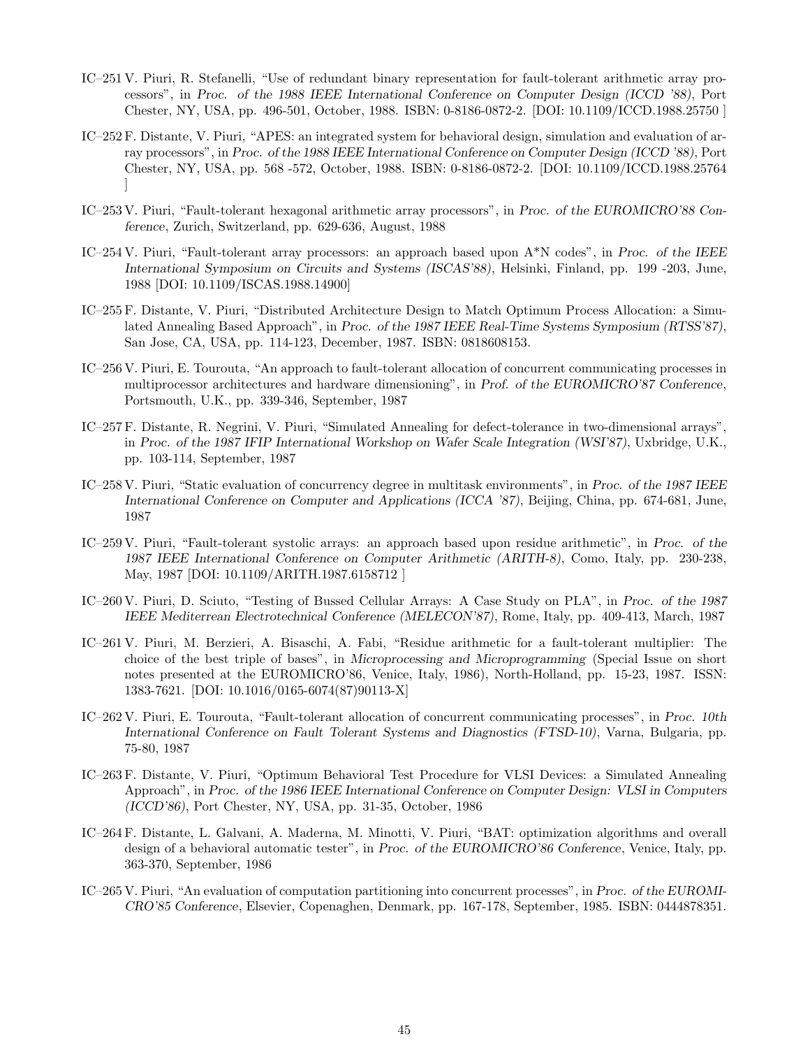IC–251 V. Piuri, R. Stefanelli, "Use of redundant binary representation for fault-tolerant arithmetic array processors", in *Proc. of the 1988 IEEE International Conference on Computer Design (ICCD '88)*, Port Chester, NY, USA, pp. 496-501, October, 1988. ISBN: 0-8186-0872-2. [DOI: 10.1109/ICCD.1988.25750 ]

IC–252 F. Distante, V. Piuri, "APES: an integrated system for behavioral design, simulation and evaluation of array processors", in *Proc. of the 1988 IEEE International Conference on Computer Design (ICCD '88)*, Port Chester, NY, USA, pp. 568 -572, October, 1988. ISBN: 0-8186-0872-2. [DOI: 10.1109/ICCD.1988.25764 ]

IC–253 V. Piuri, "Fault-tolerant hexagonal arithmetic array processors", in *Proc. of the EUROMICRO'88 Conference*, Zurich, Switzerland, pp. 629-636, August, 1988

IC–254 V. Piuri, "Fault-tolerant array processors: an approach based upon A*N codes", in *Proc. of the IEEE International Symposium on Circuits and Systems (ISCAS'88)*, Helsinki, Finland, pp. 199 -203, June, 1988 [DOI: 10.1109/ISCAS.1988.14900]

IC–255 F. Distante, V. Piuri, "Distributed Architecture Design to Match Optimum Process Allocation: a Simulated Annealing Based Approach", in *Proc. of the 1987 IEEE Real-Time Systems Symposium (RTSS'87)*, San Jose, CA, USA, pp. 114-123, December, 1987. ISBN: 0818608153.

IC–256 V. Piuri, E. Tourouta, "An approach to fault-tolerant allocation of concurrent communicating processes in multiprocessor architectures and hardware dimensioning", in *Prof. of the EUROMICRO'87 Conference*, Portsmouth, U.K., pp. 339-346, September, 1987

IC–257 F. Distante, R. Negrini, V. Piuri, "Simulated Annealing for defect-tolerance in two-dimensional arrays", in *Proc. of the 1987 IFIP International Workshop on Wafer Scale Integration (WSI'87)*, Uxbridge, U.K., pp. 103-114, September, 1987

IC–258 V. Piuri, "Static evaluation of concurrency degree in multitask environments", in *Proc. of the 1987 IEEE International Conference on Computer and Applications (ICCA '87)*, Beijing, China, pp. 674-681, June, 1987

IC–259 V. Piuri, "Fault-tolerant systolic arrays: an approach based upon residue arithmetic", in *Proc. of the 1987 IEEE International Conference on Computer Arithmetic (ARITH-8)*, Como, Italy, pp. 230-238, May, 1987 [DOI: 10.1109/ARITH.1987.6158712 ]

IC–260 V. Piuri, D. Sciuto, "Testing of Bussed Cellular Arrays: A Case Study on PLA", in *Proc. of the 1987 IEEE Mediterrean Electrotechnical Conference (MELECON'87)*, Rome, Italy, pp. 409-413, March, 1987

IC–261 V. Piuri, M. Berzieri, A. Bisaschi, A. Fabi, "Residue arithmetic for a fault-tolerant multiplier: The choice of the best triple of bases", in *Microprocessing and Microprogramming* (Special Issue on short notes presented at the EUROMICRO'86, Venice, Italy, 1986), North-Holland, pp. 15-23, 1987. ISSN: 1383-7621. [DOI: 10.1016/0165-6074(87)90113-X]

IC–262 V. Piuri, E. Tourouta, "Fault-tolerant allocation of concurrent communicating processes", in *Proc. 10th International Conference on Fault Tolerant Systems and Diagnostics (FTSD-10)*, Varna, Bulgaria, pp. 75-80, 1987

IC–263 F. Distante, V. Piuri, "Optimum Behavioral Test Procedure for VLSI Devices: a Simulated Annealing Approach", in *Proc. of the 1986 IEEE International Conference on Computer Design: VLSI in Computers (ICCD'86)*, Port Chester, NY, USA, pp. 31-35, October, 1986

IC–264 F. Distante, L. Galvani, A. Maderna, M. Minotti, V. Piuri, "BAT: optimization algorithms and overall design of a behavioral automatic tester", in *Proc. of the EUROMICRO'86 Conference*, Venice, Italy, pp. 363-370, September, 1986

IC–265 V. Piuri, "An evaluation of computation partitioning into concurrent processes", in *Proc. of the EUROMICRO'85 Conference*, Elsevier, Copenaghen, Denmark, pp. 167-178, September, 1985. ISBN: 0444878351.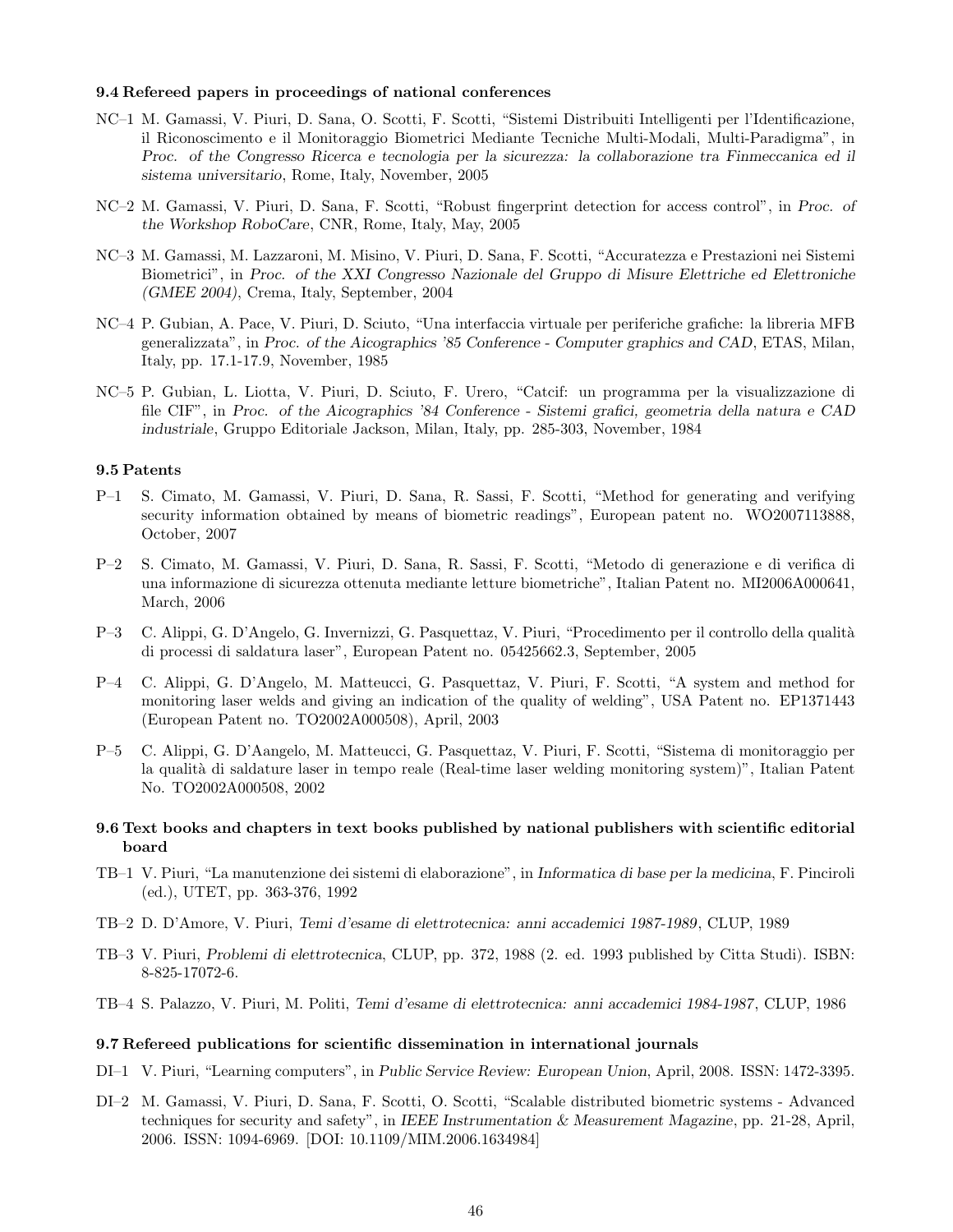### 9.4 Refereed papers in proceedings of national conferences

NC–1 M. Gamassi, V. Piuri, D. Sana, O. Scotti, F. Scotti, “Sistemi Distribuiti Intelligenti per l’Identificazione, il Riconoscimento e il Monitoraggio Biometrici Mediante Tecniche Multi-Modali, Multi-Paradigma”, in *Proc. of the Congresso Ricerca e tecnologia per la sicurezza: la collaborazione tra Finmeccanica ed il sistema universitario*, Rome, Italy, November, 2005

NC–2 M. Gamassi, V. Piuri, D. Sana, F. Scotti, “Robust fingerprint detection for access control”, in *Proc. of the Workshop RoboCare*, CNR, Rome, Italy, May, 2005

NC–3 M. Gamassi, M. Lazzaroni, M. Misino, V. Piuri, D. Sana, F. Scotti, “Accuratezza e Prestazioni nei Sistemi Biometrici”, in *Proc. of the XXI Congresso Nazionale del Gruppo di Misure Elettriche ed Elettroniche (GMEE 2004)*, Crema, Italy, September, 2004

NC–4 P. Gubian, A. Pace, V. Piuri, D. Sciuto, “Una interfaccia virtuale per periferiche grafiche: la libreria MFB generalizzata”, in *Proc. of the Aicographics ’85 Conference - Computer graphics and CAD*, ETAS, Milan, Italy, pp. 17.1-17.9, November, 1985

NC–5 P. Gubian, L. Liotta, V. Piuri, D. Sciuto, F. Urero, “Catcif: un programma per la visualizzazione di file CIF”, in *Proc. of the Aicographics ’84 Conference - Sistemi grafici, geometria della natura e CAD industriale*, Gruppo Editoriale Jackson, Milan, Italy, pp. 285-303, November, 1984

### 9.5 Patents

P–1 S. Cimato, M. Gamassi, V. Piuri, D. Sana, R. Sassi, F. Scotti, “Method for generating and verifying security information obtained by means of biometric readings”, European patent no. WO2007113888, October, 2007

P–2 S. Cimato, M. Gamassi, V. Piuri, D. Sana, R. Sassi, F. Scotti, “Metodo di generazione e di verifica di una informazione di sicurezza ottenuta mediante letture biometriche”, Italian Patent no. MI2006A000641, March, 2006

P–3 C. Alippi, G. D’Angelo, G. Invernizzi, G. Pasquettaz, V. Piuri, “Procedimento per il controllo della qualità di processi di saldatura laser”, European Patent no. 05425662.3, September, 2005

P–4 C. Alippi, G. D’Angelo, M. Matteucci, G. Pasquettaz, V. Piuri, F. Scotti, “A system and method for monitoring laser welds and giving an indication of the quality of welding”, USA Patent no. EP1371443 (European Patent no. TO2002A000508), April, 2003

P–5 C. Alippi, G. D’Aangelo, M. Matteucci, G. Pasquettaz, V. Piuri, F. Scotti, “Sistema di monitoraggio per la qualità di saldature laser in tempo reale (Real-time laser welding monitoring system)”, Italian Patent No. TO2002A000508, 2002

### 9.6 Text books and chapters in text books published by national publishers with scientific editorial board

TB–1 V. Piuri, “La manutenzione dei sistemi di elaborazione”, in *Informatica di base per la medicina*, F. Pinciroli (ed.), UTET, pp. 363-376, 1992

TB–2 D. D’Amore, V. Piuri, *Temi d’esame di elettrotecnica: anni accademici 1987-1989*, CLUP, 1989

TB–3 V. Piuri, *Problemi di elettrotecnica*, CLUP, pp. 372, 1988 (2. ed. 1993 published by Citta Studi). ISBN: 8-825-17072-6.

TB–4 S. Palazzo, V. Piuri, M. Politi, *Temi d’esame di elettrotecnica: anni accademici 1984-1987*, CLUP, 1986

### 9.7 Refereed publications for scientific dissemination in international journals

DI–1 V. Piuri, “Learning computers”, in *Public Service Review: European Union*, April, 2008. ISSN: 1472-3395.

DI–2 M. Gamassi, V. Piuri, D. Sana, F. Scotti, O. Scotti, “Scalable distributed biometric systems - Advanced techniques for security and safety”, in *IEEE Instrumentation & Measurement Magazine*, pp. 21-28, April, 2006. ISSN: 1094-6969. [DOI: 10.1109/MIM.2006.1634984]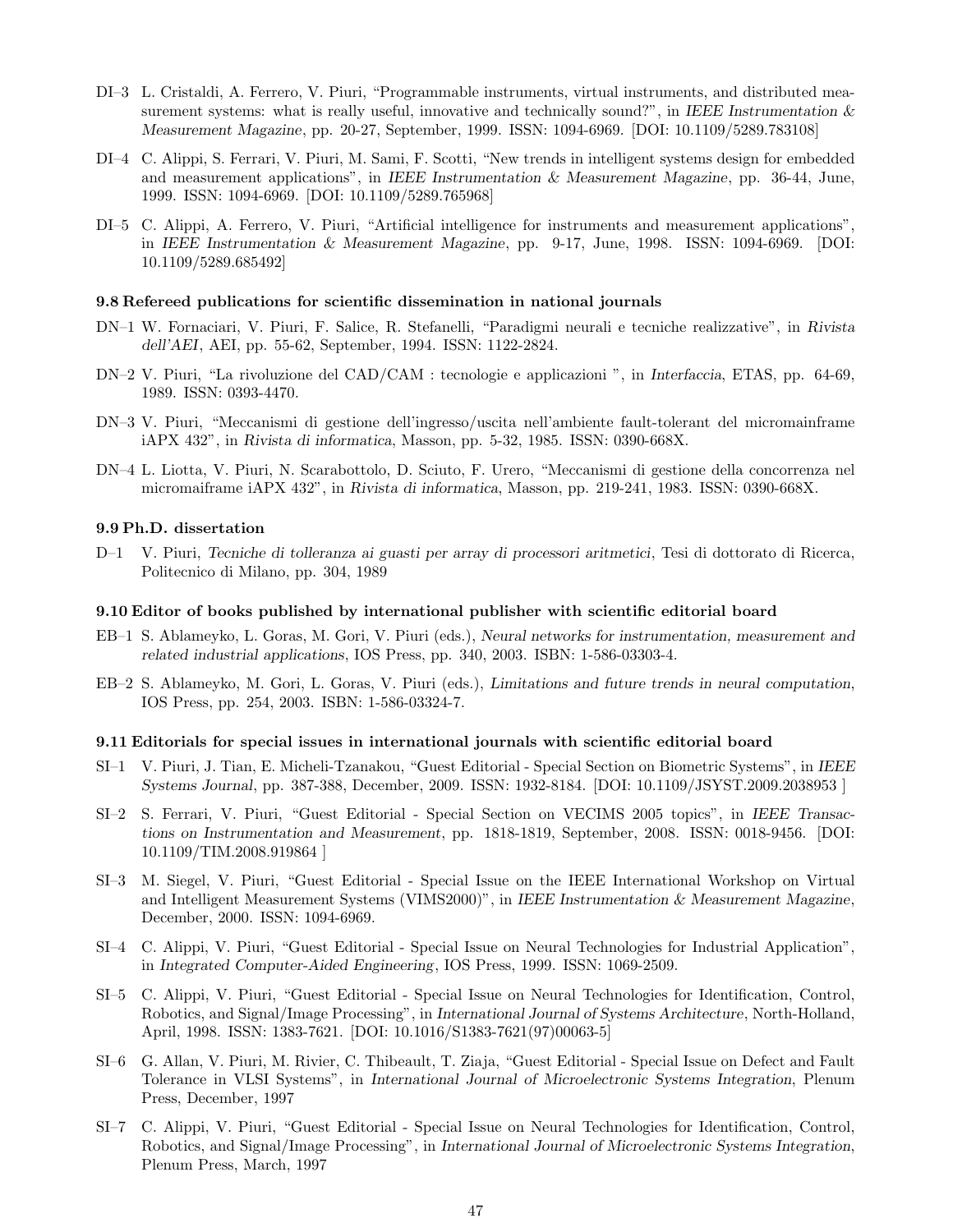DI–3 L. Cristaldi, A. Ferrero, V. Piuri, "Programmable instruments, virtual instruments, and distributed measurement systems: what is really useful, innovative and technically sound?", in *IEEE Instrumentation & Measurement Magazine*, pp. 20-27, September, 1999. ISSN: 1094-6969. [DOI: 10.1109/5289.783108]

DI–4 C. Alippi, S. Ferrari, V. Piuri, M. Sami, F. Scotti, "New trends in intelligent systems design for embedded and measurement applications", in *IEEE Instrumentation & Measurement Magazine*, pp. 36-44, June, 1999. ISSN: 1094-6969. [DOI: 10.1109/5289.765968]

DI–5 C. Alippi, A. Ferrero, V. Piuri, "Artificial intelligence for instruments and measurement applications", in *IEEE Instrumentation & Measurement Magazine*, pp. 9-17, June, 1998. ISSN: 1094-6969. [DOI: 10.1109/5289.685492]

### 9.8 Refereed publications for scientific dissemination in national journals

DN–1 W. Fornaciari, V. Piuri, F. Salice, R. Stefanelli, "Paradigmi neurali e tecniche realizzative", in *Rivista dell'AEI*, AEI, pp. 55-62, September, 1994. ISSN: 1122-2824.

DN–2 V. Piuri, "La rivoluzione del CAD/CAM : tecnologie e applicazioni ", in *Interfaccia*, ETAS, pp. 64-69, 1989. ISSN: 0393-4470.

DN–3 V. Piuri, "Meccanismi di gestione dell'ingresso/uscita nell'ambiente fault-tolerant del micromainframe iAPX 432", in *Rivista di informatica*, Masson, pp. 5-32, 1985. ISSN: 0390-668X.

DN–4 L. Liotta, V. Piuri, N. Scarabottolo, D. Sciuto, F. Urero, "Meccanismi di gestione della concorrenza nel micromaiframe iAPX 432", in *Rivista di informatica*, Masson, pp. 219-241, 1983. ISSN: 0390-668X.

### 9.9 Ph.D. dissertation

D–1 V. Piuri, *Tecniche di tolleranza ai guasti per array di processori aritmetici*, Tesi di dottorato di Ricerca, Politecnico di Milano, pp. 304, 1989

### 9.10 Editor of books published by international publisher with scientific editorial board

EB–1 S. Ablameyko, L. Goras, M. Gori, V. Piuri (eds.), *Neural networks for instrumentation, measurement and related industrial applications*, IOS Press, pp. 340, 2003. ISBN: 1-586-03303-4.

EB–2 S. Ablameyko, M. Gori, L. Goras, V. Piuri (eds.), *Limitations and future trends in neural computation*, IOS Press, pp. 254, 2003. ISBN: 1-586-03324-7.

### 9.11 Editorials for special issues in international journals with scientific editorial board

SI–1 V. Piuri, J. Tian, E. Micheli-Tzanakou, "Guest Editorial - Special Section on Biometric Systems", in *IEEE Systems Journal*, pp. 387-388, December, 2009. ISSN: 1932-8184. [DOI: 10.1109/JSYST.2009.2038953 ]

SI–2 S. Ferrari, V. Piuri, "Guest Editorial - Special Section on VECIMS 2005 topics", in *IEEE Transactions on Instrumentation and Measurement*, pp. 1818-1819, September, 2008. ISSN: 0018-9456. [DOI: 10.1109/TIM.2008.919864 ]

SI–3 M. Siegel, V. Piuri, "Guest Editorial - Special Issue on the IEEE International Workshop on Virtual and Intelligent Measurement Systems (VIMS2000)", in *IEEE Instrumentation & Measurement Magazine*, December, 2000. ISSN: 1094-6969.

SI–4 C. Alippi, V. Piuri, "Guest Editorial - Special Issue on Neural Technologies for Industrial Application", in *Integrated Computer-Aided Engineering*, IOS Press, 1999. ISSN: 1069-2509.

SI–5 C. Alippi, V. Piuri, "Guest Editorial - Special Issue on Neural Technologies for Identification, Control, Robotics, and Signal/Image Processing", in *International Journal of Systems Architecture*, North-Holland, April, 1998. ISSN: 1383-7621. [DOI: 10.1016/S1383-7621(97)00063-5]

SI–6 G. Allan, V. Piuri, M. Rivier, C. Thibeault, T. Ziaja, "Guest Editorial - Special Issue on Defect and Fault Tolerance in VLSI Systems", in *International Journal of Microelectronic Systems Integration*, Plenum Press, December, 1997

SI–7 C. Alippi, V. Piuri, "Guest Editorial - Special Issue on Neural Technologies for Identification, Control, Robotics, and Signal/Image Processing", in *International Journal of Microelectronic Systems Integration*, Plenum Press, March, 1997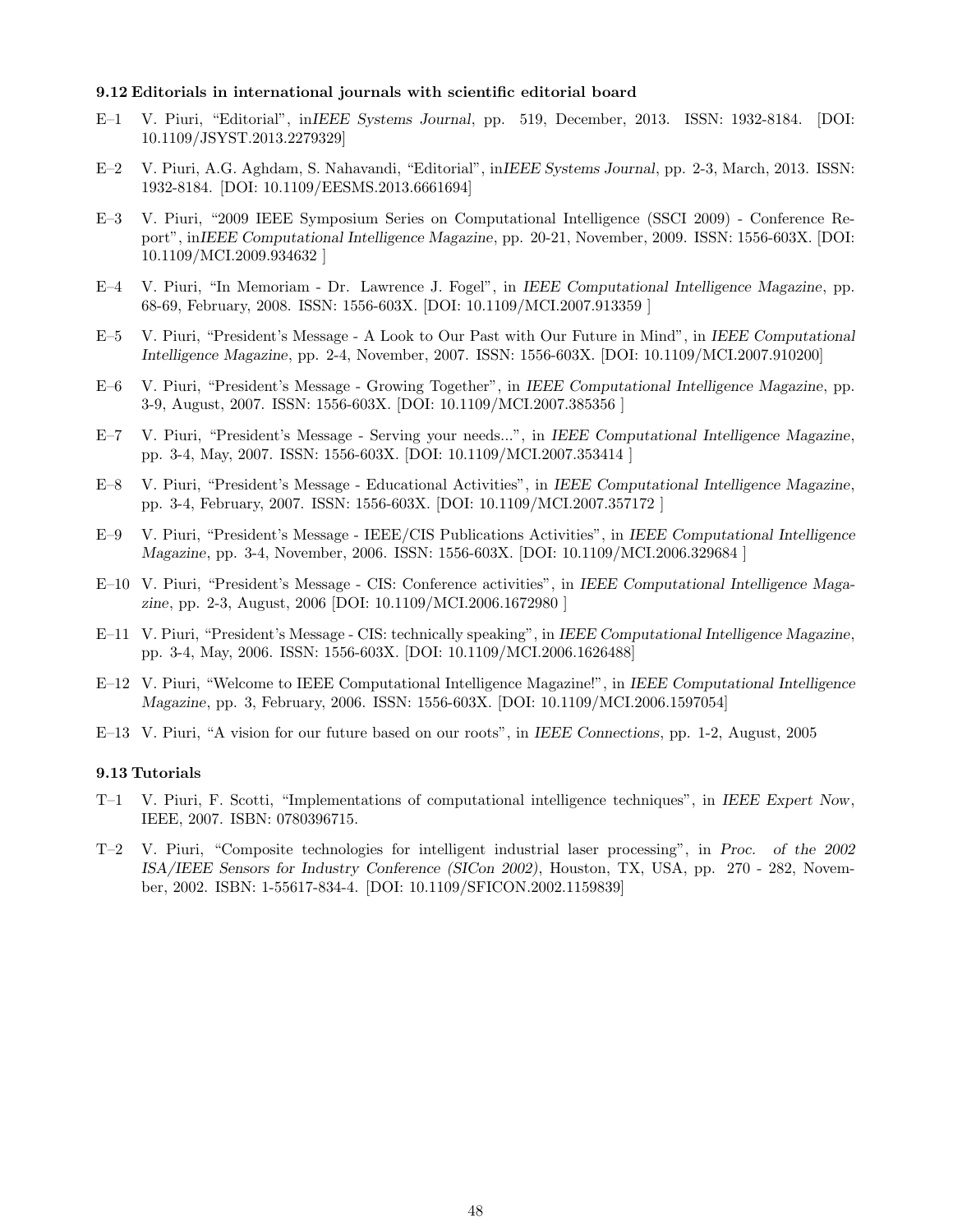### 9.12 Editorials in international journals with scientific editorial board

- E–1 V. Piuri, "Editorial", in*IEEE Systems Journal*, pp. 519, December, 2013. ISSN: 1932-8184. [DOI: 10.1109/JSYST.2013.2279329]
- E–2 V. Piuri, A.G. Aghdam, S. Nahavandi, "Editorial", in*IEEE Systems Journal*, pp. 2-3, March, 2013. ISSN: 1932-8184. [DOI: 10.1109/EESMS.2013.6661694]
- E–3 V. Piuri, "2009 IEEE Symposium Series on Computational Intelligence (SSCI 2009) - Conference Report", in*IEEE Computational Intelligence Magazine*, pp. 20-21, November, 2009. ISSN: 1556-603X. [DOI: 10.1109/MCI.2009.934632 ]
- E–4 V. Piuri, "In Memoriam - Dr. Lawrence J. Fogel", in *IEEE Computational Intelligence Magazine*, pp. 68-69, February, 2008. ISSN: 1556-603X. [DOI: 10.1109/MCI.2007.913359 ]
- E–5 V. Piuri, "President's Message - A Look to Our Past with Our Future in Mind", in *IEEE Computational Intelligence Magazine*, pp. 2-4, November, 2007. ISSN: 1556-603X. [DOI: 10.1109/MCI.2007.910200]
- E–6 V. Piuri, "President's Message - Growing Together", in *IEEE Computational Intelligence Magazine*, pp. 3-9, August, 2007. ISSN: 1556-603X. [DOI: 10.1109/MCI.2007.385356 ]
- E–7 V. Piuri, "President's Message - Serving your needs...", in *IEEE Computational Intelligence Magazine*, pp. 3-4, May, 2007. ISSN: 1556-603X. [DOI: 10.1109/MCI.2007.353414 ]
- E–8 V. Piuri, "President's Message - Educational Activities", in *IEEE Computational Intelligence Magazine*, pp. 3-4, February, 2007. ISSN: 1556-603X. [DOI: 10.1109/MCI.2007.357172 ]
- E–9 V. Piuri, "President's Message - IEEE/CIS Publications Activities", in *IEEE Computational Intelligence Magazine*, pp. 3-4, November, 2006. ISSN: 1556-603X. [DOI: 10.1109/MCI.2006.329684 ]
- E–10 V. Piuri, "President's Message - CIS: Conference activities", in *IEEE Computational Intelligence Magazine*, pp. 2-3, August, 2006 [DOI: 10.1109/MCI.2006.1672980 ]
- E–11 V. Piuri, "President's Message - CIS: technically speaking", in *IEEE Computational Intelligence Magazine*, pp. 3-4, May, 2006. ISSN: 1556-603X. [DOI: 10.1109/MCI.2006.1626488]
- E–12 V. Piuri, "Welcome to IEEE Computational Intelligence Magazine!", in *IEEE Computational Intelligence Magazine*, pp. 3, February, 2006. ISSN: 1556-603X. [DOI: 10.1109/MCI.2006.1597054]
- E–13 V. Piuri, "A vision for our future based on our roots", in *IEEE Connections*, pp. 1-2, August, 2005

### 9.13 Tutorials

- T–1 V. Piuri, F. Scotti, "Implementations of computational intelligence techniques", in *IEEE Expert Now*, IEEE, 2007. ISBN: 0780396715.
- T–2 V. Piuri, "Composite technologies for intelligent industrial laser processing", in *Proc. of the 2002 ISA/IEEE Sensors for Industry Conference (SICon 2002)*, Houston, TX, USA, pp. 270 - 282, November, 2002. ISBN: 1-55617-834-4. [DOI: 10.1109/SFICON.2002.1159839]